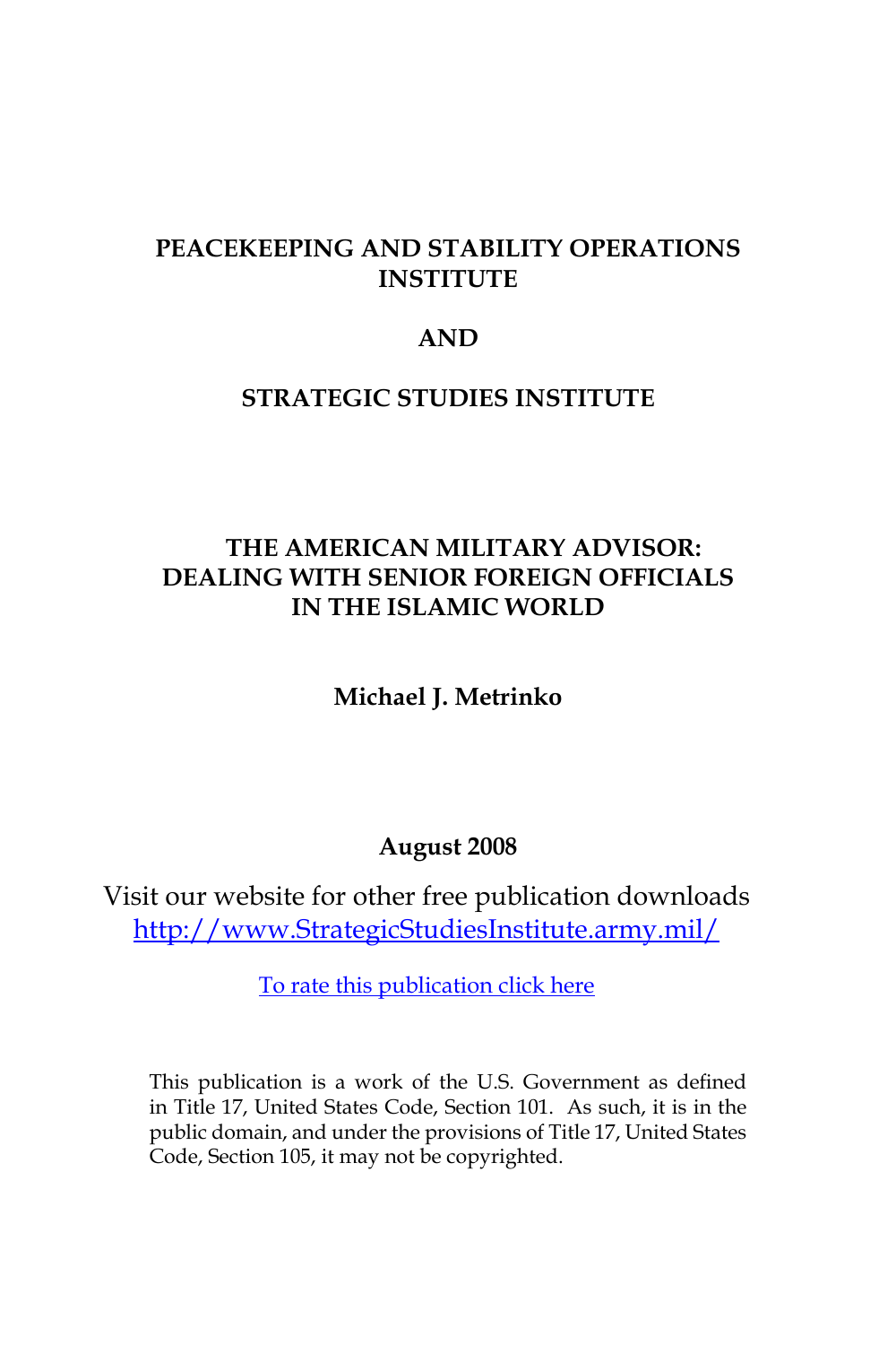**PEACEKEEPING AND STABILITY OPERATIONS INSTITUTE**

**AND**

**STRATEGIC STUDIES INSTITUTE**

# THE AMERICAN MILITARY ADVISOR: DEALING WITH SENIOR FOREIGN OFFICIALS IN THE ISLAMIC WORLD

**Michael J. Metrinko**

**August 2008**

Visit our website for other free publication downloads
[http://www.StrategicStudiesInstitute.army.mil/](http://www.StrategicStudiesInstitute.army.mil/)

To rate this publication click here

This publication is a work of the U.S. Government as defined in Title 17, United States Code, Section 101. As such, it is in the public domain, and under the provisions of Title 17, United States Code, Section 105, it may not be copyrighted.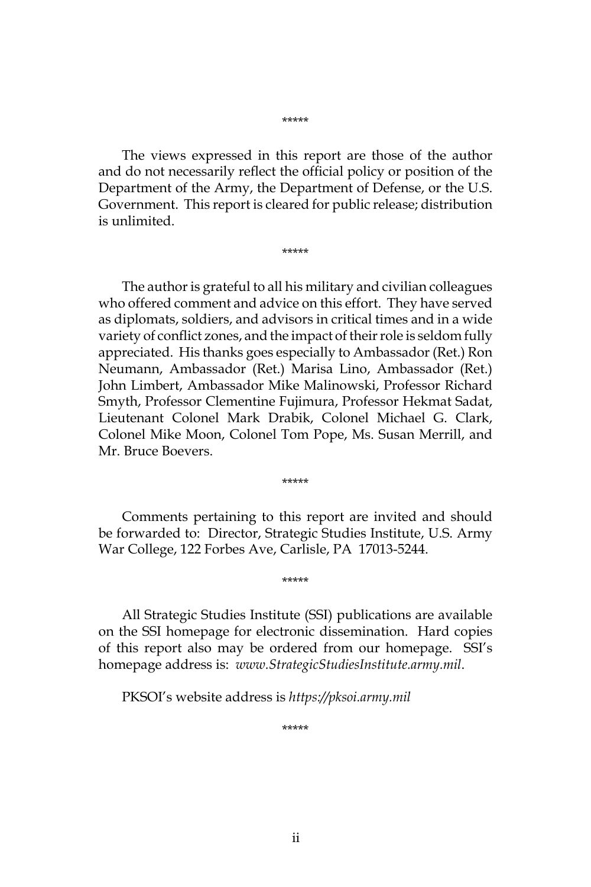*****

The views expressed in this report are those of the author and do not necessarily reflect the official policy or position of the Department of the Army, the Department of Defense, or the U.S. Government. This report is cleared for public release; distribution is unlimited.

*****

The author is grateful to all his military and civilian colleagues who offered comment and advice on this effort. They have served as diplomats, soldiers, and advisors in critical times and in a wide variety of conflict zones, and the impact of their role is seldom fully appreciated. His thanks goes especially to Ambassador (Ret.) Ron Neumann, Ambassador (Ret.) Marisa Lino, Ambassador (Ret.) John Limbert, Ambassador Mike Malinowski, Professor Richard Smyth, Professor Clementine Fujimura, Professor Hekmat Sadat, Lieutenant Colonel Mark Drabik, Colonel Michael G. Clark, Colonel Mike Moon, Colonel Tom Pope, Ms. Susan Merrill, and Mr. Bruce Boevers.

*****

Comments pertaining to this report are invited and should be forwarded to: Director, Strategic Studies Institute, U.S. Army War College, 122 Forbes Ave, Carlisle, PA 17013-5244.

*****

All Strategic Studies Institute (SSI) publications are available on the SSI homepage for electronic dissemination. Hard copies of this report also may be ordered from our homepage. SSI's homepage address is: *www.StrategicStudiesInstitute.army.mil*.

PKSOI's website address is *https://pksoi.army.mil*

*****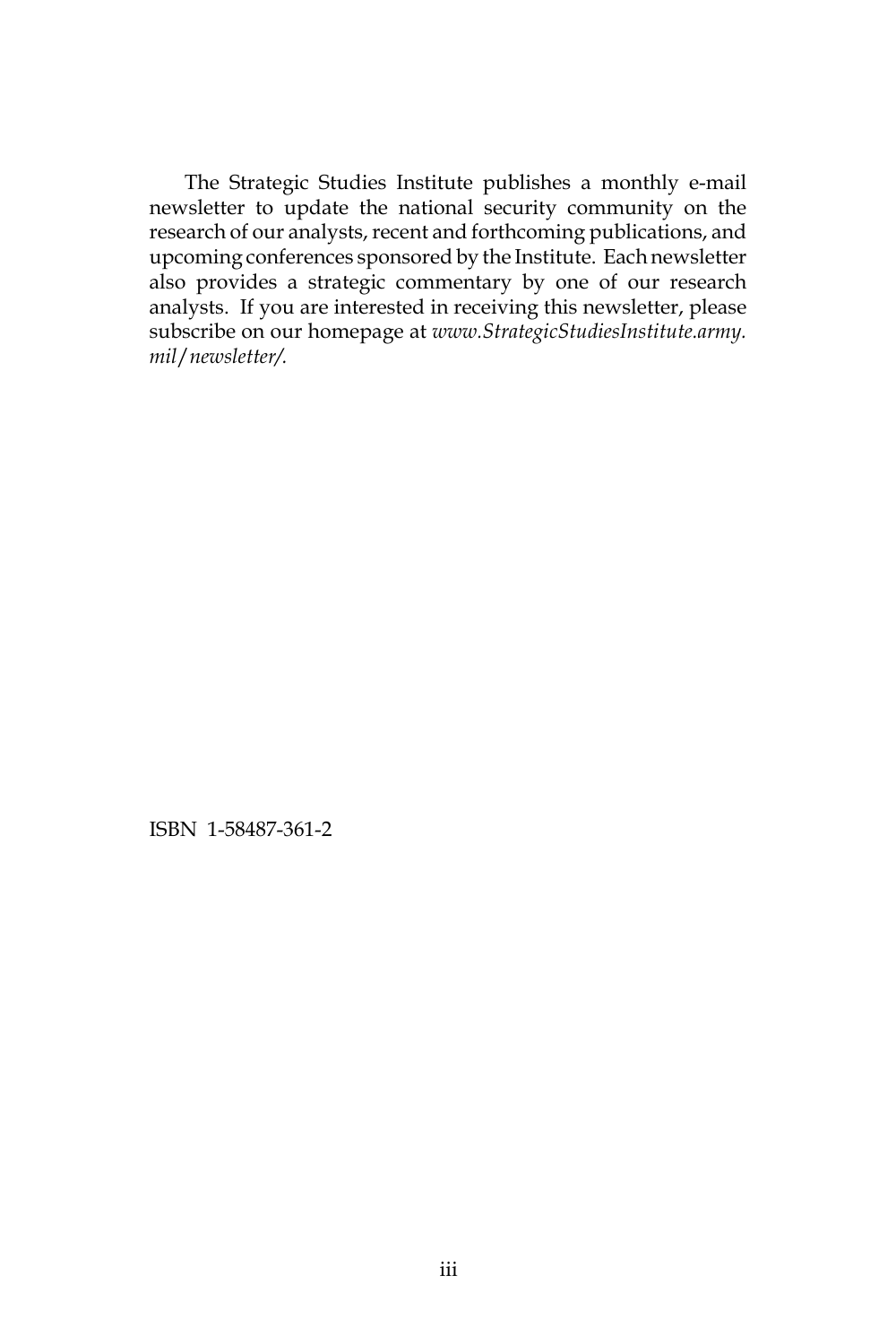The Strategic Studies Institute publishes a monthly e-mail newsletter to update the national security community on the research of our analysts, recent and forthcoming publications, and upcoming conferences sponsored by the Institute. Each newsletter also provides a strategic commentary by one of our research analysts. If you are interested in receiving this newsletter, please subscribe on our homepage at *www.StrategicStudiesInstitute.army.mil/newsletter/.*

ISBN 1-58487-361-2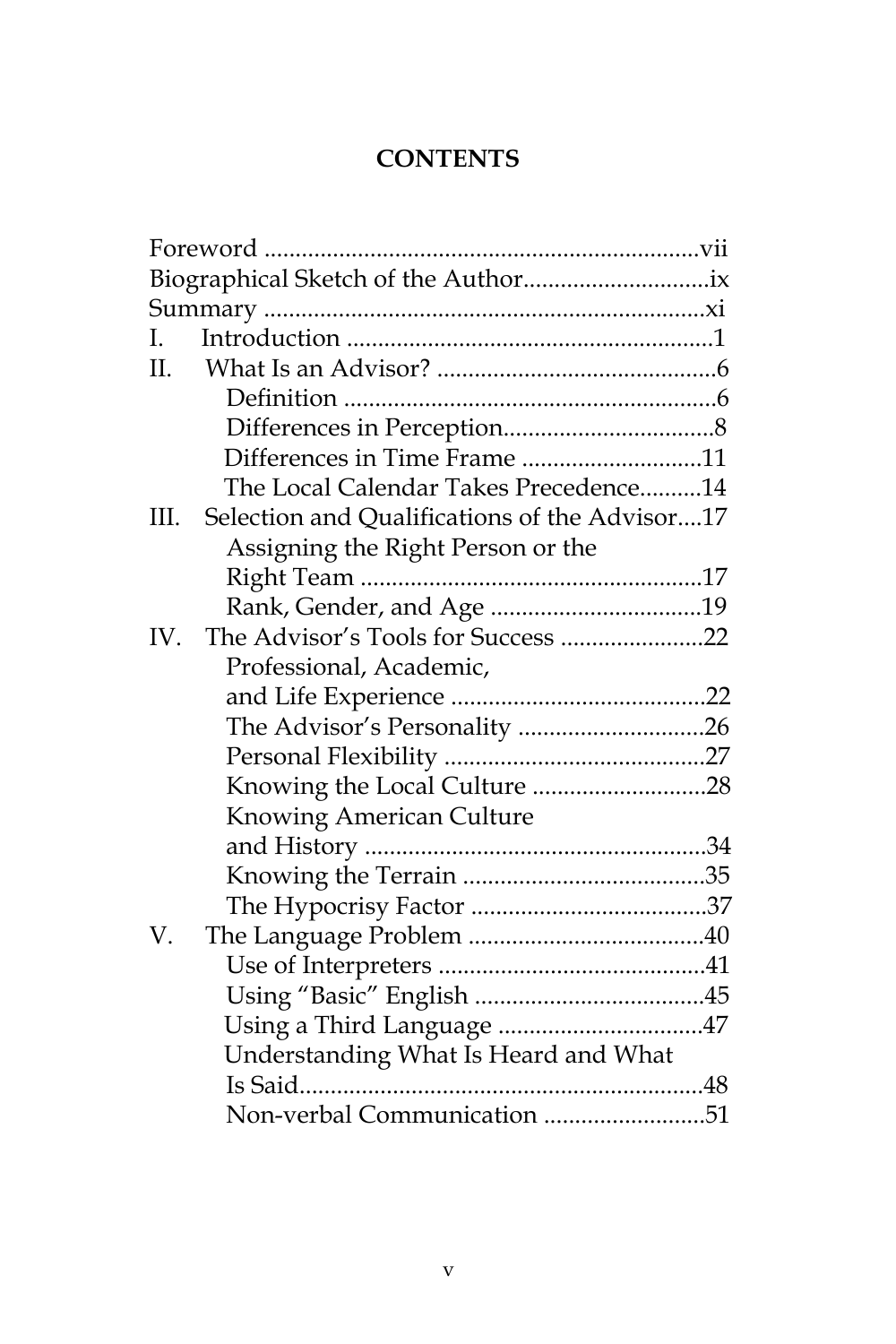# CONTENTS

Foreword ....................................................................vii
Biographical Sketch of the Author.............................ix
Summary ......................................................................xi
I. Introduction ..........................................................1
II. What Is an Advisor? ............................................6
    Definition ............................................................6
    Differences in Perception.................................8
    Differences in Time Frame ............................11
    The Local Calendar Takes Precedence..........14
III. Selection and Qualifications of the Advisor....17
    Assigning the Right Person or the Right Team ......................................................17
    Rank, Gender, and Age .................................19
IV. The Advisor's Tools for Success .......................22
    Professional, Academic, and Life Experience .........................................22
    The Advisor's Personality ..............................26
    Personal Flexibility ..........................................27
    Knowing the Local Culture ............................28
    Knowing American Culture and History .......................................................34
    Knowing the Terrain .......................................35
    The Hypocrisy Factor ......................................37
V. The Language Problem ......................................40
    Use of Interpreters ...........................................41
    Using "Basic" English .....................................45
    Using a Third Language .................................47
    Understanding What Is Heard and What Is Said.................................................................48
    Non-verbal Communication ..........................51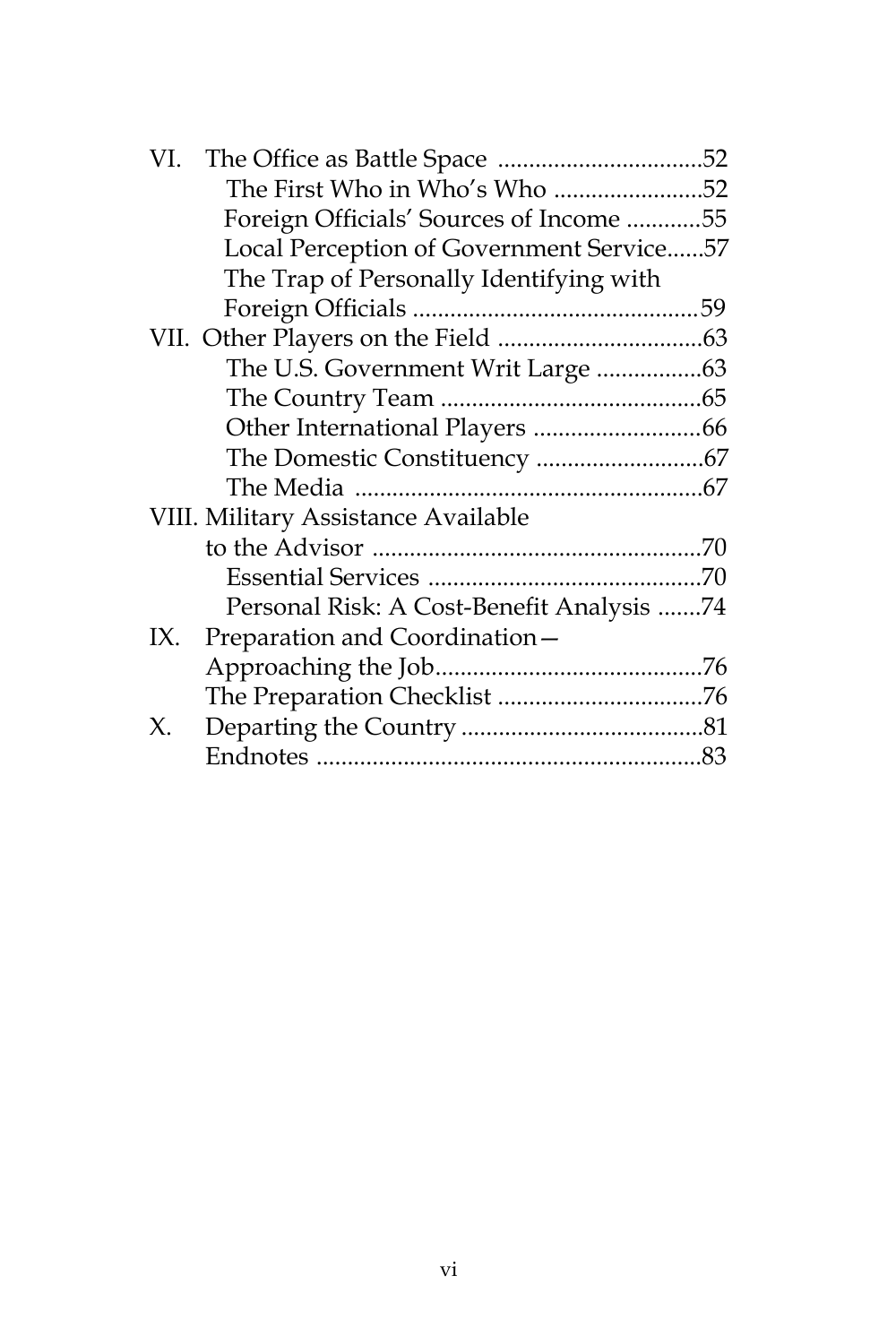VI. The Office as Battle Space .................................52
- The First Who in Who's Who .......................52
- Foreign Officials' Sources of Income ............55
- Local Perception of Government Service......57
- The Trap of Personally Identifying with Foreign Officials .............................................59

VII. Other Players on the Field .................................63
- The U.S. Government Writ Large .................63
- The Country Team ..........................................65
- Other International Players ...........................66
- The Domestic Constituency ...........................67
- The Media .......................................................67

VIII. Military Assistance Available to the Advisor ....................................................70
- Essential Services ............................................70
- Personal Risk: A Cost-Benefit Analysis .......74

IX. Preparation and Coordination—Approaching the Job...........................................76
- The Preparation Checklist .................................76

X. Departing the Country .......................................81
- Endnotes .............................................................83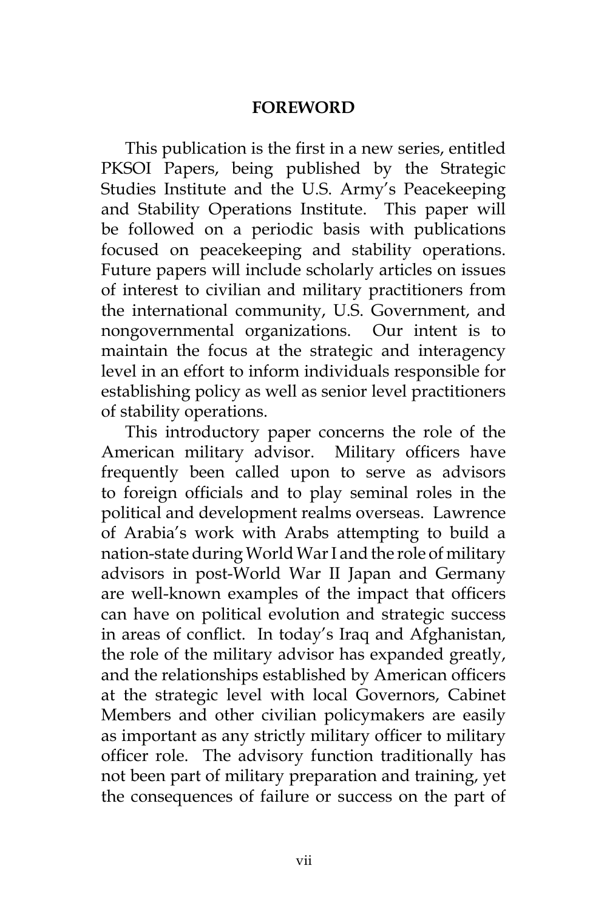## FOREWORD

This publication is the first in a new series, entitled PKSOI Papers, being published by the Strategic Studies Institute and the U.S. Army's Peacekeeping and Stability Operations Institute. This paper will be followed on a periodic basis with publications focused on peacekeeping and stability operations. Future papers will include scholarly articles on issues of interest to civilian and military practitioners from the international community, U.S. Government, and nongovernmental organizations. Our intent is to maintain the focus at the strategic and interagency level in an effort to inform individuals responsible for establishing policy as well as senior level practitioners of stability operations.

This introductory paper concerns the role of the American military advisor. Military officers have frequently been called upon to serve as advisors to foreign officials and to play seminal roles in the political and development realms overseas. Lawrence of Arabia's work with Arabs attempting to build a nation-state during World War I and the role of military advisors in post-World War II Japan and Germany are well-known examples of the impact that officers can have on political evolution and strategic success in areas of conflict. In today's Iraq and Afghanistan, the role of the military advisor has expanded greatly, and the relationships established by American officers at the strategic level with local Governors, Cabinet Members and other civilian policymakers are easily as important as any strictly military officer to military officer role. The advisory function traditionally has not been part of military preparation and training, yet the consequences of failure or success on the part of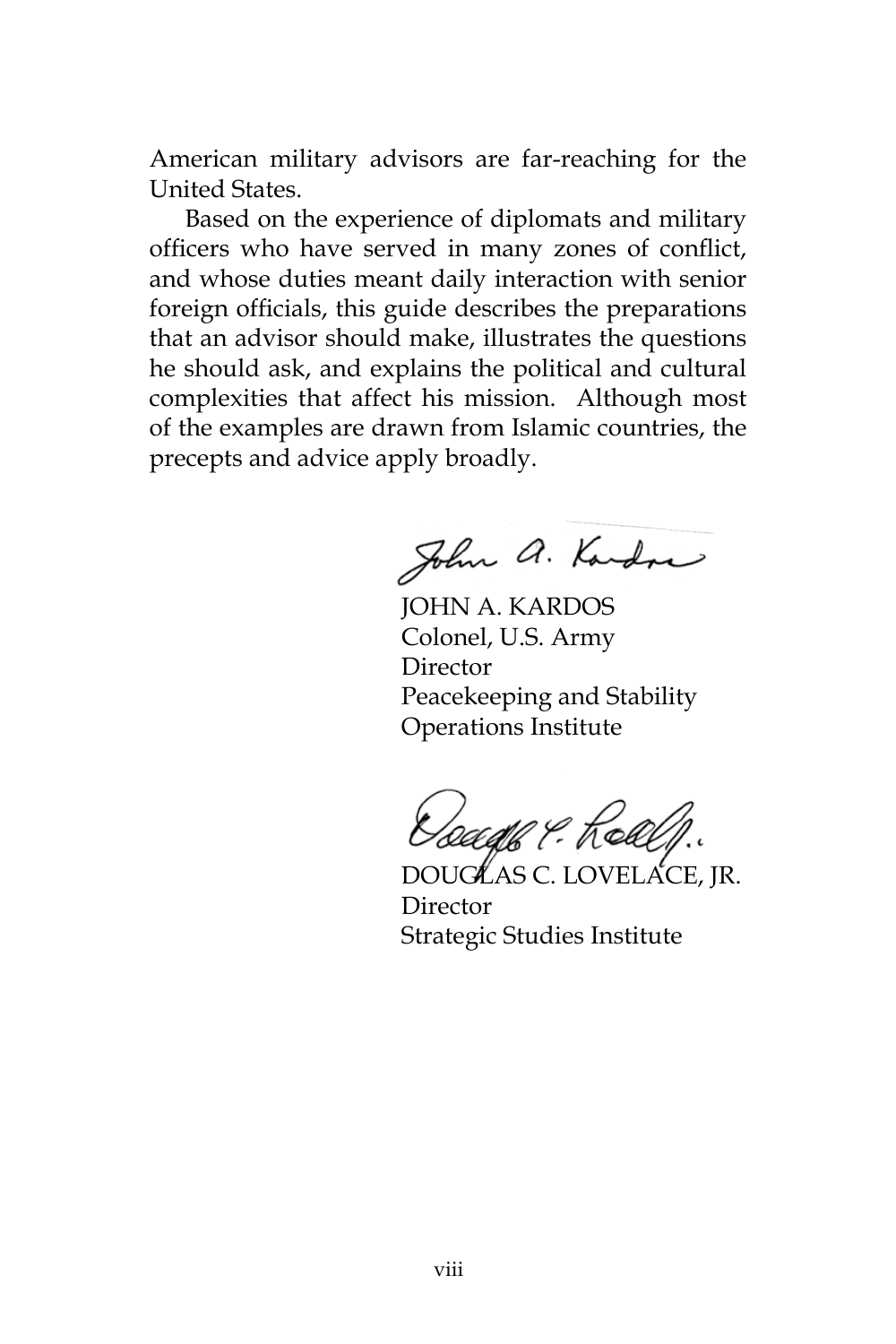American military advisors are far-reaching for the United States.

Based on the experience of diplomats and military officers who have served in many zones of conflict, and whose duties meant daily interaction with senior foreign officials, this guide describes the preparations that an advisor should make, illustrates the questions he should ask, and explains the political and cultural complexities that affect his mission. Although most of the examples are drawn from Islamic countries, the precepts and advice apply broadly.

JOHN A. KARDOS
Colonel, U.S. Army
Director
Peacekeeping and Stability Operations Institute

DOUGLAS C. LOVELACE, JR.
Director
Strategic Studies Institute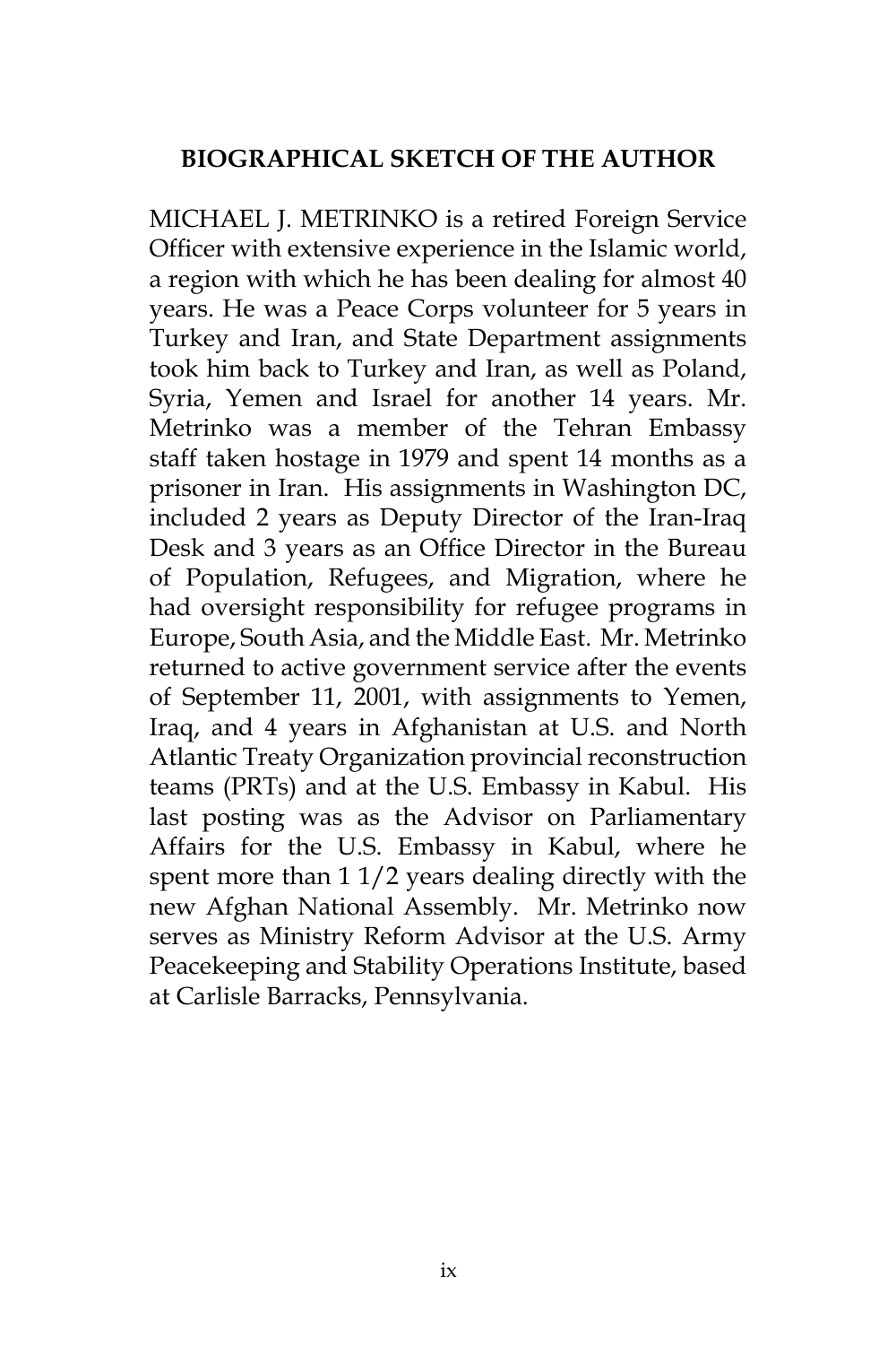## BIOGRAPHICAL SKETCH OF THE AUTHOR

MICHAEL J. METRINKO is a retired Foreign Service Officer with extensive experience in the Islamic world, a region with which he has been dealing for almost 40 years. He was a Peace Corps volunteer for 5 years in Turkey and Iran, and State Department assignments took him back to Turkey and Iran, as well as Poland, Syria, Yemen and Israel for another 14 years. Mr. Metrinko was a member of the Tehran Embassy staff taken hostage in 1979 and spent 14 months as a prisoner in Iran. His assignments in Washington DC, included 2 years as Deputy Director of the Iran-Iraq Desk and 3 years as an Office Director in the Bureau of Population, Refugees, and Migration, where he had oversight responsibility for refugee programs in Europe, South Asia, and the Middle East. Mr. Metrinko returned to active government service after the events of September 11, 2001, with assignments to Yemen, Iraq, and 4 years in Afghanistan at U.S. and North Atlantic Treaty Organization provincial reconstruction teams (PRTs) and at the U.S. Embassy in Kabul. His last posting was as the Advisor on Parliamentary Affairs for the U.S. Embassy in Kabul, where he spent more than 1 1/2 years dealing directly with the new Afghan National Assembly. Mr. Metrinko now serves as Ministry Reform Advisor at the U.S. Army Peacekeeping and Stability Operations Institute, based at Carlisle Barracks, Pennsylvania.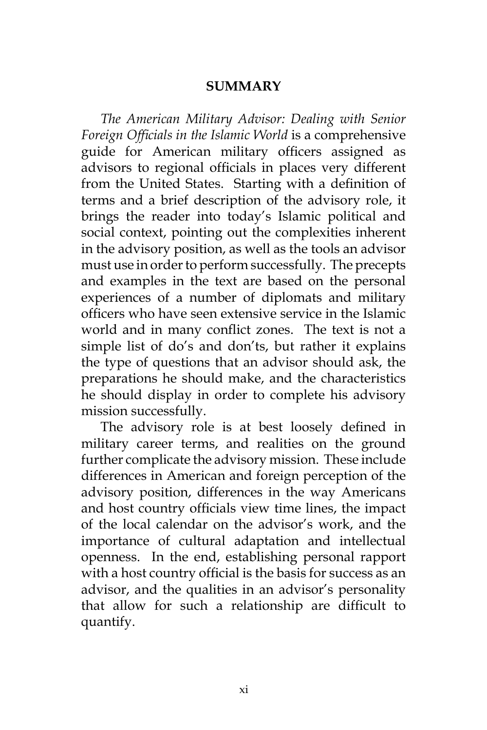## SUMMARY

*The American Military Advisor: Dealing with Senior Foreign Officials in the Islamic World* is a comprehensive guide for American military officers assigned as advisors to regional officials in places very different from the United States. Starting with a definition of terms and a brief description of the advisory role, it brings the reader into today's Islamic political and social context, pointing out the complexities inherent in the advisory position, as well as the tools an advisor must use in order to perform successfully. The precepts and examples in the text are based on the personal experiences of a number of diplomats and military officers who have seen extensive service in the Islamic world and in many conflict zones. The text is not a simple list of do's and don'ts, but rather it explains the type of questions that an advisor should ask, the preparations he should make, and the characteristics he should display in order to complete his advisory mission successfully.

The advisory role is at best loosely defined in military career terms, and realities on the ground further complicate the advisory mission. These include differences in American and foreign perception of the advisory position, differences in the way Americans and host country officials view time lines, the impact of the local calendar on the advisor's work, and the importance of cultural adaptation and intellectual openness. In the end, establishing personal rapport with a host country official is the basis for success as an advisor, and the qualities in an advisor's personality that allow for such a relationship are difficult to quantify.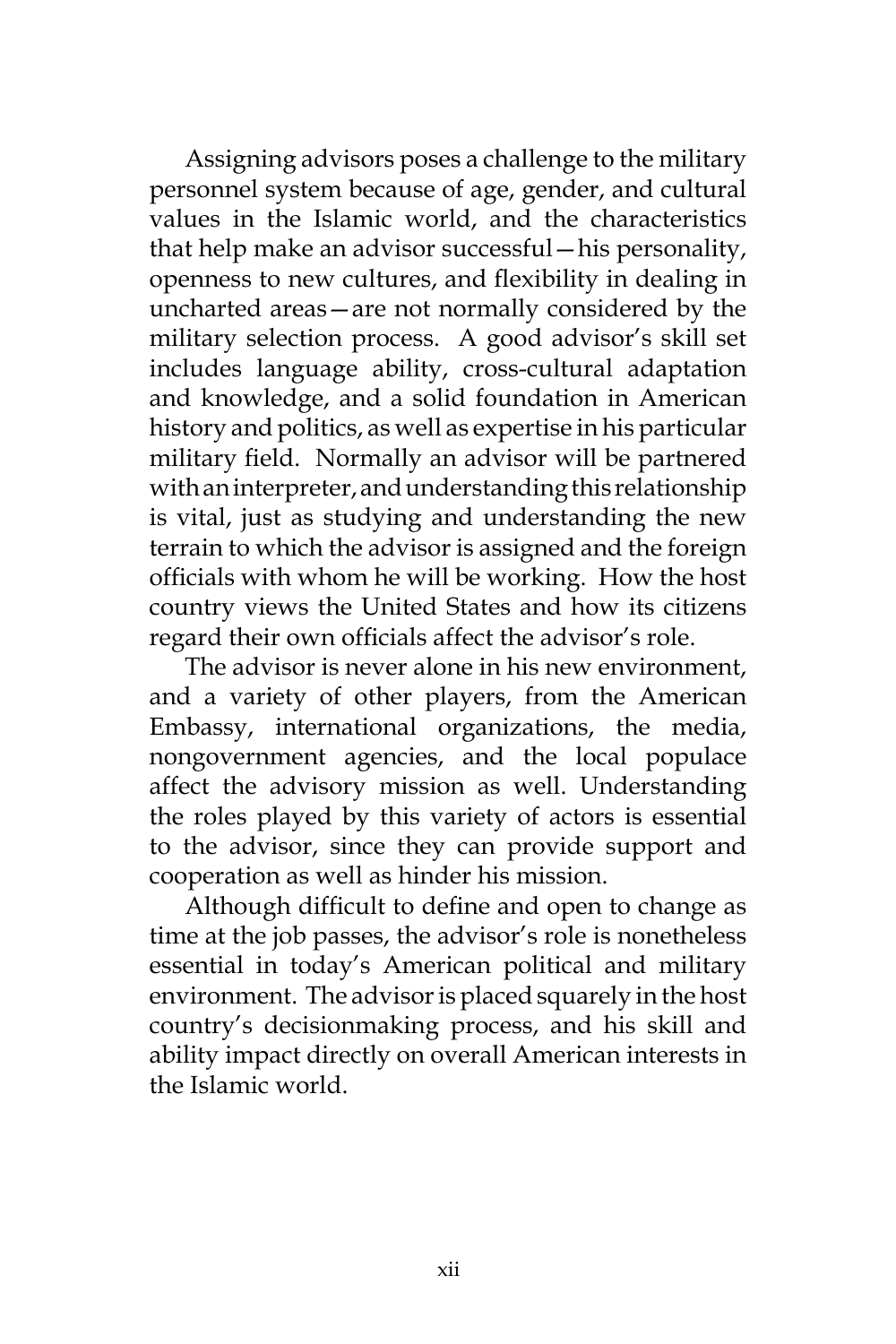Assigning advisors poses a challenge to the military personnel system because of age, gender, and cultural values in the Islamic world, and the characteristics that help make an advisor successful—his personality, openness to new cultures, and flexibility in dealing in uncharted areas—are not normally considered by the military selection process. A good advisor's skill set includes language ability, cross-cultural adaptation and knowledge, and a solid foundation in American history and politics, as well as expertise in his particular military field. Normally an advisor will be partnered with an interpreter, and understanding this relationship is vital, just as studying and understanding the new terrain to which the advisor is assigned and the foreign officials with whom he will be working. How the host country views the United States and how its citizens regard their own officials affect the advisor's role.

The advisor is never alone in his new environment, and a variety of other players, from the American Embassy, international organizations, the media, nongovernment agencies, and the local populace affect the advisory mission as well. Understanding the roles played by this variety of actors is essential to the advisor, since they can provide support and cooperation as well as hinder his mission.

Although difficult to define and open to change as time at the job passes, the advisor's role is nonetheless essential in today's American political and military environment. The advisor is placed squarely in the host country's decisionmaking process, and his skill and ability impact directly on overall American interests in the Islamic world.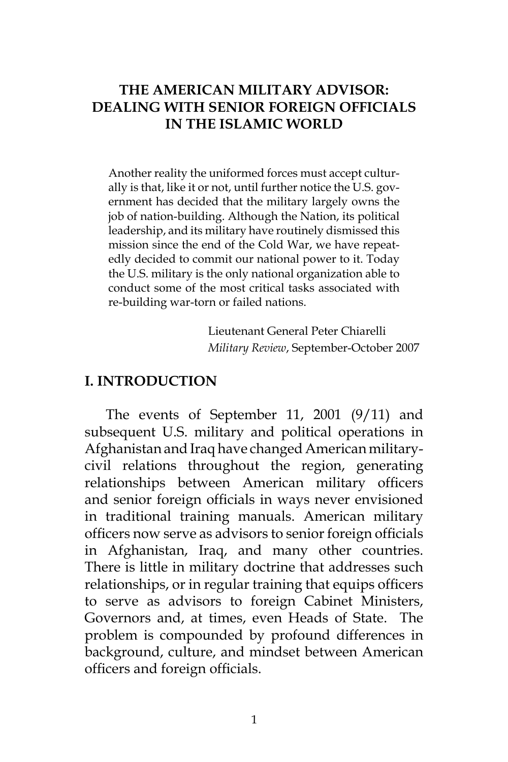# THE AMERICAN MILITARY ADVISOR: DEALING WITH SENIOR FOREIGN OFFICIALS IN THE ISLAMIC WORLD

> Another reality the uniformed forces must accept culturally is that, like it or not, until further notice the U.S. government has decided that the military largely owns the job of nation-building. Although the Nation, its political leadership, and its military have routinely dismissed this mission since the end of the Cold War, we have repeatedly decided to commit our national power to it. Today the U.S. military is the only national organization able to conduct some of the most critical tasks associated with re-building war-torn or failed nations.
>
> Lieutenant General Peter Chiarelli
> *Military Review*, September-October 2007

## I. INTRODUCTION

The events of September 11, 2001 (9/11) and subsequent U.S. military and political operations in Afghanistan and Iraq have changed American military-civil relations throughout the region, generating relationships between American military officers and senior foreign officials in ways never envisioned in traditional training manuals. American military officers now serve as advisors to senior foreign officials in Afghanistan, Iraq, and many other countries. There is little in military doctrine that addresses such relationships, or in regular training that equips officers to serve as advisors to foreign Cabinet Ministers, Governors and, at times, even Heads of State. The problem is compounded by profound differences in background, culture, and mindset between American officers and foreign officials.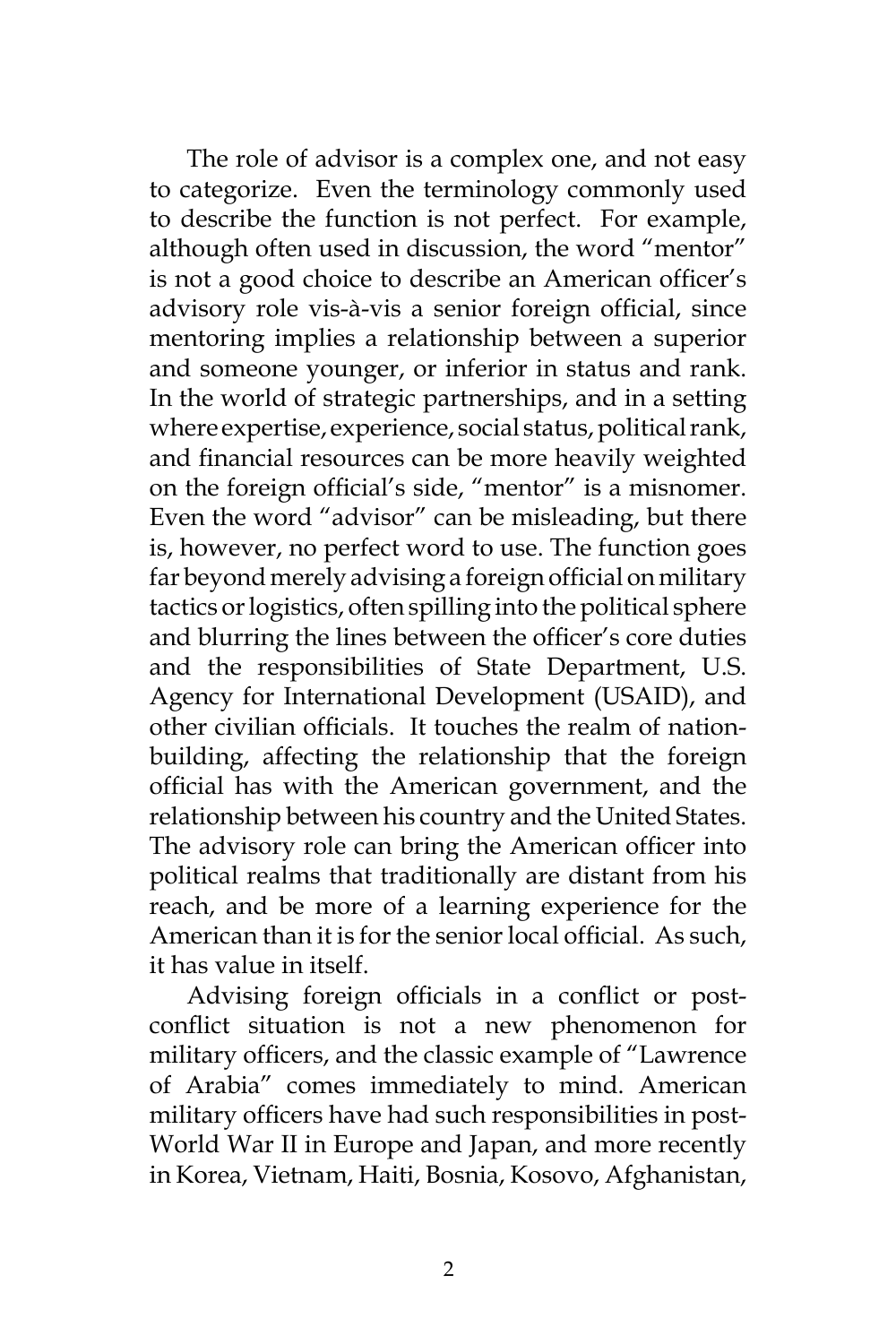The role of advisor is a complex one, and not easy to categorize. Even the terminology commonly used to describe the function is not perfect. For example, although often used in discussion, the word "mentor" is not a good choice to describe an American officer's advisory role vis-à-vis a senior foreign official, since mentoring implies a relationship between a superior and someone younger, or inferior in status and rank. In the world of strategic partnerships, and in a setting where expertise, experience, social status, political rank, and financial resources can be more heavily weighted on the foreign official's side, "mentor" is a misnomer. Even the word "advisor" can be misleading, but there is, however, no perfect word to use. The function goes far beyond merely advising a foreign official on military tactics or logistics, often spilling into the political sphere and blurring the lines between the officer's core duties and the responsibilities of State Department, U.S. Agency for International Development (USAID), and other civilian officials. It touches the realm of nation-building, affecting the relationship that the foreign official has with the American government, and the relationship between his country and the United States. The advisory role can bring the American officer into political realms that traditionally are distant from his reach, and be more of a learning experience for the American than it is for the senior local official. As such, it has value in itself.

Advising foreign officials in a conflict or post-conflict situation is not a new phenomenon for military officers, and the classic example of "Lawrence of Arabia" comes immediately to mind. American military officers have had such responsibilities in post-World War II in Europe and Japan, and more recently in Korea, Vietnam, Haiti, Bosnia, Kosovo, Afghanistan,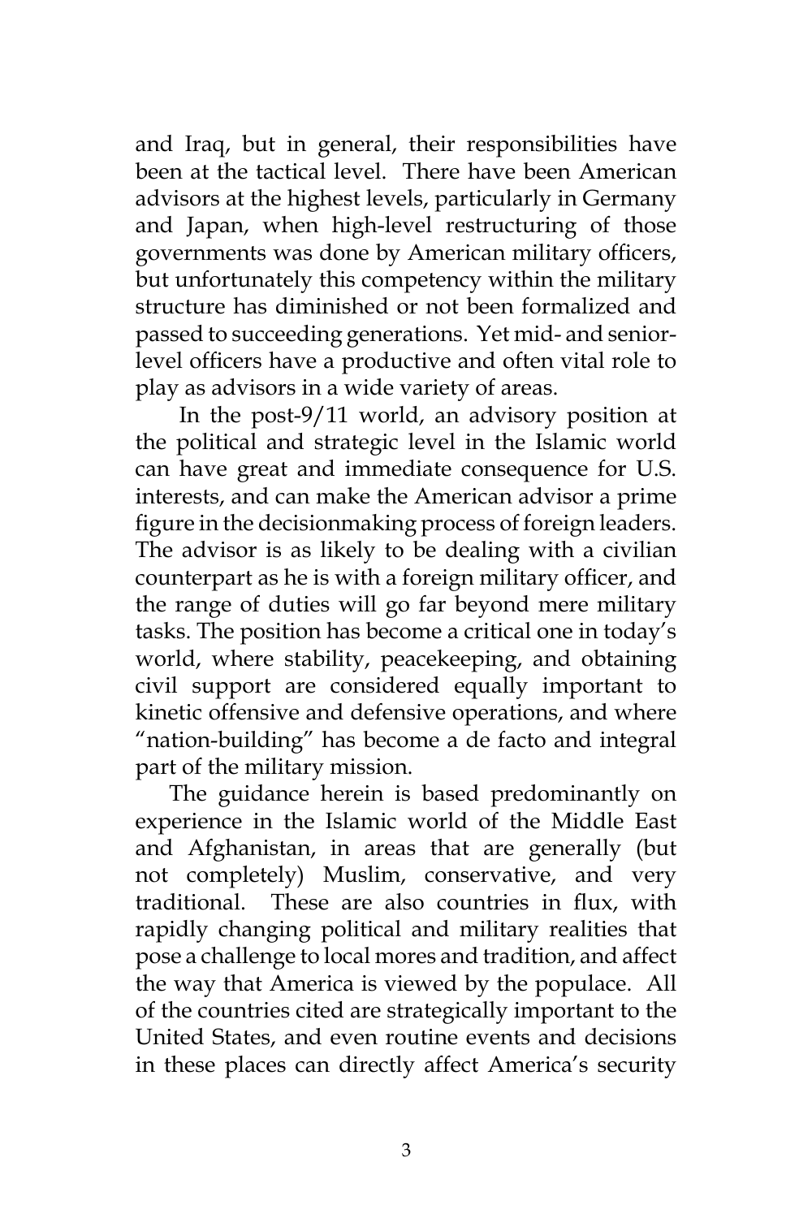and Iraq, but in general, their responsibilities have been at the tactical level. There have been American advisors at the highest levels, particularly in Germany and Japan, when high-level restructuring of those governments was done by American military officers, but unfortunately this competency within the military structure has diminished or not been formalized and passed to succeeding generations. Yet mid- and senior-level officers have a productive and often vital role to play as advisors in a wide variety of areas.

In the post-9/11 world, an advisory position at the political and strategic level in the Islamic world can have great and immediate consequence for U.S. interests, and can make the American advisor a prime figure in the decisionmaking process of foreign leaders. The advisor is as likely to be dealing with a civilian counterpart as he is with a foreign military officer, and the range of duties will go far beyond mere military tasks. The position has become a critical one in today's world, where stability, peacekeeping, and obtaining civil support are considered equally important to kinetic offensive and defensive operations, and where "nation-building" has become a de facto and integral part of the military mission.

The guidance herein is based predominantly on experience in the Islamic world of the Middle East and Afghanistan, in areas that are generally (but not completely) Muslim, conservative, and very traditional. These are also countries in flux, with rapidly changing political and military realities that pose a challenge to local mores and tradition, and affect the way that America is viewed by the populace. All of the countries cited are strategically important to the United States, and even routine events and decisions in these places can directly affect America's security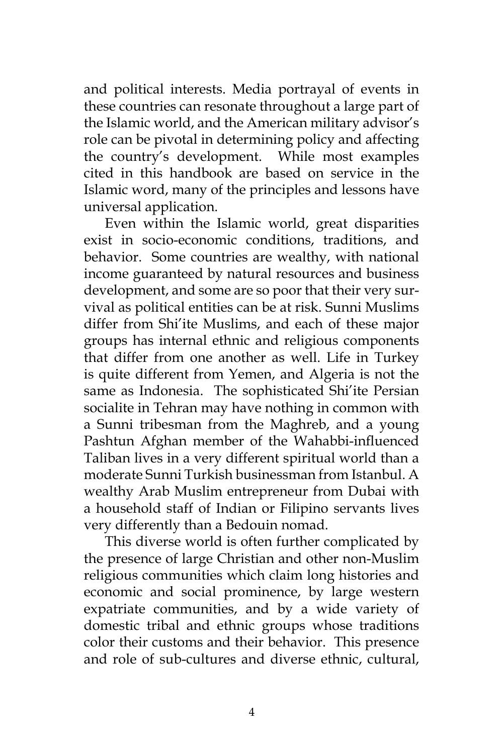and political interests. Media portrayal of events in these countries can resonate throughout a large part of the Islamic world, and the American military advisor's role can be pivotal in determining policy and affecting the country's development. While most examples cited in this handbook are based on service in the Islamic word, many of the principles and lessons have universal application.

Even within the Islamic world, great disparities exist in socio-economic conditions, traditions, and behavior. Some countries are wealthy, with national income guaranteed by natural resources and business development, and some are so poor that their very survival as political entities can be at risk. Sunni Muslims differ from Shi'ite Muslims, and each of these major groups has internal ethnic and religious components that differ from one another as well. Life in Turkey is quite different from Yemen, and Algeria is not the same as Indonesia. The sophisticated Shi'ite Persian socialite in Tehran may have nothing in common with a Sunni tribesman from the Maghreb, and a young Pashtun Afghan member of the Wahabbi-influenced Taliban lives in a very different spiritual world than a moderate Sunni Turkish businessman from Istanbul. A wealthy Arab Muslim entrepreneur from Dubai with a household staff of Indian or Filipino servants lives very differently than a Bedouin nomad.

This diverse world is often further complicated by the presence of large Christian and other non-Muslim religious communities which claim long histories and economic and social prominence, by large western expatriate communities, and by a wide variety of domestic tribal and ethnic groups whose traditions color their customs and their behavior. This presence and role of sub-cultures and diverse ethnic, cultural,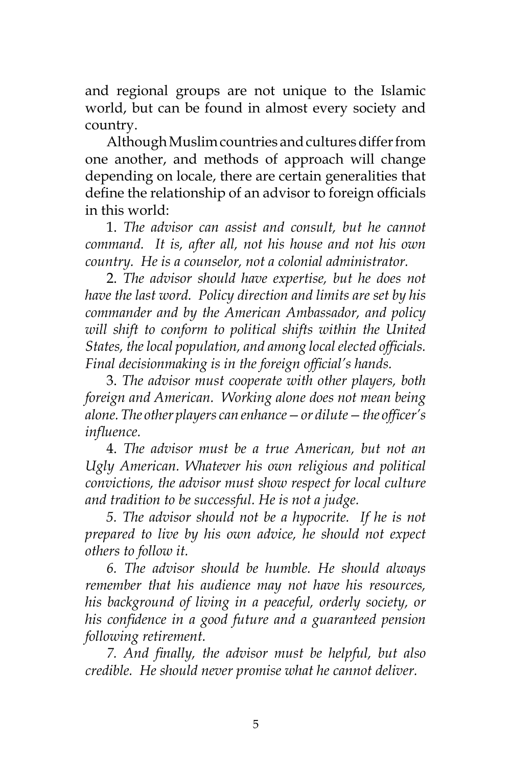and regional groups are not unique to the Islamic world, but can be found in almost every society and country.

Although Muslim countries and cultures differ from one another, and methods of approach will change depending on locale, there are certain generalities that define the relationship of an advisor to foreign officials in this world:

1. *The advisor can assist and consult, but he cannot command. It is, after all, not his house and not his own country. He is a counselor, not a colonial administrator.*

2. *The advisor should have expertise, but he does not have the last word. Policy direction and limits are set by his commander and by the American Ambassador, and policy will shift to conform to political shifts within the United States, the local population, and among local elected officials. Final decisionmaking is in the foreign official's hands.*

3. *The advisor must cooperate with other players, both foreign and American. Working alone does not mean being alone. The other players can enhance—or dilute—the officer's influence.*

4. *The advisor must be a true American, but not an Ugly American. Whatever his own religious and political convictions, the advisor must show respect for local culture and tradition to be successful. He is not a judge.*

*5. The advisor should not be a hypocrite. If he is not prepared to live by his own advice, he should not expect others to follow it.*

*6. The advisor should be humble. He should always remember that his audience may not have his resources, his background of living in a peaceful, orderly society, or his confidence in a good future and a guaranteed pension following retirement.*

*7. And finally, the advisor must be helpful, but also credible. He should never promise what he cannot deliver.*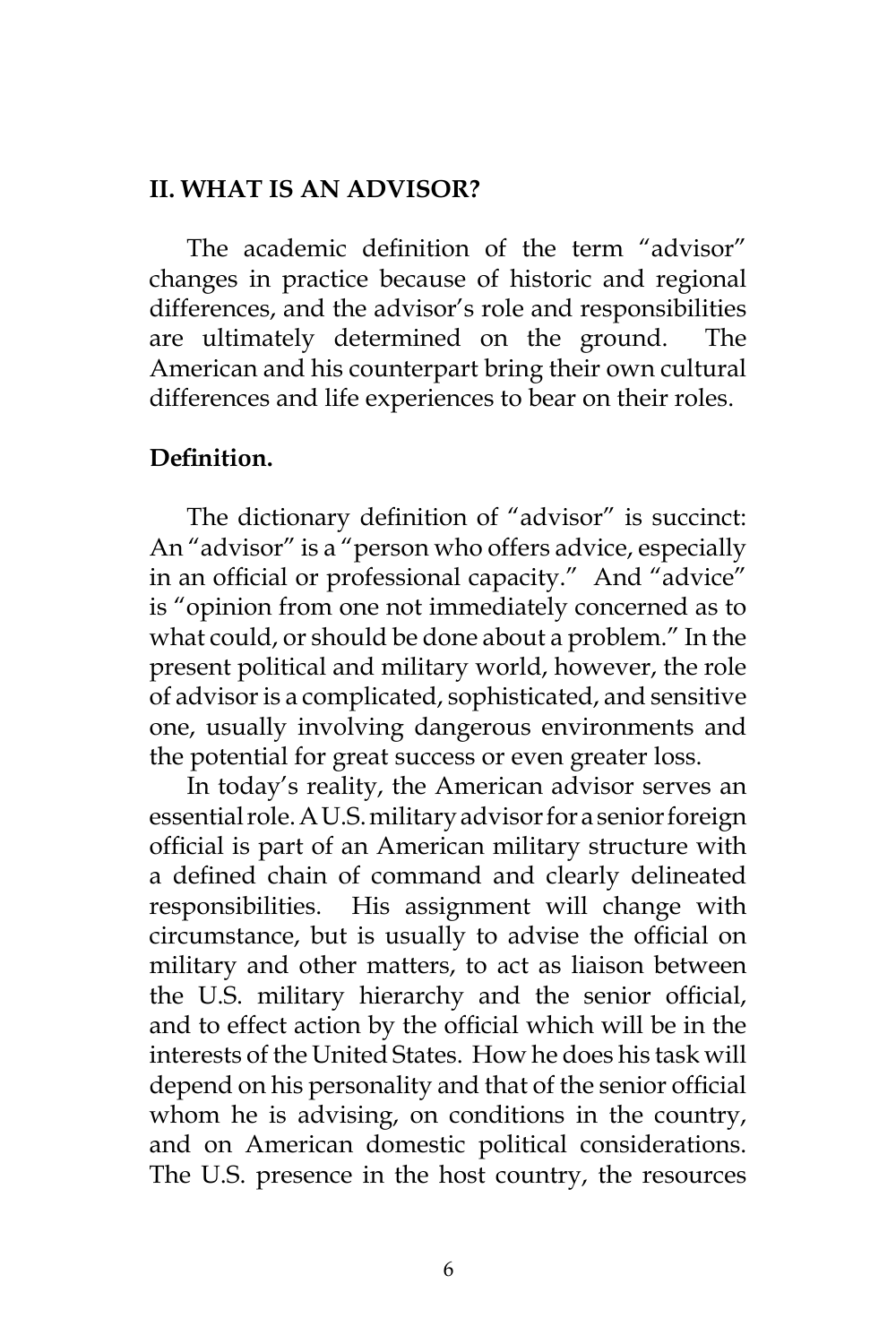## II. WHAT IS AN ADVISOR?

The academic definition of the term "advisor" changes in practice because of historic and regional differences, and the advisor's role and responsibilities are ultimately determined on the ground. The American and his counterpart bring their own cultural differences and life experiences to bear on their roles.

### Definition.

The dictionary definition of "advisor" is succinct: An "advisor" is a "person who offers advice, especially in an official or professional capacity." And "advice" is "opinion from one not immediately concerned as to what could, or should be done about a problem." In the present political and military world, however, the role of advisor is a complicated, sophisticated, and sensitive one, usually involving dangerous environments and the potential for great success or even greater loss.

In today's reality, the American advisor serves an essential role. A U.S. military advisor for a senior foreign official is part of an American military structure with a defined chain of command and clearly delineated responsibilities. His assignment will change with circumstance, but is usually to advise the official on military and other matters, to act as liaison between the U.S. military hierarchy and the senior official, and to effect action by the official which will be in the interests of the United States. How he does his task will depend on his personality and that of the senior official whom he is advising, on conditions in the country, and on American domestic political considerations. The U.S. presence in the host country, the resources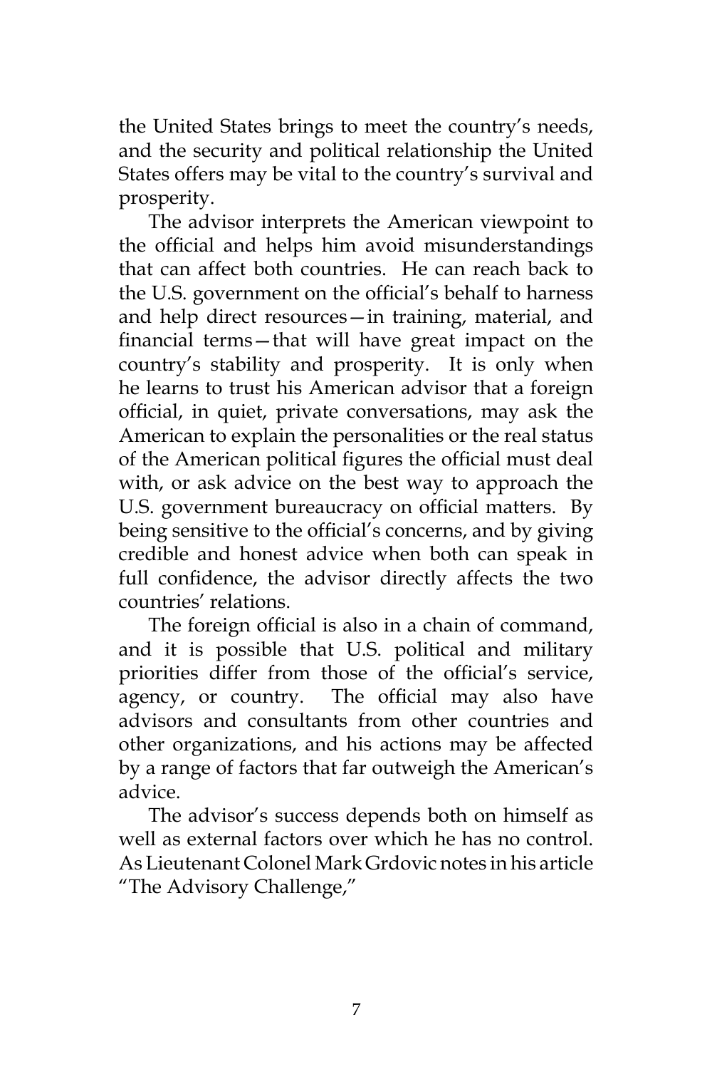the United States brings to meet the country's needs, and the security and political relationship the United States offers may be vital to the country's survival and prosperity.

The advisor interprets the American viewpoint to the official and helps him avoid misunderstandings that can affect both countries. He can reach back to the U.S. government on the official's behalf to harness and help direct resources—in training, material, and financial terms—that will have great impact on the country's stability and prosperity. It is only when he learns to trust his American advisor that a foreign official, in quiet, private conversations, may ask the American to explain the personalities or the real status of the American political figures the official must deal with, or ask advice on the best way to approach the U.S. government bureaucracy on official matters. By being sensitive to the official's concerns, and by giving credible and honest advice when both can speak in full confidence, the advisor directly affects the two countries' relations.

The foreign official is also in a chain of command, and it is possible that U.S. political and military priorities differ from those of the official's service, agency, or country. The official may also have advisors and consultants from other countries and other organizations, and his actions may be affected by a range of factors that far outweigh the American's advice.

The advisor's success depends both on himself as well as external factors over which he has no control. As Lieutenant Colonel Mark Grdovic notes in his article "The Advisory Challenge,"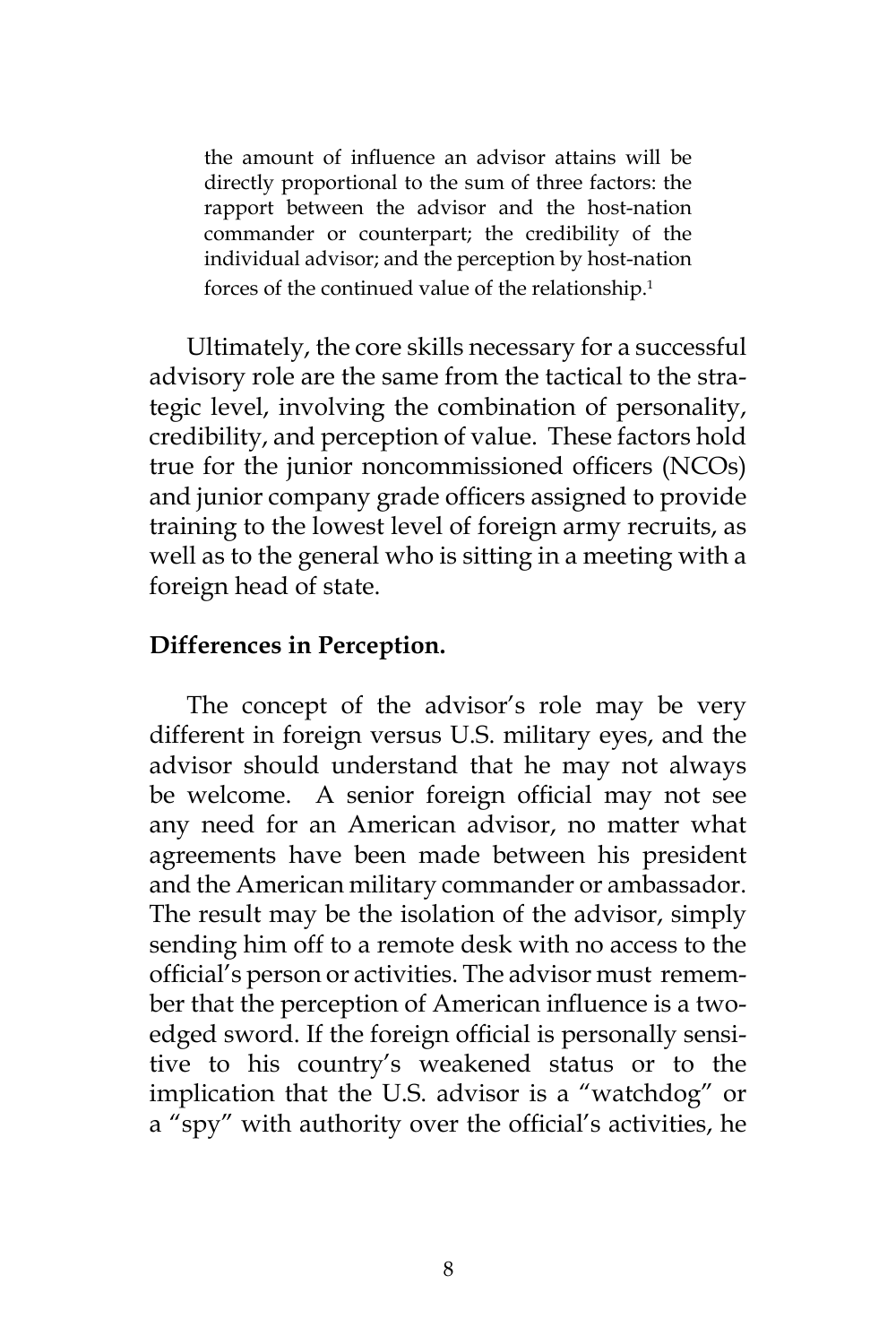> the amount of influence an advisor attains will be directly proportional to the sum of three factors: the rapport between the advisor and the host-nation commander or counterpart; the credibility of the individual advisor; and the perception by host-nation forces of the continued value of the relationship.[1]

Ultimately, the core skills necessary for a successful advisory role are the same from the tactical to the strategic level, involving the combination of personality, credibility, and perception of value. These factors hold true for the junior noncommissioned officers (NCOs) and junior company grade officers assigned to provide training to the lowest level of foreign army recruits, as well as to the general who is sitting in a meeting with a foreign head of state.

**Differences in Perception.**

The concept of the advisor's role may be very different in foreign versus U.S. military eyes, and the advisor should understand that he may not always be welcome. A senior foreign official may not see any need for an American advisor, no matter what agreements have been made between his president and the American military commander or ambassador. The result may be the isolation of the advisor, simply sending him off to a remote desk with no access to the official's person or activities. The advisor must remember that the perception of American influence is a two-edged sword. If the foreign official is personally sensitive to his country's weakened status or to the implication that the U.S. advisor is a "watchdog" or a "spy" with authority over the official's activities, he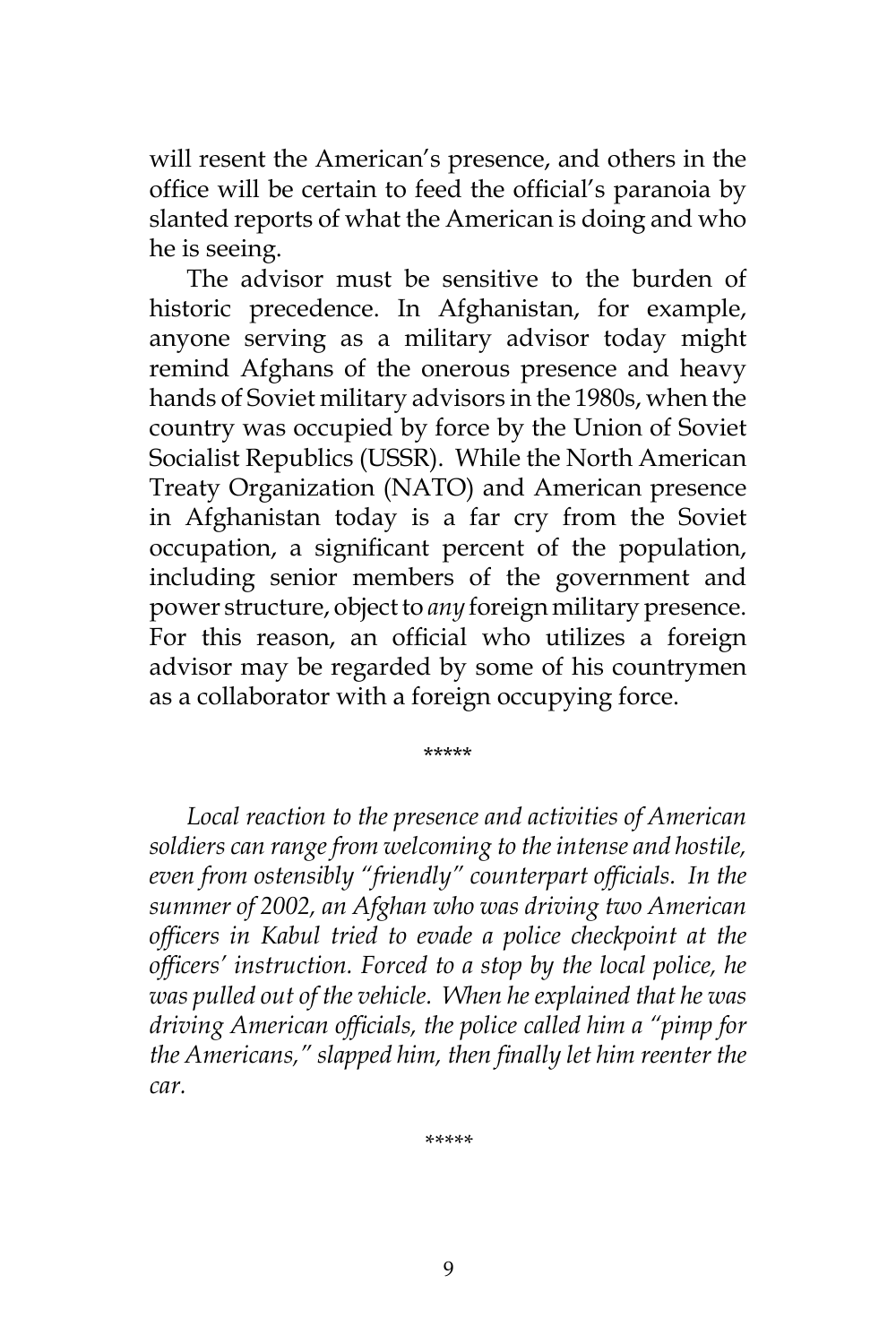will resent the American's presence, and others in the office will be certain to feed the official's paranoia by slanted reports of what the American is doing and who he is seeing.

The advisor must be sensitive to the burden of historic precedence. In Afghanistan, for example, anyone serving as a military advisor today might remind Afghans of the onerous presence and heavy hands of Soviet military advisors in the 1980s, when the country was occupied by force by the Union of Soviet Socialist Republics (USSR). While the North American Treaty Organization (NATO) and American presence in Afghanistan today is a far cry from the Soviet occupation, a significant percent of the population, including senior members of the government and power structure, object to *any* foreign military presence. For this reason, an official who utilizes a foreign advisor may be regarded by some of his countrymen as a collaborator with a foreign occupying force.

*****

*Local reaction to the presence and activities of American soldiers can range from welcoming to the intense and hostile, even from ostensibly "friendly" counterpart officials. In the summer of 2002, an Afghan who was driving two American officers in Kabul tried to evade a police checkpoint at the officers' instruction. Forced to a stop by the local police, he was pulled out of the vehicle. When he explained that he was driving American officials, the police called him a "pimp for the Americans," slapped him, then finally let him reenter the car.*

*****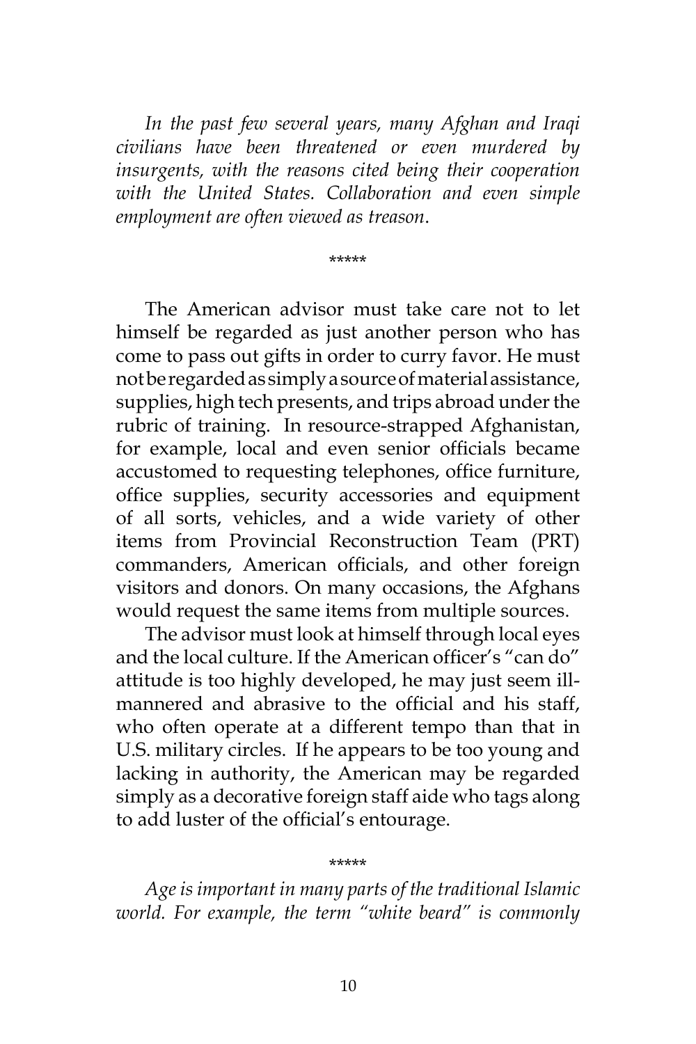*In the past few several years, many Afghan and Iraqi civilians have been threatened or even murdered by insurgents, with the reasons cited being their cooperation with the United States. Collaboration and even simple employment are often viewed as treason*.

*****

The American advisor must take care not to let himself be regarded as just another person who has come to pass out gifts in order to curry favor. He must not be regarded as simply a source of material assistance, supplies, high tech presents, and trips abroad under the rubric of training. In resource-strapped Afghanistan, for example, local and even senior officials became accustomed to requesting telephones, office furniture, office supplies, security accessories and equipment of all sorts, vehicles, and a wide variety of other items from Provincial Reconstruction Team (PRT) commanders, American officials, and other foreign visitors and donors. On many occasions, the Afghans would request the same items from multiple sources.

The advisor must look at himself through local eyes and the local culture. If the American officer's "can do" attitude is too highly developed, he may just seem ill-mannered and abrasive to the official and his staff, who often operate at a different tempo than that in U.S. military circles. If he appears to be too young and lacking in authority, the American may be regarded simply as a decorative foreign staff aide who tags along to add luster of the official's entourage.

*****

*Age is important in many parts of the traditional Islamic world. For example, the term "white beard" is commonly*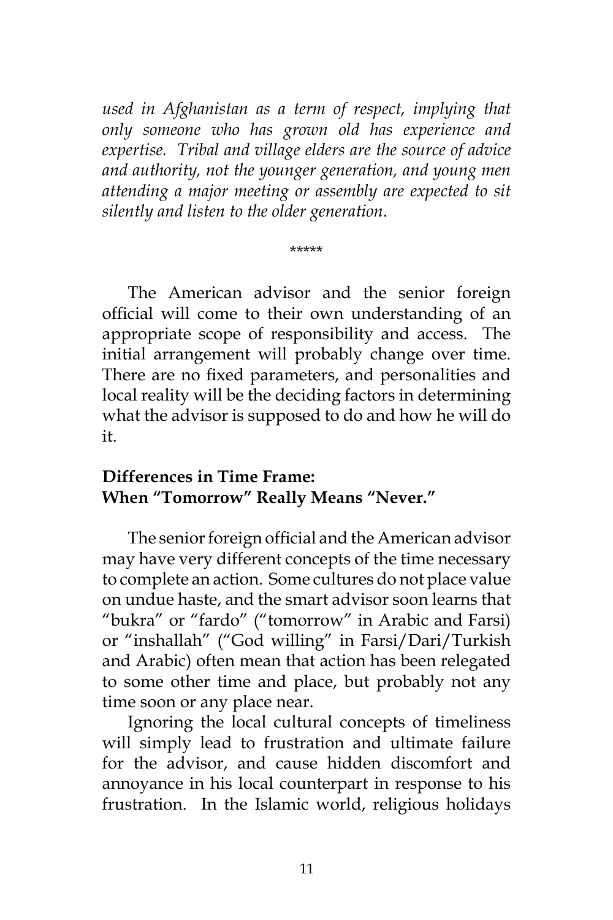*used in Afghanistan as a term of respect, implying that only someone who has grown old has experience and expertise. Tribal and village elders are the source of advice and authority, not the younger generation, and young men attending a major meeting or assembly are expected to sit silently and listen to the older generation.*

\*\*\*\*\*

The American advisor and the senior foreign official will come to their own understanding of an appropriate scope of responsibility and access. The initial arrangement will probably change over time. There are no fixed parameters, and personalities and local reality will be the deciding factors in determining what the advisor is supposed to do and how he will do it.

**Differences in Time Frame:**
**When "Tomorrow" Really Means "Never."**

The senior foreign official and the American advisor may have very different concepts of the time necessary to complete an action. Some cultures do not place value on undue haste, and the smart advisor soon learns that "bukra" or "fardo" ("tomorrow" in Arabic and Farsi) or "inshallah" ("God willing" in Farsi/Dari/Turkish and Arabic) often mean that action has been relegated to some other time and place, but probably not any time soon or any place near.

Ignoring the local cultural concepts of timeliness will simply lead to frustration and ultimate failure for the advisor, and cause hidden discomfort and annoyance in his local counterpart in response to his frustration. In the Islamic world, religious holidays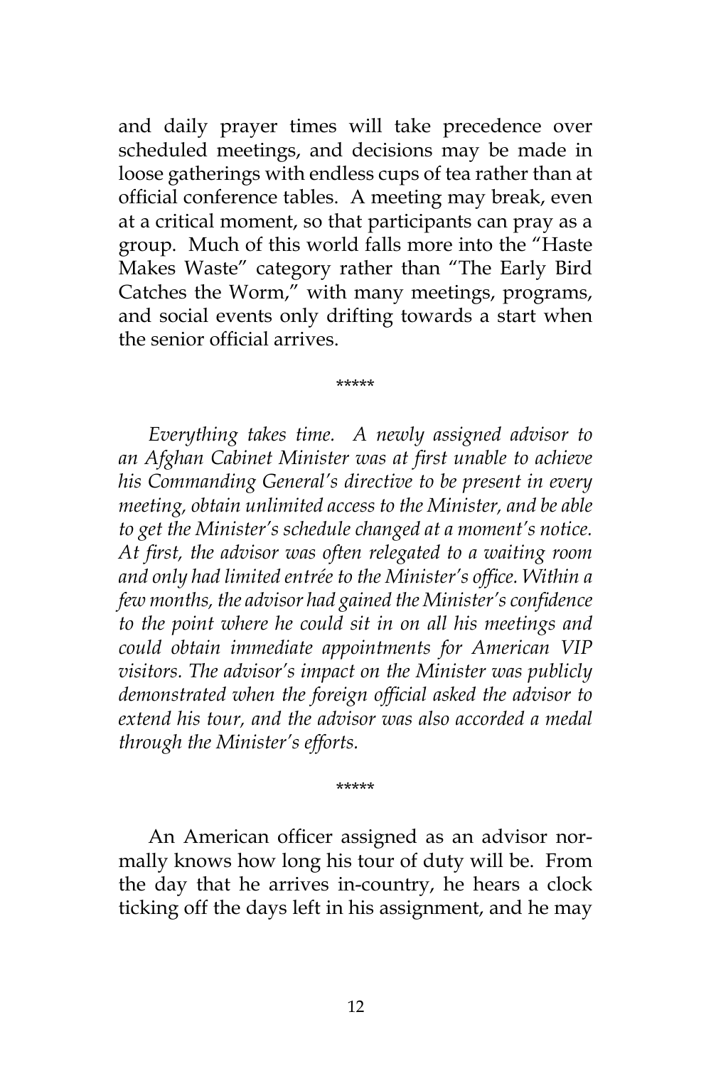and daily prayer times will take precedence over scheduled meetings, and decisions may be made in loose gatherings with endless cups of tea rather than at official conference tables. A meeting may break, even at a critical moment, so that participants can pray as a group. Much of this world falls more into the "Haste Makes Waste" category rather than "The Early Bird Catches the Worm," with many meetings, programs, and social events only drifting towards a start when the senior official arrives.

*****

*Everything takes time. A newly assigned advisor to an Afghan Cabinet Minister was at first unable to achieve his Commanding General's directive to be present in every meeting, obtain unlimited access to the Minister, and be able to get the Minister's schedule changed at a moment's notice. At first, the advisor was often relegated to a waiting room and only had limited entrée to the Minister's office. Within a few months, the advisor had gained the Minister's confidence to the point where he could sit in on all his meetings and could obtain immediate appointments for American VIP visitors. The advisor's impact on the Minister was publicly demonstrated when the foreign official asked the advisor to extend his tour, and the advisor was also accorded a medal through the Minister's efforts.*

*****

An American officer assigned as an advisor normally knows how long his tour of duty will be. From the day that he arrives in-country, he hears a clock ticking off the days left in his assignment, and he may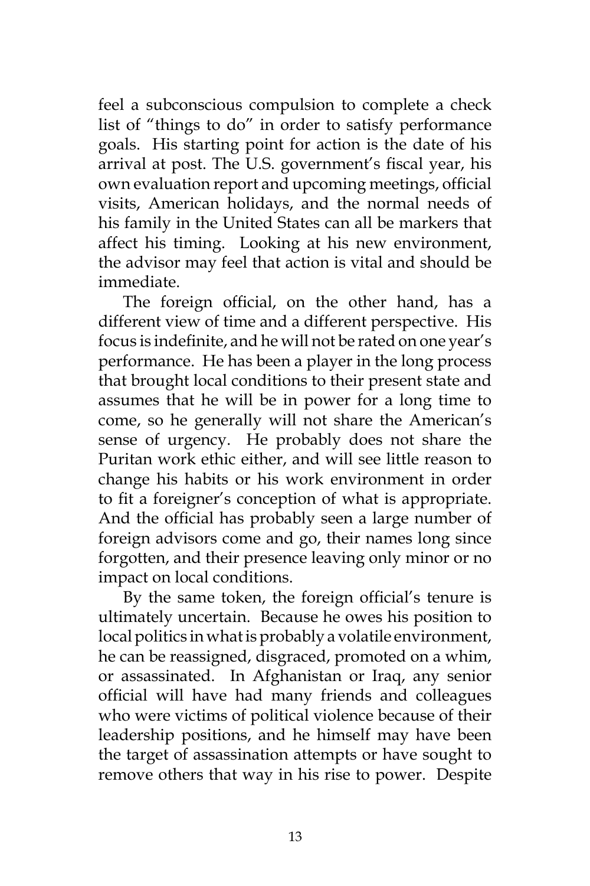feel a subconscious compulsion to complete a check list of "things to do" in order to satisfy performance goals. His starting point for action is the date of his arrival at post. The U.S. government's fiscal year, his own evaluation report and upcoming meetings, official visits, American holidays, and the normal needs of his family in the United States can all be markers that affect his timing. Looking at his new environment, the advisor may feel that action is vital and should be immediate.

The foreign official, on the other hand, has a different view of time and a different perspective. His focus is indefinite, and he will not be rated on one year's performance. He has been a player in the long process that brought local conditions to their present state and assumes that he will be in power for a long time to come, so he generally will not share the American's sense of urgency. He probably does not share the Puritan work ethic either, and will see little reason to change his habits or his work environment in order to fit a foreigner's conception of what is appropriate. And the official has probably seen a large number of foreign advisors come and go, their names long since forgotten, and their presence leaving only minor or no impact on local conditions.

By the same token, the foreign official's tenure is ultimately uncertain. Because he owes his position to local politics in what is probably a volatile environment, he can be reassigned, disgraced, promoted on a whim, or assassinated. In Afghanistan or Iraq, any senior official will have had many friends and colleagues who were victims of political violence because of their leadership positions, and he himself may have been the target of assassination attempts or have sought to remove others that way in his rise to power. Despite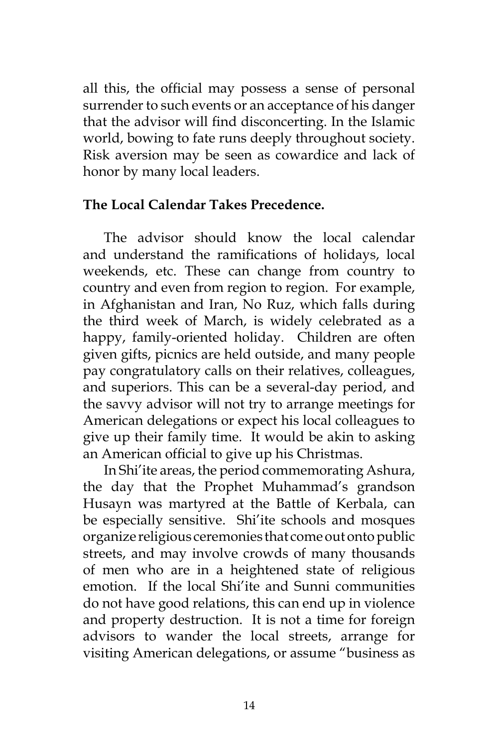all this, the official may possess a sense of personal surrender to such events or an acceptance of his danger that the advisor will find disconcerting. In the Islamic world, bowing to fate runs deeply throughout society. Risk aversion may be seen as cowardice and lack of honor by many local leaders.

**The Local Calendar Takes Precedence.**

The advisor should know the local calendar and understand the ramifications of holidays, local weekends, etc. These can change from country to country and even from region to region. For example, in Afghanistan and Iran, No Ruz, which falls during the third week of March, is widely celebrated as a happy, family-oriented holiday. Children are often given gifts, picnics are held outside, and many people pay congratulatory calls on their relatives, colleagues, and superiors. This can be a several-day period, and the savvy advisor will not try to arrange meetings for American delegations or expect his local colleagues to give up their family time. It would be akin to asking an American official to give up his Christmas.

In Shi'ite areas, the period commemorating Ashura, the day that the Prophet Muhammad's grandson Husayn was martyred at the Battle of Kerbala, can be especially sensitive. Shi'ite schools and mosques organize religious ceremonies that come out onto public streets, and may involve crowds of many thousands of men who are in a heightened state of religious emotion. If the local Shi'ite and Sunni communities do not have good relations, this can end up in violence and property destruction. It is not a time for foreign advisors to wander the local streets, arrange for visiting American delegations, or assume "business as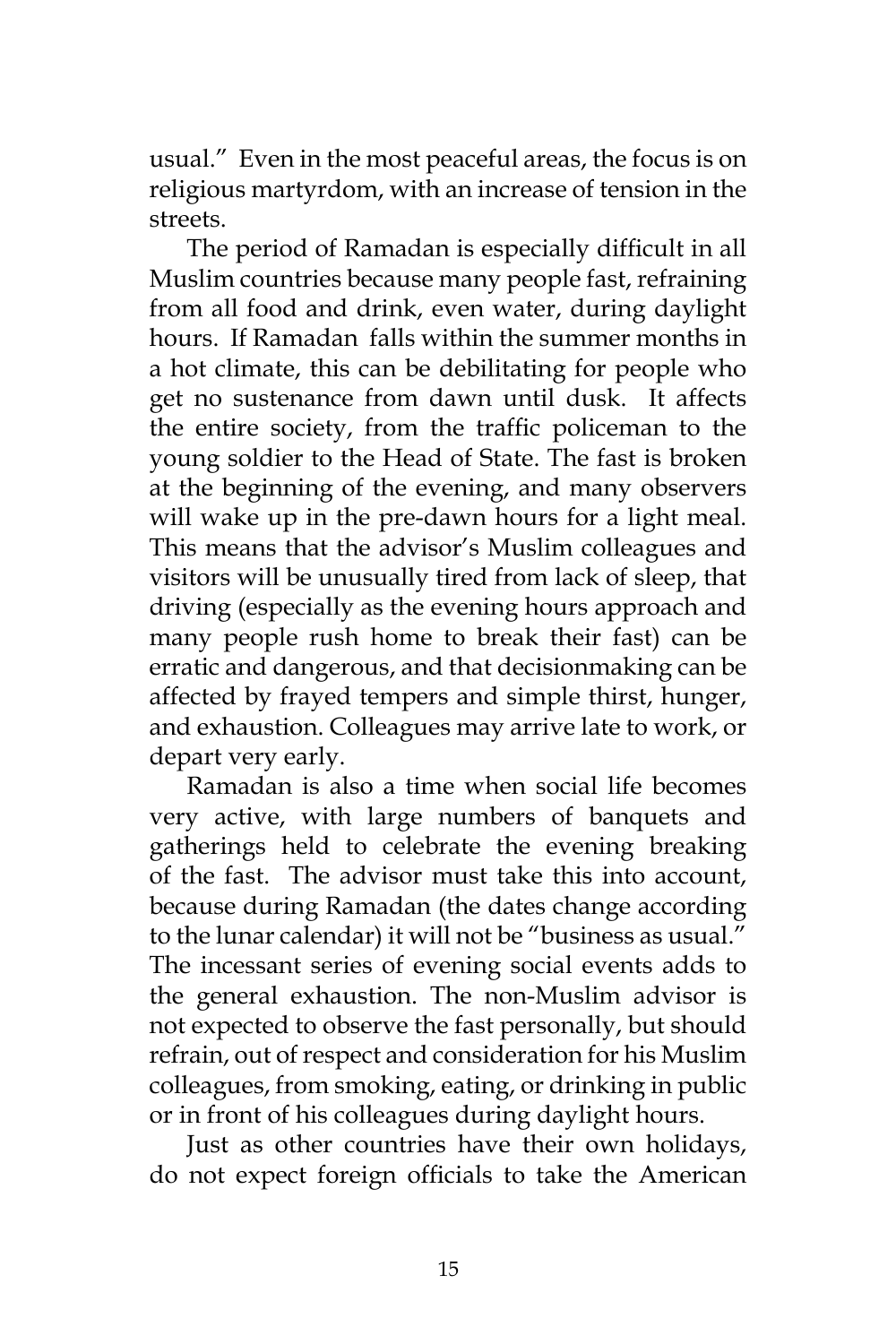usual." Even in the most peaceful areas, the focus is on religious martyrdom, with an increase of tension in the streets.

The period of Ramadan is especially difficult in all Muslim countries because many people fast, refraining from all food and drink, even water, during daylight hours. If Ramadan falls within the summer months in a hot climate, this can be debilitating for people who get no sustenance from dawn until dusk. It affects the entire society, from the traffic policeman to the young soldier to the Head of State. The fast is broken at the beginning of the evening, and many observers will wake up in the pre-dawn hours for a light meal. This means that the advisor's Muslim colleagues and visitors will be unusually tired from lack of sleep, that driving (especially as the evening hours approach and many people rush home to break their fast) can be erratic and dangerous, and that decisionmaking can be affected by frayed tempers and simple thirst, hunger, and exhaustion. Colleagues may arrive late to work, or depart very early.

Ramadan is also a time when social life becomes very active, with large numbers of banquets and gatherings held to celebrate the evening breaking of the fast. The advisor must take this into account, because during Ramadan (the dates change according to the lunar calendar) it will not be "business as usual." The incessant series of evening social events adds to the general exhaustion. The non-Muslim advisor is not expected to observe the fast personally, but should refrain, out of respect and consideration for his Muslim colleagues, from smoking, eating, or drinking in public or in front of his colleagues during daylight hours.

Just as other countries have their own holidays, do not expect foreign officials to take the American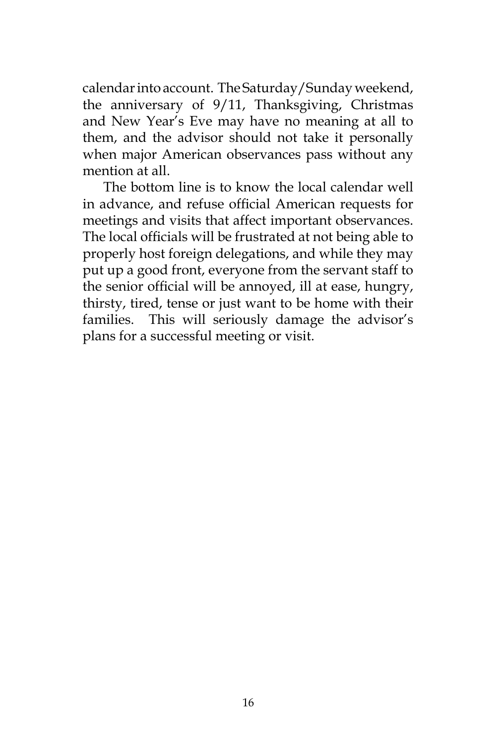calendar into account. The Saturday/Sunday weekend, the anniversary of 9/11, Thanksgiving, Christmas and New Year's Eve may have no meaning at all to them, and the advisor should not take it personally when major American observances pass without any mention at all.

The bottom line is to know the local calendar well in advance, and refuse official American requests for meetings and visits that affect important observances. The local officials will be frustrated at not being able to properly host foreign delegations, and while they may put up a good front, everyone from the servant staff to the senior official will be annoyed, ill at ease, hungry, thirsty, tired, tense or just want to be home with their families. This will seriously damage the advisor's plans for a successful meeting or visit.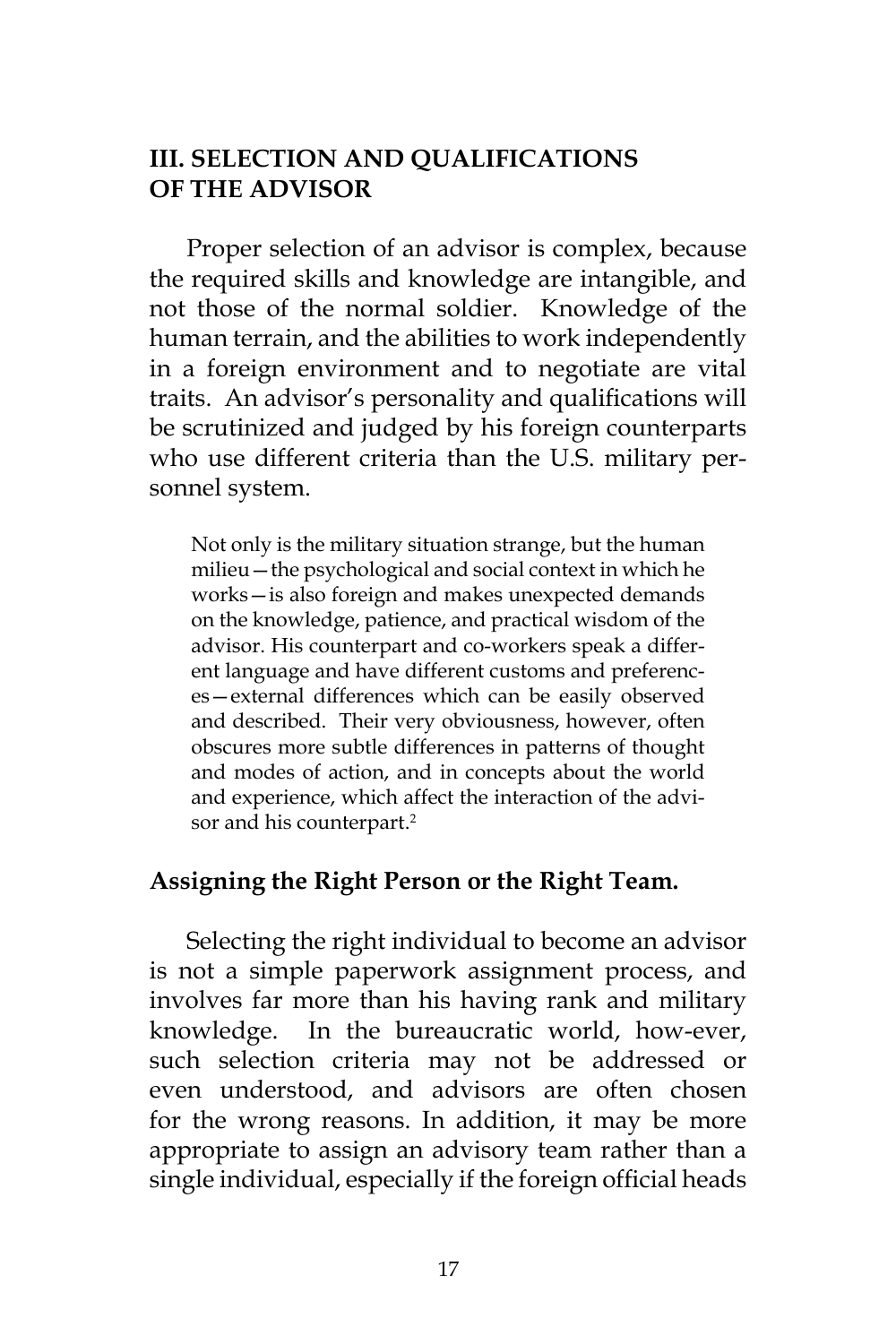## III. SELECTION AND QUALIFICATIONS OF THE ADVISOR

Proper selection of an advisor is complex, because the required skills and knowledge are intangible, and not those of the normal soldier. Knowledge of the human terrain, and the abilities to work independently in a foreign environment and to negotiate are vital traits. An advisor's personality and qualifications will be scrutinized and judged by his foreign counterparts who use different criteria than the U.S. military personnel system.

> Not only is the military situation strange, but the human milieu—the psychological and social context in which he works—is also foreign and makes unexpected demands on the knowledge, patience, and practical wisdom of the advisor. His counterpart and co-workers speak a different language and have different customs and preferences—external differences which can be easily observed and described. Their very obviousness, however, often obscures more subtle differences in patterns of thought and modes of action, and in concepts about the world and experience, which affect the interaction of the advisor and his counterpart.[2]

### Assigning the Right Person or the Right Team.

Selecting the right individual to become an advisor is not a simple paperwork assignment process, and involves far more than his having rank and military knowledge. In the bureaucratic world, how-ever, such selection criteria may not be addressed or even understood, and advisors are often chosen for the wrong reasons. In addition, it may be more appropriate to assign an advisory team rather than a single individual, especially if the foreign official heads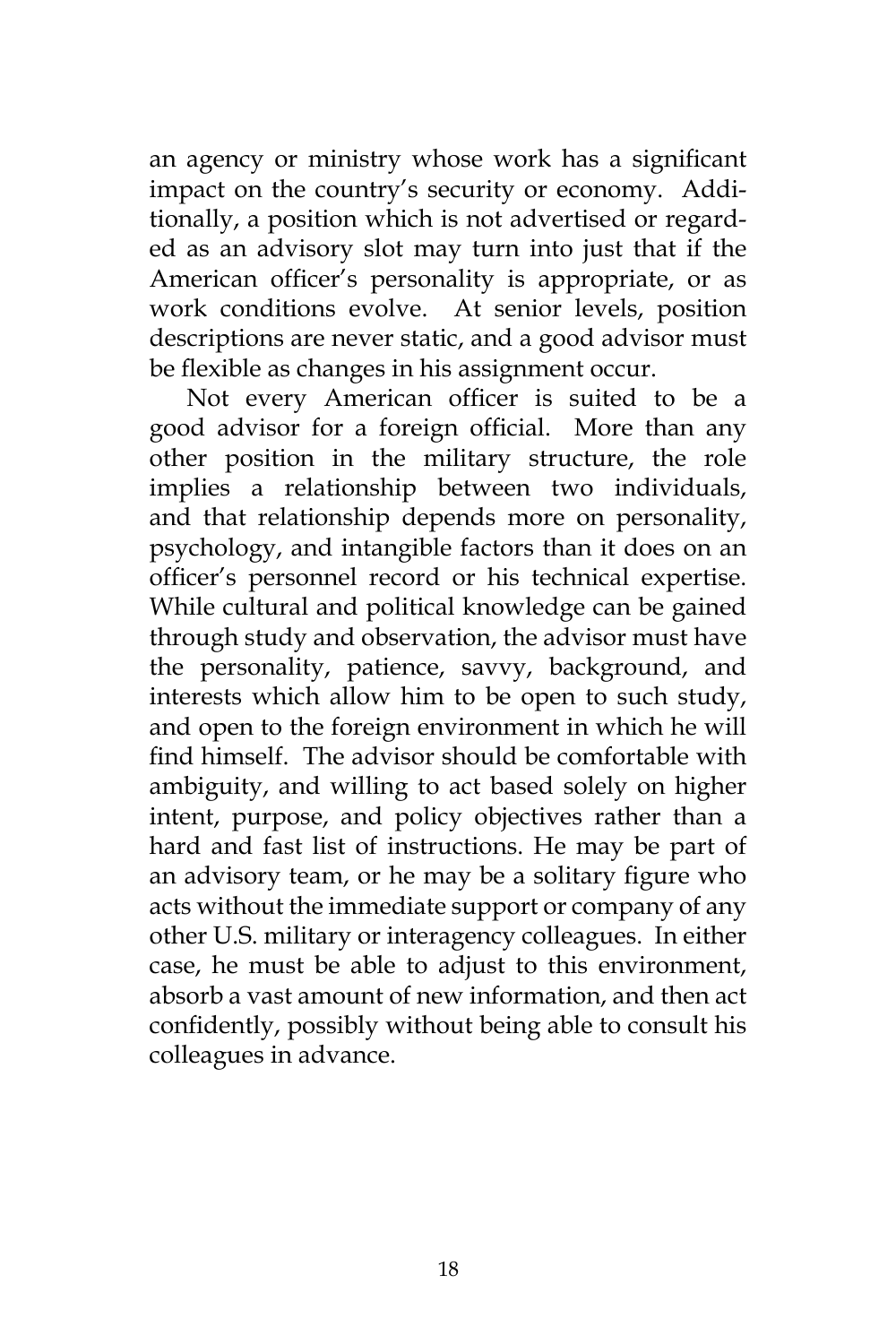an agency or ministry whose work has a significant impact on the country's security or economy. Additionally, a position which is not advertised or regarded as an advisory slot may turn into just that if the American officer's personality is appropriate, or as work conditions evolve. At senior levels, position descriptions are never static, and a good advisor must be flexible as changes in his assignment occur.

Not every American officer is suited to be a good advisor for a foreign official. More than any other position in the military structure, the role implies a relationship between two individuals, and that relationship depends more on personality, psychology, and intangible factors than it does on an officer's personnel record or his technical expertise. While cultural and political knowledge can be gained through study and observation, the advisor must have the personality, patience, savvy, background, and interests which allow him to be open to such study, and open to the foreign environment in which he will find himself. The advisor should be comfortable with ambiguity, and willing to act based solely on higher intent, purpose, and policy objectives rather than a hard and fast list of instructions. He may be part of an advisory team, or he may be a solitary figure who acts without the immediate support or company of any other U.S. military or interagency colleagues. In either case, he must be able to adjust to this environment, absorb a vast amount of new information, and then act confidently, possibly without being able to consult his colleagues in advance.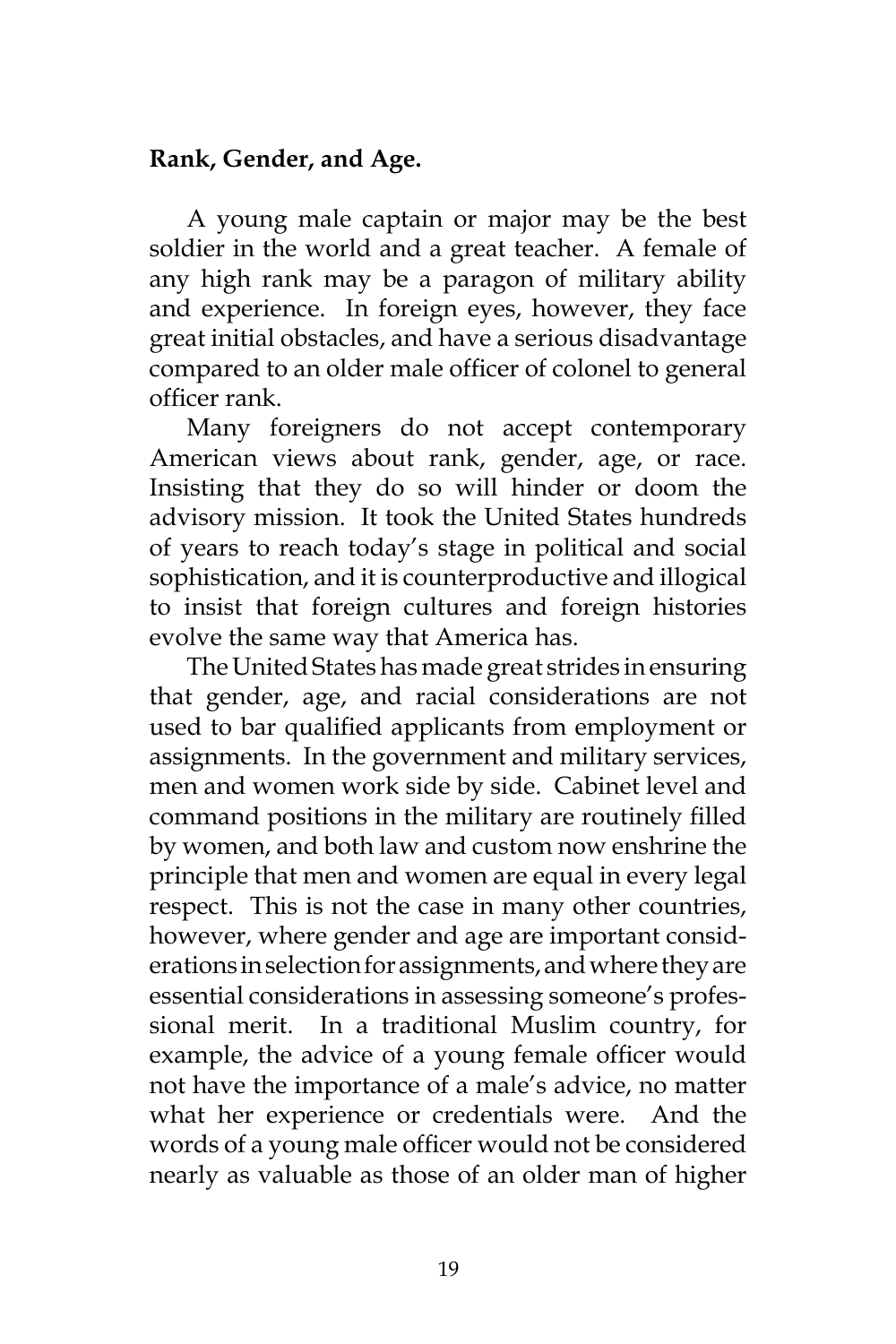**Rank, Gender, and Age.**

A young male captain or major may be the best soldier in the world and a great teacher. A female of any high rank may be a paragon of military ability and experience. In foreign eyes, however, they face great initial obstacles, and have a serious disadvantage compared to an older male officer of colonel to general officer rank.

Many foreigners do not accept contemporary American views about rank, gender, age, or race. Insisting that they do so will hinder or doom the advisory mission. It took the United States hundreds of years to reach today's stage in political and social sophistication, and it is counterproductive and illogical to insist that foreign cultures and foreign histories evolve the same way that America has.

The United States has made great strides in ensuring that gender, age, and racial considerations are not used to bar qualified applicants from employment or assignments. In the government and military services, men and women work side by side. Cabinet level and command positions in the military are routinely filled by women, and both law and custom now enshrine the principle that men and women are equal in every legal respect. This is not the case in many other countries, however, where gender and age are important considerations in selection for assignments, and where they are essential considerations in assessing someone's professional merit. In a traditional Muslim country, for example, the advice of a young female officer would not have the importance of a male's advice, no matter what her experience or credentials were. And the words of a young male officer would not be considered nearly as valuable as those of an older man of higher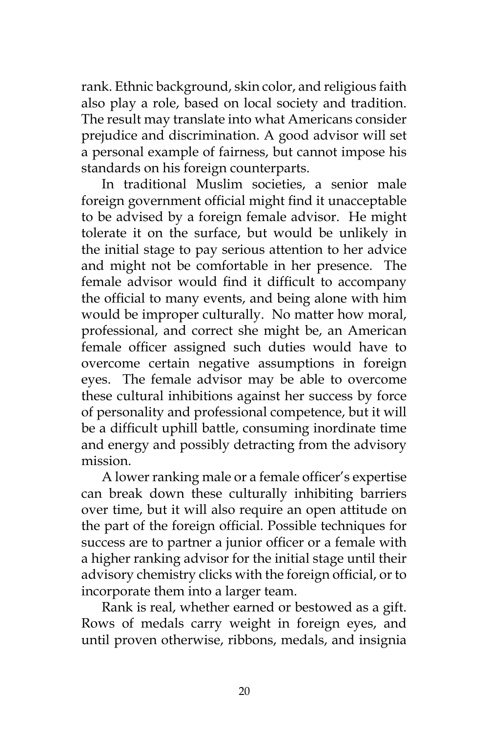rank. Ethnic background, skin color, and religious faith also play a role, based on local society and tradition. The result may translate into what Americans consider prejudice and discrimination. A good advisor will set a personal example of fairness, but cannot impose his standards on his foreign counterparts.

In traditional Muslim societies, a senior male foreign government official might find it unacceptable to be advised by a foreign female advisor. He might tolerate it on the surface, but would be unlikely in the initial stage to pay serious attention to her advice and might not be comfortable in her presence. The female advisor would find it difficult to accompany the official to many events, and being alone with him would be improper culturally. No matter how moral, professional, and correct she might be, an American female officer assigned such duties would have to overcome certain negative assumptions in foreign eyes. The female advisor may be able to overcome these cultural inhibitions against her success by force of personality and professional competence, but it will be a difficult uphill battle, consuming inordinate time and energy and possibly detracting from the advisory mission.

A lower ranking male or a female officer's expertise can break down these culturally inhibiting barriers over time, but it will also require an open attitude on the part of the foreign official. Possible techniques for success are to partner a junior officer or a female with a higher ranking advisor for the initial stage until their advisory chemistry clicks with the foreign official, or to incorporate them into a larger team.

Rank is real, whether earned or bestowed as a gift. Rows of medals carry weight in foreign eyes, and until proven otherwise, ribbons, medals, and insignia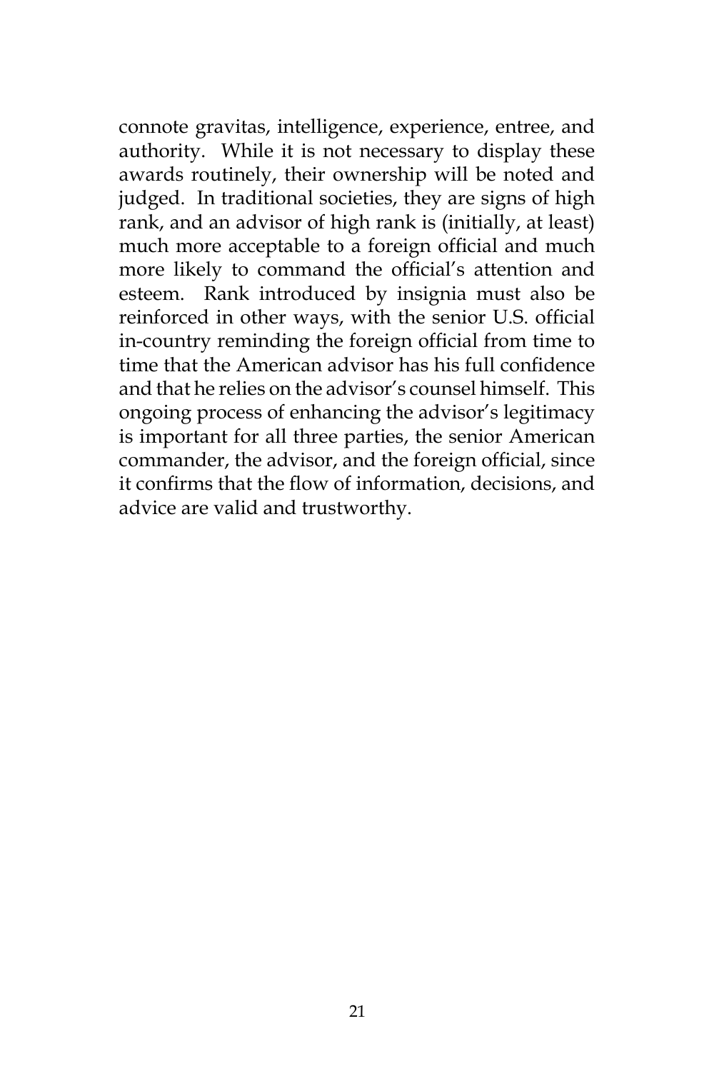connote gravitas, intelligence, experience, entree, and authority. While it is not necessary to display these awards routinely, their ownership will be noted and judged. In traditional societies, they are signs of high rank, and an advisor of high rank is (initially, at least) much more acceptable to a foreign official and much more likely to command the official's attention and esteem. Rank introduced by insignia must also be reinforced in other ways, with the senior U.S. official in-country reminding the foreign official from time to time that the American advisor has his full confidence and that he relies on the advisor's counsel himself. This ongoing process of enhancing the advisor's legitimacy is important for all three parties, the senior American commander, the advisor, and the foreign official, since it confirms that the flow of information, decisions, and advice are valid and trustworthy.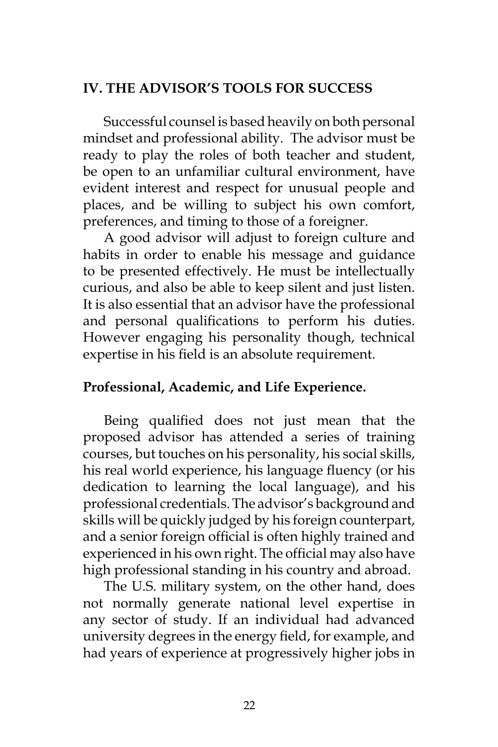## IV. THE ADVISOR'S TOOLS FOR SUCCESS

Successful counsel is based heavily on both personal mindset and professional ability. The advisor must be ready to play the roles of both teacher and student, be open to an unfamiliar cultural environment, have evident interest and respect for unusual people and places, and be willing to subject his own comfort, preferences, and timing to those of a foreigner.

A good advisor will adjust to foreign culture and habits in order to enable his message and guidance to be presented effectively. He must be intellectually curious, and also be able to keep silent and just listen. It is also essential that an advisor have the professional and personal qualifications to perform his duties. However engaging his personality though, technical expertise in his field is an absolute requirement.

### Professional, Academic, and Life Experience.

Being qualified does not just mean that the proposed advisor has attended a series of training courses, but touches on his personality, his social skills, his real world experience, his language fluency (or his dedication to learning the local language), and his professional credentials. The advisor's background and skills will be quickly judged by his foreign counterpart, and a senior foreign official is often highly trained and experienced in his own right. The official may also have high professional standing in his country and abroad.

The U.S. military system, on the other hand, does not normally generate national level expertise in any sector of study. If an individual had advanced university degrees in the energy field, for example, and had years of experience at progressively higher jobs in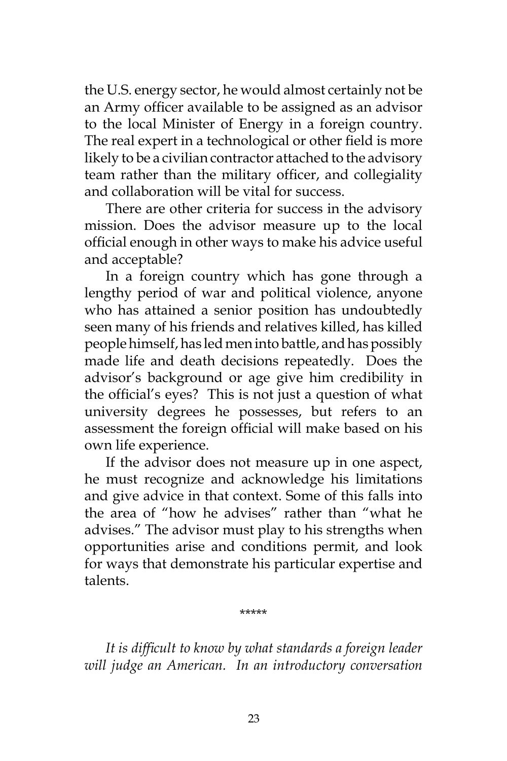the U.S. energy sector, he would almost certainly not be an Army officer available to be assigned as an advisor to the local Minister of Energy in a foreign country. The real expert in a technological or other field is more likely to be a civilian contractor attached to the advisory team rather than the military officer, and collegiality and collaboration will be vital for success.

There are other criteria for success in the advisory mission. Does the advisor measure up to the local official enough in other ways to make his advice useful and acceptable?

In a foreign country which has gone through a lengthy period of war and political violence, anyone who has attained a senior position has undoubtedly seen many of his friends and relatives killed, has killed people himself, has led men into battle, and has possibly made life and death decisions repeatedly. Does the advisor's background or age give him credibility in the official's eyes? This is not just a question of what university degrees he possesses, but refers to an assessment the foreign official will make based on his own life experience.

If the advisor does not measure up in one aspect, he must recognize and acknowledge his limitations and give advice in that context. Some of this falls into the area of "how he advises" rather than "what he advises." The advisor must play to his strengths when opportunities arise and conditions permit, and look for ways that demonstrate his particular expertise and talents.

*****

*It is difficult to know by what standards a foreign leader will judge an American. In an introductory conversation*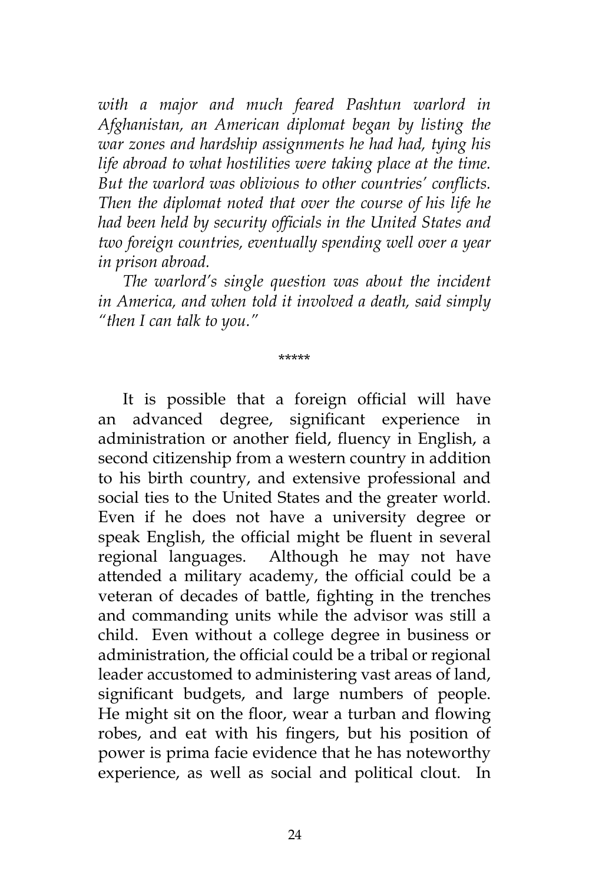*with a major and much feared Pashtun warlord in Afghanistan, an American diplomat began by listing the war zones and hardship assignments he had had, tying his life abroad to what hostilities were taking place at the time. But the warlord was oblivious to other countries' conflicts. Then the diplomat noted that over the course of his life he had been held by security officials in the United States and two foreign countries, eventually spending well over a year in prison abroad.*

*The warlord's single question was about the incident in America, and when told it involved a death, said simply "then I can talk to you."*

*****

It is possible that a foreign official will have an advanced degree, significant experience in administration or another field, fluency in English, a second citizenship from a western country in addition to his birth country, and extensive professional and social ties to the United States and the greater world. Even if he does not have a university degree or speak English, the official might be fluent in several regional languages. Although he may not have attended a military academy, the official could be a veteran of decades of battle, fighting in the trenches and commanding units while the advisor was still a child. Even without a college degree in business or administration, the official could be a tribal or regional leader accustomed to administering vast areas of land, significant budgets, and large numbers of people. He might sit on the floor, wear a turban and flowing robes, and eat with his fingers, but his position of power is prima facie evidence that he has noteworthy experience, as well as social and political clout. In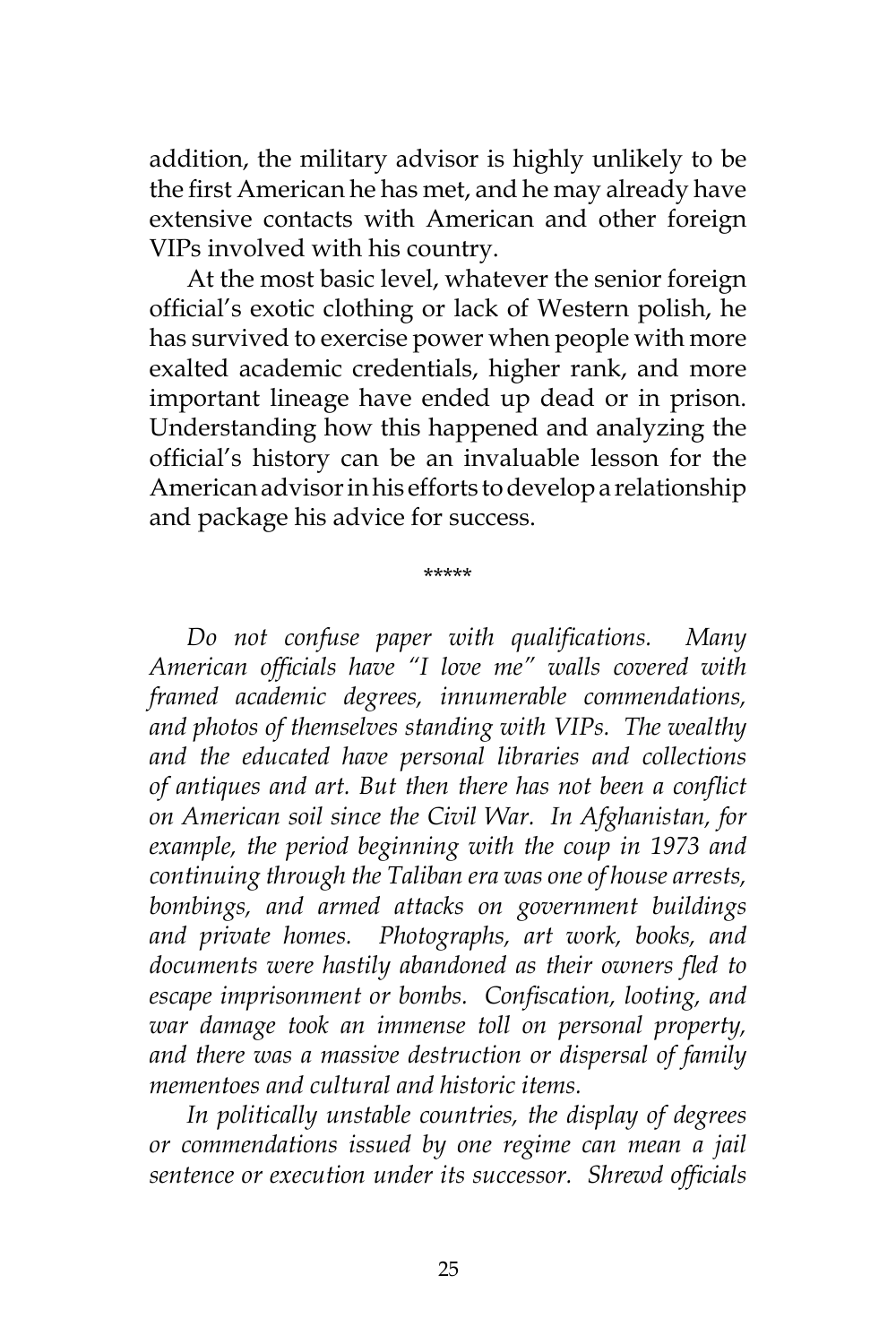addition, the military advisor is highly unlikely to be the first American he has met, and he may already have extensive contacts with American and other foreign VIPs involved with his country.

At the most basic level, whatever the senior foreign official's exotic clothing or lack of Western polish, he has survived to exercise power when people with more exalted academic credentials, higher rank, and more important lineage have ended up dead or in prison. Understanding how this happened and analyzing the official's history can be an invaluable lesson for the American advisor in his efforts to develop a relationship and package his advice for success.

*****

*Do not confuse paper with qualifications. Many American officials have "I love me" walls covered with framed academic degrees, innumerable commendations, and photos of themselves standing with VIPs. The wealthy and the educated have personal libraries and collections of antiques and art. But then there has not been a conflict on American soil since the Civil War. In Afghanistan, for example, the period beginning with the coup in 1973 and continuing through the Taliban era was one of house arrests, bombings, and armed attacks on government buildings and private homes. Photographs, art work, books, and documents were hastily abandoned as their owners fled to escape imprisonment or bombs. Confiscation, looting, and war damage took an immense toll on personal property, and there was a massive destruction or dispersal of family mementoes and cultural and historic items.*

*In politically unstable countries, the display of degrees or commendations issued by one regime can mean a jail sentence or execution under its successor. Shrewd officials*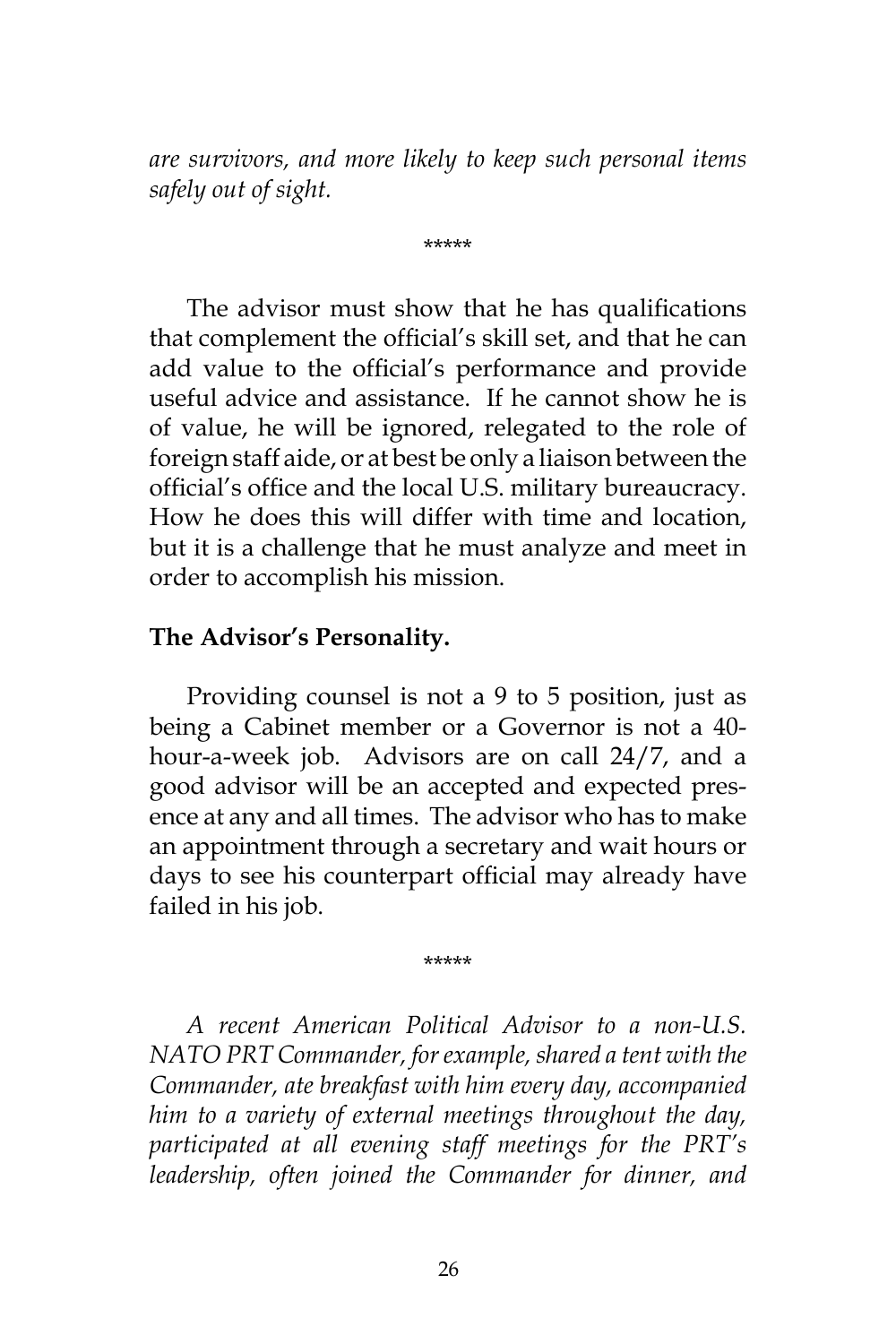*are survivors, and more likely to keep such personal items safely out of sight.*

\*\*\*\*\*

The advisor must show that he has qualifications that complement the official's skill set, and that he can add value to the official's performance and provide useful advice and assistance. If he cannot show he is of value, he will be ignored, relegated to the role of foreign staff aide, or at best be only a liaison between the official's office and the local U.S. military bureaucracy. How he does this will differ with time and location, but it is a challenge that he must analyze and meet in order to accomplish his mission.

**The Advisor's Personality.**

Providing counsel is not a 9 to 5 position, just as being a Cabinet member or a Governor is not a 40-hour-a-week job. Advisors are on call 24/7, and a good advisor will be an accepted and expected presence at any and all times. The advisor who has to make an appointment through a secretary and wait hours or days to see his counterpart official may already have failed in his job.

\*\*\*\*\*

*A recent American Political Advisor to a non-U.S. NATO PRT Commander, for example, shared a tent with the Commander, ate breakfast with him every day, accompanied him to a variety of external meetings throughout the day, participated at all evening staff meetings for the PRT's leadership, often joined the Commander for dinner, and*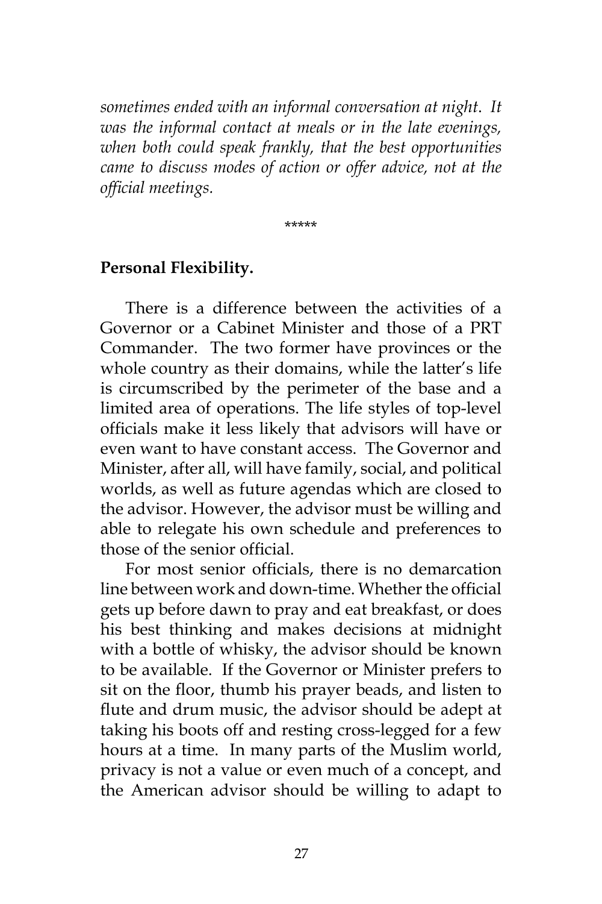*sometimes ended with an informal conversation at night. It was the informal contact at meals or in the late evenings, when both could speak frankly, that the best opportunities came to discuss modes of action or offer advice, not at the official meetings.*

*****

**Personal Flexibility.**

There is a difference between the activities of a Governor or a Cabinet Minister and those of a PRT Commander. The two former have provinces or the whole country as their domains, while the latter's life is circumscribed by the perimeter of the base and a limited area of operations. The life styles of top-level officials make it less likely that advisors will have or even want to have constant access. The Governor and Minister, after all, will have family, social, and political worlds, as well as future agendas which are closed to the advisor. However, the advisor must be willing and able to relegate his own schedule and preferences to those of the senior official.

For most senior officials, there is no demarcation line between work and down-time. Whether the official gets up before dawn to pray and eat breakfast, or does his best thinking and makes decisions at midnight with a bottle of whisky, the advisor should be known to be available. If the Governor or Minister prefers to sit on the floor, thumb his prayer beads, and listen to flute and drum music, the advisor should be adept at taking his boots off and resting cross-legged for a few hours at a time. In many parts of the Muslim world, privacy is not a value or even much of a concept, and the American advisor should be willing to adapt to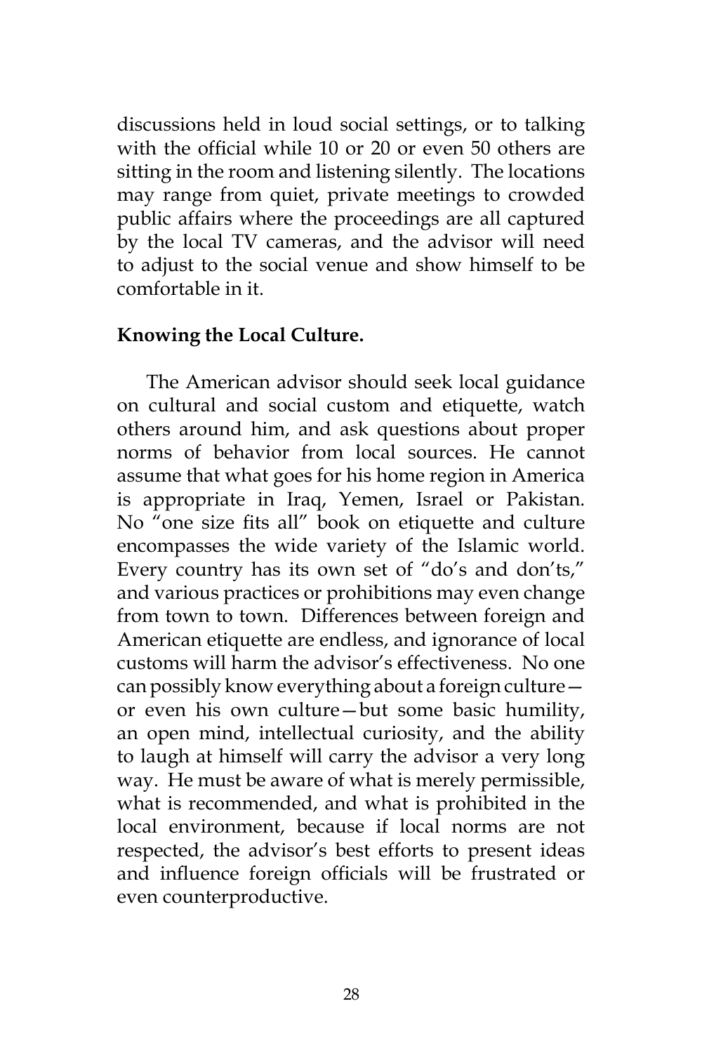discussions held in loud social settings, or to talking with the official while 10 or 20 or even 50 others are sitting in the room and listening silently. The locations may range from quiet, private meetings to crowded public affairs where the proceedings are all captured by the local TV cameras, and the advisor will need to adjust to the social venue and show himself to be comfortable in it.

**Knowing the Local Culture.**

The American advisor should seek local guidance on cultural and social custom and etiquette, watch others around him, and ask questions about proper norms of behavior from local sources. He cannot assume that what goes for his home region in America is appropriate in Iraq, Yemen, Israel or Pakistan. No "one size fits all" book on etiquette and culture encompasses the wide variety of the Islamic world. Every country has its own set of "do's and don'ts," and various practices or prohibitions may even change from town to town. Differences between foreign and American etiquette are endless, and ignorance of local customs will harm the advisor's effectiveness. No one can possibly know everything about a foreign culture—or even his own culture—but some basic humility, an open mind, intellectual curiosity, and the ability to laugh at himself will carry the advisor a very long way. He must be aware of what is merely permissible, what is recommended, and what is prohibited in the local environment, because if local norms are not respected, the advisor's best efforts to present ideas and influence foreign officials will be frustrated or even counterproductive.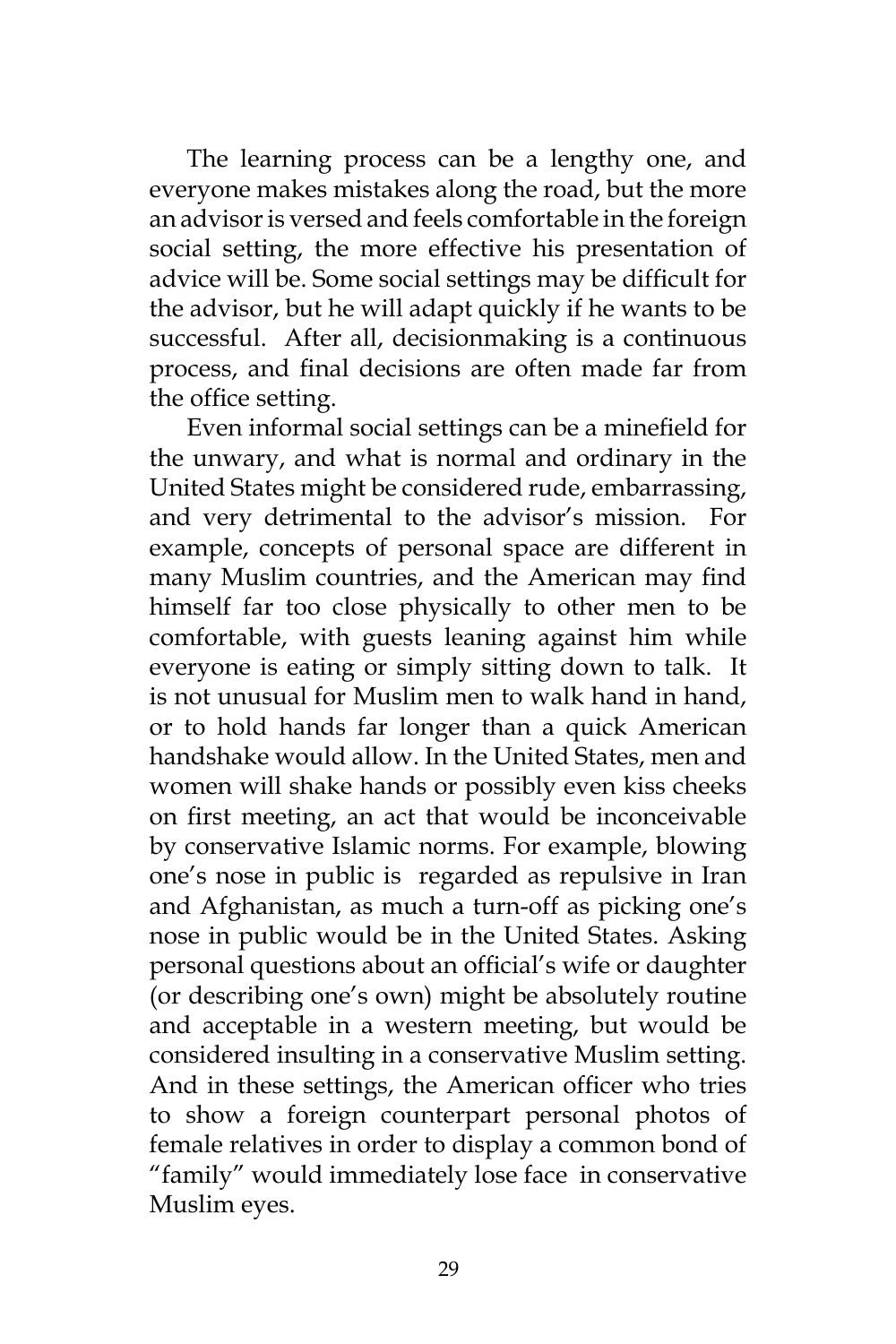The learning process can be a lengthy one, and everyone makes mistakes along the road, but the more an advisor is versed and feels comfortable in the foreign social setting, the more effective his presentation of advice will be. Some social settings may be difficult for the advisor, but he will adapt quickly if he wants to be successful. After all, decisionmaking is a continuous process, and final decisions are often made far from the office setting.

Even informal social settings can be a minefield for the unwary, and what is normal and ordinary in the United States might be considered rude, embarrassing, and very detrimental to the advisor's mission. For example, concepts of personal space are different in many Muslim countries, and the American may find himself far too close physically to other men to be comfortable, with guests leaning against him while everyone is eating or simply sitting down to talk. It is not unusual for Muslim men to walk hand in hand, or to hold hands far longer than a quick American handshake would allow. In the United States, men and women will shake hands or possibly even kiss cheeks on first meeting, an act that would be inconceivable by conservative Islamic norms. For example, blowing one's nose in public is regarded as repulsive in Iran and Afghanistan, as much a turn-off as picking one's nose in public would be in the United States. Asking personal questions about an official's wife or daughter (or describing one's own) might be absolutely routine and acceptable in a western meeting, but would be considered insulting in a conservative Muslim setting. And in these settings, the American officer who tries to show a foreign counterpart personal photos of female relatives in order to display a common bond of "family" would immediately lose face in conservative Muslim eyes.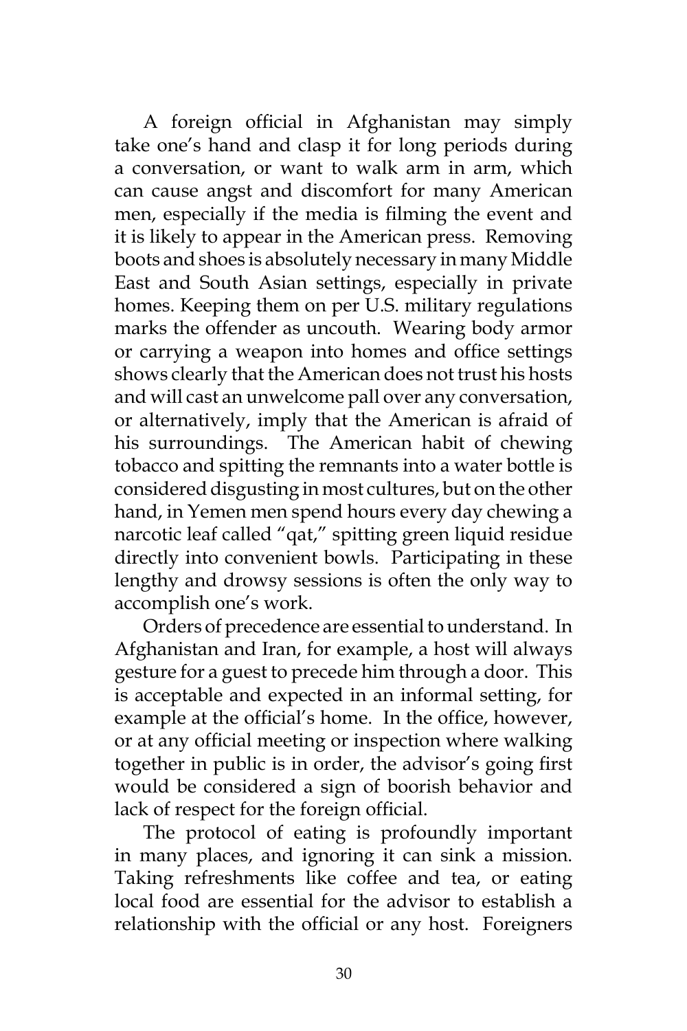A foreign official in Afghanistan may simply take one's hand and clasp it for long periods during a conversation, or want to walk arm in arm, which can cause angst and discomfort for many American men, especially if the media is filming the event and it is likely to appear in the American press. Removing boots and shoes is absolutely necessary in many Middle East and South Asian settings, especially in private homes. Keeping them on per U.S. military regulations marks the offender as uncouth. Wearing body armor or carrying a weapon into homes and office settings shows clearly that the American does not trust his hosts and will cast an unwelcome pall over any conversation, or alternatively, imply that the American is afraid of his surroundings. The American habit of chewing tobacco and spitting the remnants into a water bottle is considered disgusting in most cultures, but on the other hand, in Yemen men spend hours every day chewing a narcotic leaf called "qat," spitting green liquid residue directly into convenient bowls. Participating in these lengthy and drowsy sessions is often the only way to accomplish one's work.

Orders of precedence are essential to understand. In Afghanistan and Iran, for example, a host will always gesture for a guest to precede him through a door. This is acceptable and expected in an informal setting, for example at the official's home. In the office, however, or at any official meeting or inspection where walking together in public is in order, the advisor's going first would be considered a sign of boorish behavior and lack of respect for the foreign official.

The protocol of eating is profoundly important in many places, and ignoring it can sink a mission. Taking refreshments like coffee and tea, or eating local food are essential for the advisor to establish a relationship with the official or any host. Foreigners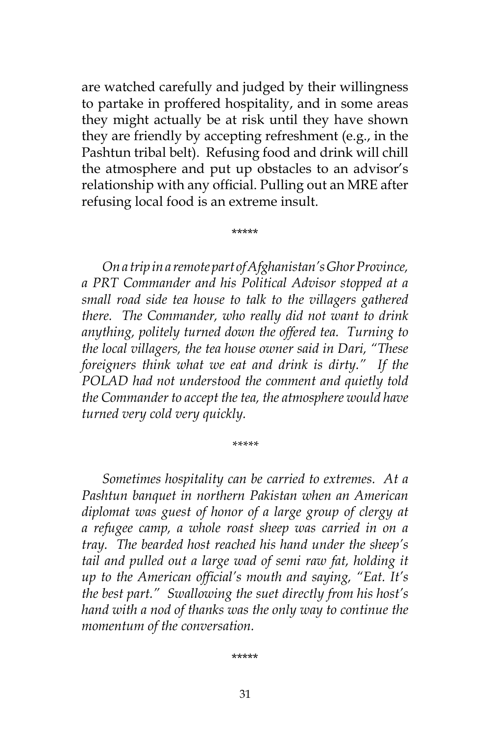are watched carefully and judged by their willingness to partake in proffered hospitality, and in some areas they might actually be at risk until they have shown they are friendly by accepting refreshment (e.g., in the Pashtun tribal belt). Refusing food and drink will chill the atmosphere and put up obstacles to an advisor's relationship with any official. Pulling out an MRE after refusing local food is an extreme insult.

\*\*\*\*\*

*On a trip in a remote part of Afghanistan's Ghor Province, a PRT Commander and his Political Advisor stopped at a small road side tea house to talk to the villagers gathered there. The Commander, who really did not want to drink anything, politely turned down the offered tea. Turning to the local villagers, the tea house owner said in Dari, "These foreigners think what we eat and drink is dirty." If the POLAD had not understood the comment and quietly told the Commander to accept the tea, the atmosphere would have turned very cold very quickly.*

\*\*\*\*\*

*Sometimes hospitality can be carried to extremes. At a Pashtun banquet in northern Pakistan when an American diplomat was guest of honor of a large group of clergy at a refugee camp, a whole roast sheep was carried in on a tray. The bearded host reached his hand under the sheep's tail and pulled out a large wad of semi raw fat, holding it up to the American official's mouth and saying, "Eat. It's the best part." Swallowing the suet directly from his host's hand with a nod of thanks was the only way to continue the momentum of the conversation.*

\*\*\*\*\*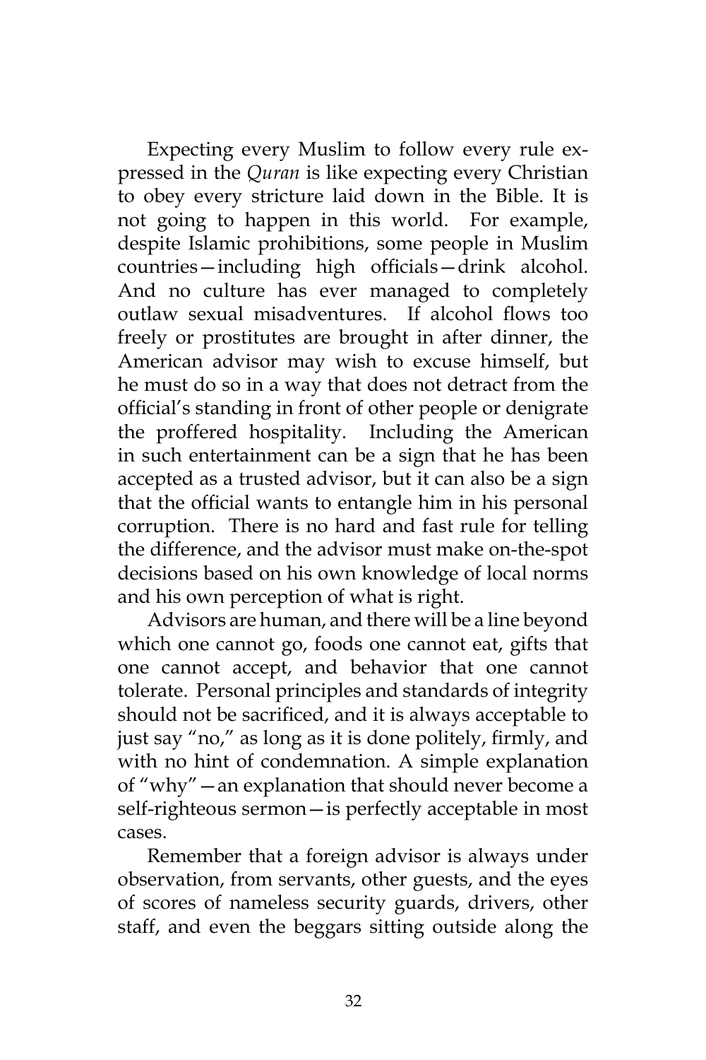Expecting every Muslim to follow every rule expressed in the *Quran* is like expecting every Christian to obey every stricture laid down in the Bible. It is not going to happen in this world. For example, despite Islamic prohibitions, some people in Muslim countries—including high officials—drink alcohol. And no culture has ever managed to completely outlaw sexual misadventures. If alcohol flows too freely or prostitutes are brought in after dinner, the American advisor may wish to excuse himself, but he must do so in a way that does not detract from the official's standing in front of other people or denigrate the proffered hospitality. Including the American in such entertainment can be a sign that he has been accepted as a trusted advisor, but it can also be a sign that the official wants to entangle him in his personal corruption. There is no hard and fast rule for telling the difference, and the advisor must make on-the-spot decisions based on his own knowledge of local norms and his own perception of what is right.

Advisors are human, and there will be a line beyond which one cannot go, foods one cannot eat, gifts that one cannot accept, and behavior that one cannot tolerate. Personal principles and standards of integrity should not be sacrificed, and it is always acceptable to just say "no," as long as it is done politely, firmly, and with no hint of condemnation. A simple explanation of "why"—an explanation that should never become a self-righteous sermon—is perfectly acceptable in most cases.

Remember that a foreign advisor is always under observation, from servants, other guests, and the eyes of scores of nameless security guards, drivers, other staff, and even the beggars sitting outside along the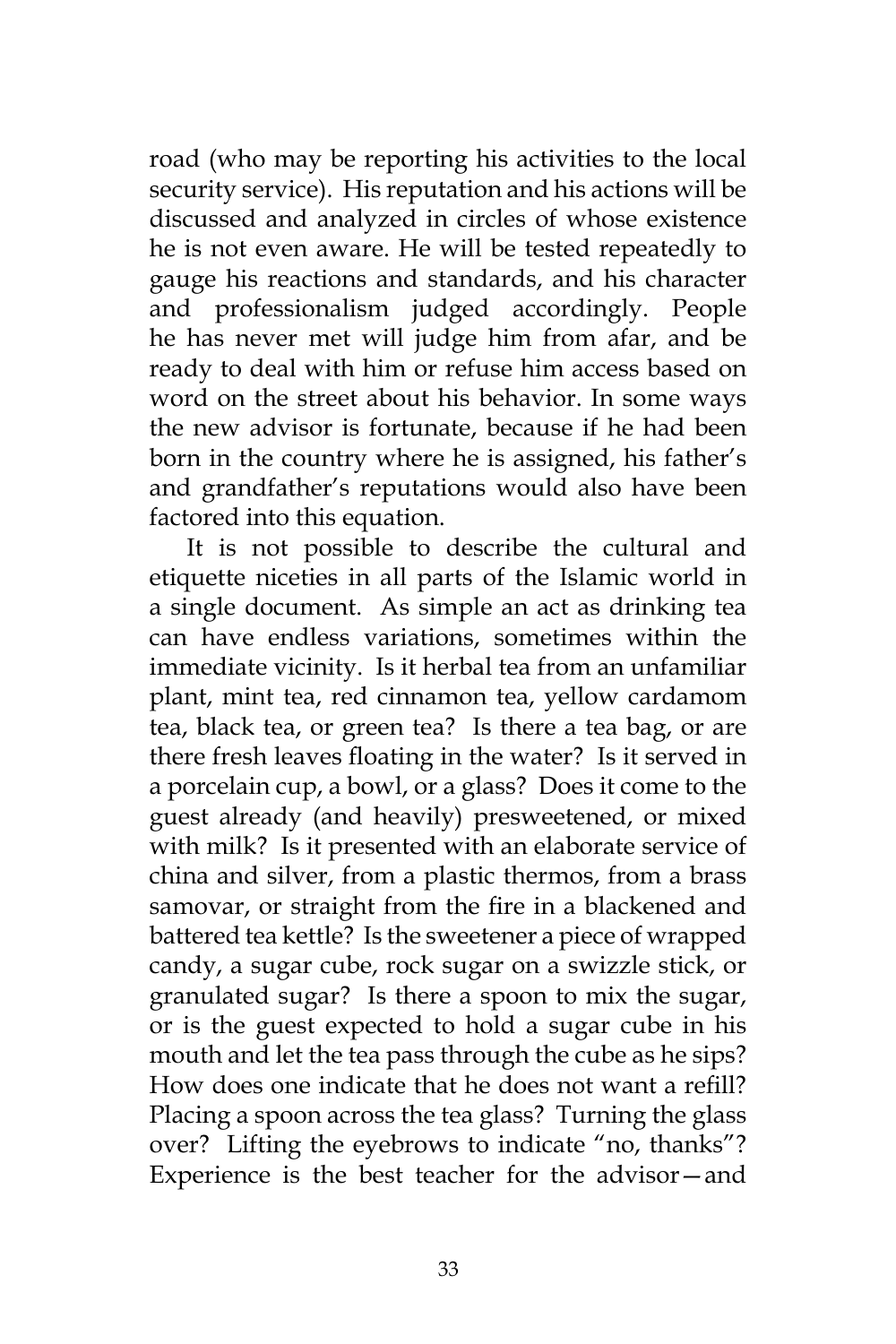road (who may be reporting his activities to the local security service). His reputation and his actions will be discussed and analyzed in circles of whose existence he is not even aware. He will be tested repeatedly to gauge his reactions and standards, and his character and professionalism judged accordingly. People he has never met will judge him from afar, and be ready to deal with him or refuse him access based on word on the street about his behavior. In some ways the new advisor is fortunate, because if he had been born in the country where he is assigned, his father's and grandfather's reputations would also have been factored into this equation.

It is not possible to describe the cultural and etiquette niceties in all parts of the Islamic world in a single document. As simple an act as drinking tea can have endless variations, sometimes within the immediate vicinity. Is it herbal tea from an unfamiliar plant, mint tea, red cinnamon tea, yellow cardamom tea, black tea, or green tea? Is there a tea bag, or are there fresh leaves floating in the water? Is it served in a porcelain cup, a bowl, or a glass? Does it come to the guest already (and heavily) presweetened, or mixed with milk? Is it presented with an elaborate service of china and silver, from a plastic thermos, from a brass samovar, or straight from the fire in a blackened and battered tea kettle? Is the sweetener a piece of wrapped candy, a sugar cube, rock sugar on a swizzle stick, or granulated sugar? Is there a spoon to mix the sugar, or is the guest expected to hold a sugar cube in his mouth and let the tea pass through the cube as he sips? How does one indicate that he does not want a refill? Placing a spoon across the tea glass? Turning the glass over? Lifting the eyebrows to indicate "no, thanks"? Experience is the best teacher for the advisor—and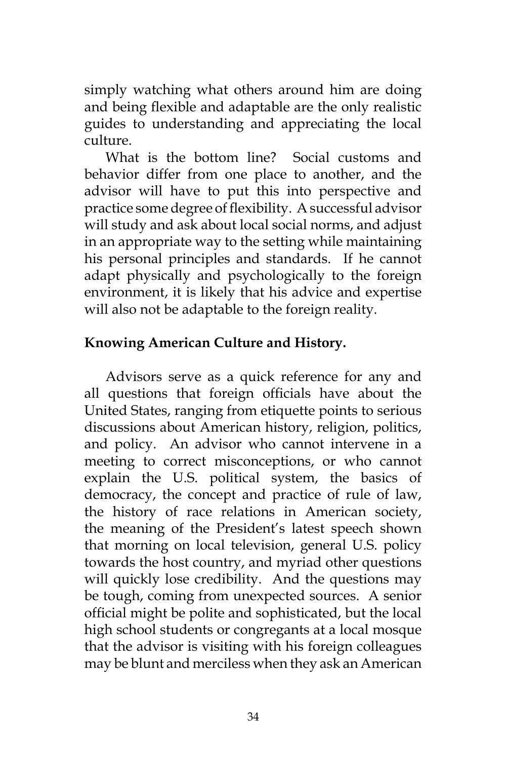simply watching what others around him are doing and being flexible and adaptable are the only realistic guides to understanding and appreciating the local culture.

What is the bottom line? Social customs and behavior differ from one place to another, and the advisor will have to put this into perspective and practice some degree of flexibility. A successful advisor will study and ask about local social norms, and adjust in an appropriate way to the setting while maintaining his personal principles and standards. If he cannot adapt physically and psychologically to the foreign environment, it is likely that his advice and expertise will also not be adaptable to the foreign reality.

**Knowing American Culture and History.**

Advisors serve as a quick reference for any and all questions that foreign officials have about the United States, ranging from etiquette points to serious discussions about American history, religion, politics, and policy. An advisor who cannot intervene in a meeting to correct misconceptions, or who cannot explain the U.S. political system, the basics of democracy, the concept and practice of rule of law, the history of race relations in American society, the meaning of the President's latest speech shown that morning on local television, general U.S. policy towards the host country, and myriad other questions will quickly lose credibility. And the questions may be tough, coming from unexpected sources. A senior official might be polite and sophisticated, but the local high school students or congregants at a local mosque that the advisor is visiting with his foreign colleagues may be blunt and merciless when they ask an American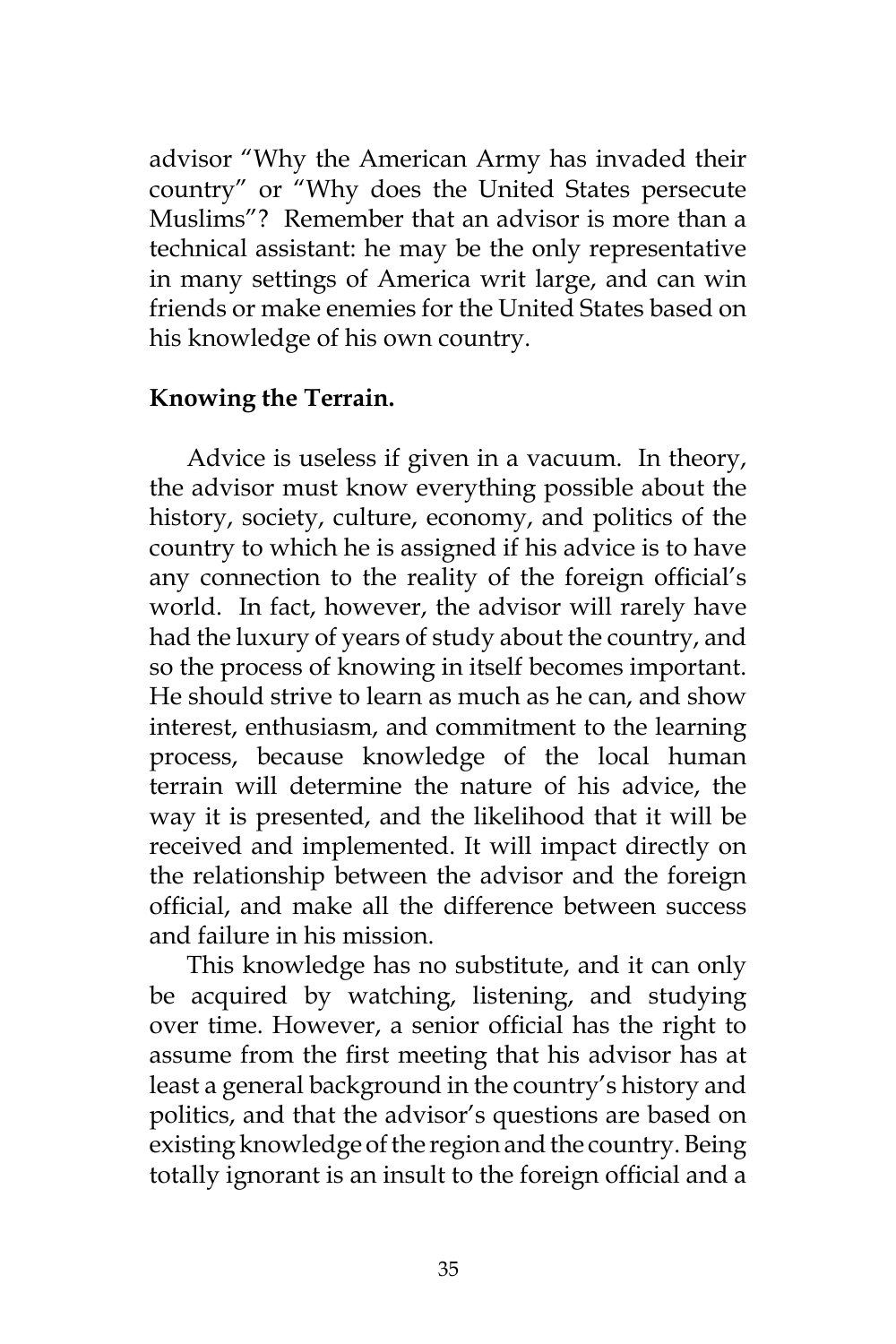advisor "Why the American Army has invaded their country" or "Why does the United States persecute Muslims"? Remember that an advisor is more than a technical assistant: he may be the only representative in many settings of America writ large, and can win friends or make enemies for the United States based on his knowledge of his own country.

**Knowing the Terrain.**

Advice is useless if given in a vacuum. In theory, the advisor must know everything possible about the history, society, culture, economy, and politics of the country to which he is assigned if his advice is to have any connection to the reality of the foreign official's world. In fact, however, the advisor will rarely have had the luxury of years of study about the country, and so the process of knowing in itself becomes important. He should strive to learn as much as he can, and show interest, enthusiasm, and commitment to the learning process, because knowledge of the local human terrain will determine the nature of his advice, the way it is presented, and the likelihood that it will be received and implemented. It will impact directly on the relationship between the advisor and the foreign official, and make all the difference between success and failure in his mission.

This knowledge has no substitute, and it can only be acquired by watching, listening, and studying over time. However, a senior official has the right to assume from the first meeting that his advisor has at least a general background in the country's history and politics, and that the advisor's questions are based on existing knowledge of the region and the country. Being totally ignorant is an insult to the foreign official and a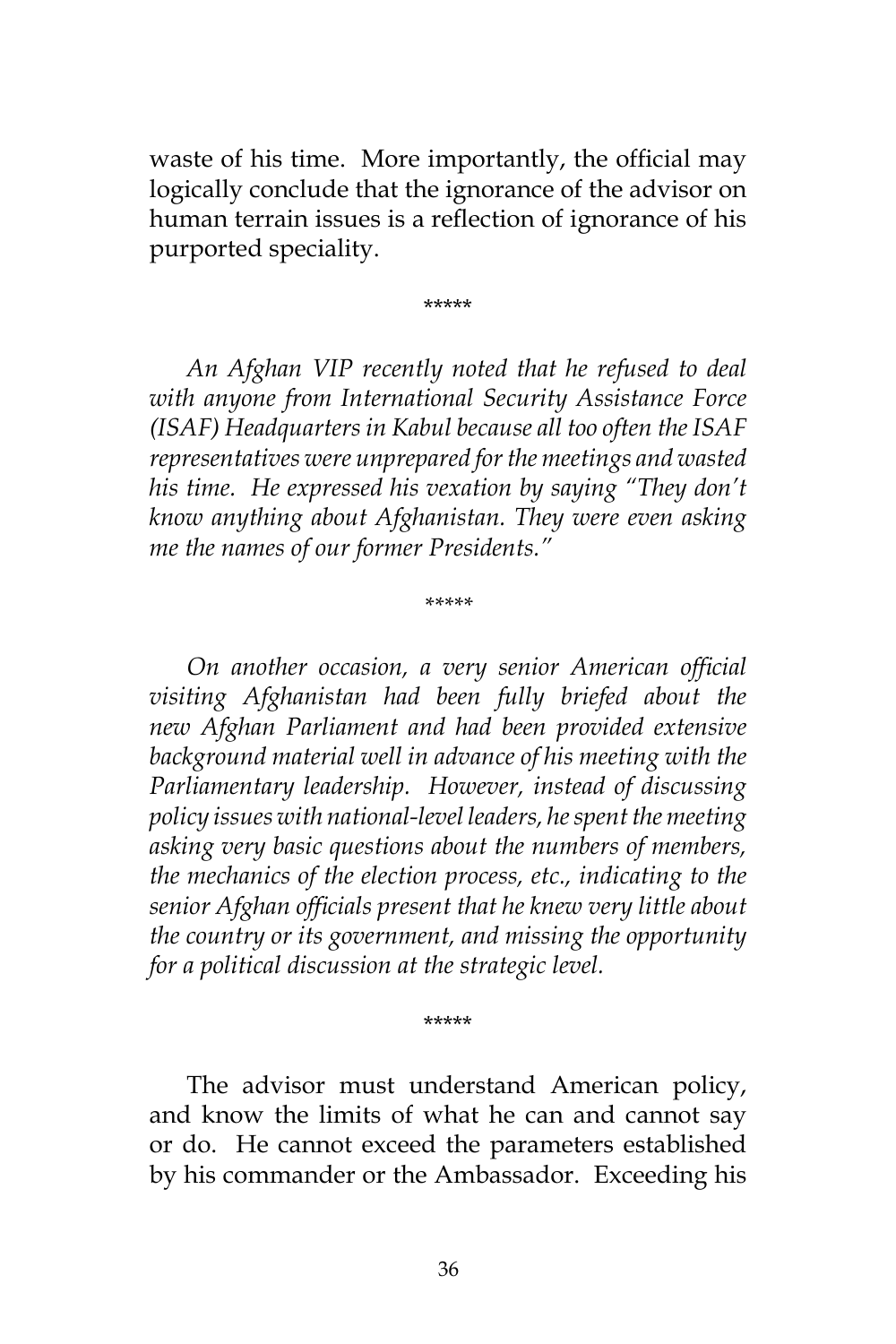waste of his time. More importantly, the official may logically conclude that the ignorance of the advisor on human terrain issues is a reflection of ignorance of his purported speciality.

*****

*An Afghan VIP recently noted that he refused to deal with anyone from International Security Assistance Force (ISAF) Headquarters in Kabul because all too often the ISAF representatives were unprepared for the meetings and wasted his time. He expressed his vexation by saying "They don't know anything about Afghanistan. They were even asking me the names of our former Presidents."*

*****

*On another occasion, a very senior American official visiting Afghanistan had been fully briefed about the new Afghan Parliament and had been provided extensive background material well in advance of his meeting with the Parliamentary leadership. However, instead of discussing policy issues with national-level leaders, he spent the meeting asking very basic questions about the numbers of members, the mechanics of the election process, etc., indicating to the senior Afghan officials present that he knew very little about the country or its government, and missing the opportunity for a political discussion at the strategic level.*

*****

The advisor must understand American policy, and know the limits of what he can and cannot say or do. He cannot exceed the parameters established by his commander or the Ambassador. Exceeding his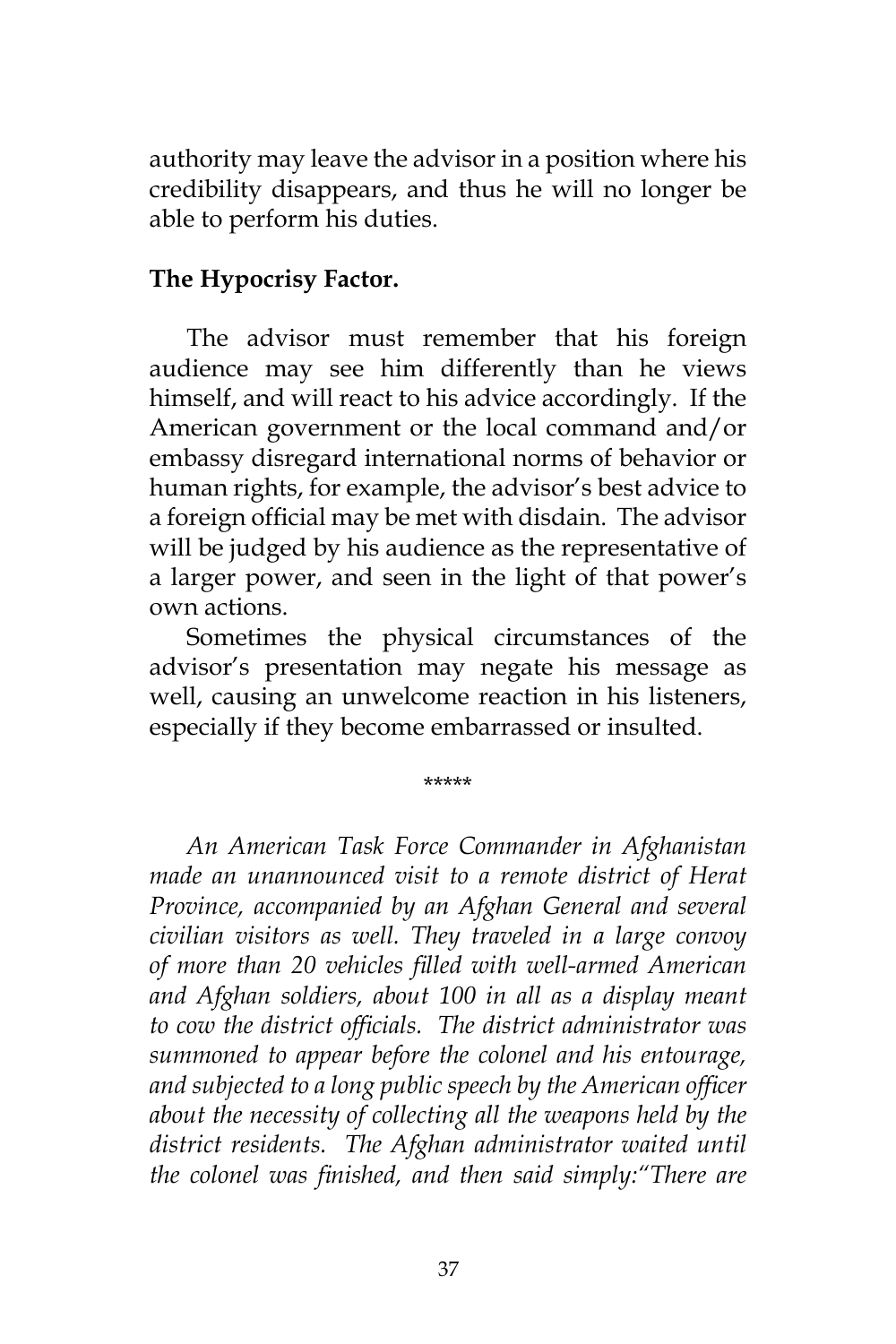authority may leave the advisor in a position where his credibility disappears, and thus he will no longer be able to perform his duties.

**The Hypocrisy Factor.**

The advisor must remember that his foreign audience may see him differently than he views himself, and will react to his advice accordingly. If the American government or the local command and/or embassy disregard international norms of behavior or human rights, for example, the advisor's best advice to a foreign official may be met with disdain. The advisor will be judged by his audience as the representative of a larger power, and seen in the light of that power's own actions.

Sometimes the physical circumstances of the advisor's presentation may negate his message as well, causing an unwelcome reaction in his listeners, especially if they become embarrassed or insulted.

*****

*An American Task Force Commander in Afghanistan made an unannounced visit to a remote district of Herat Province, accompanied by an Afghan General and several civilian visitors as well. They traveled in a large convoy of more than 20 vehicles filled with well-armed American and Afghan soldiers, about 100 in all as a display meant to cow the district officials. The district administrator was summoned to appear before the colonel and his entourage, and subjected to a long public speech by the American officer about the necessity of collecting all the weapons held by the district residents. The Afghan administrator waited until the colonel was finished, and then said simply:"There are*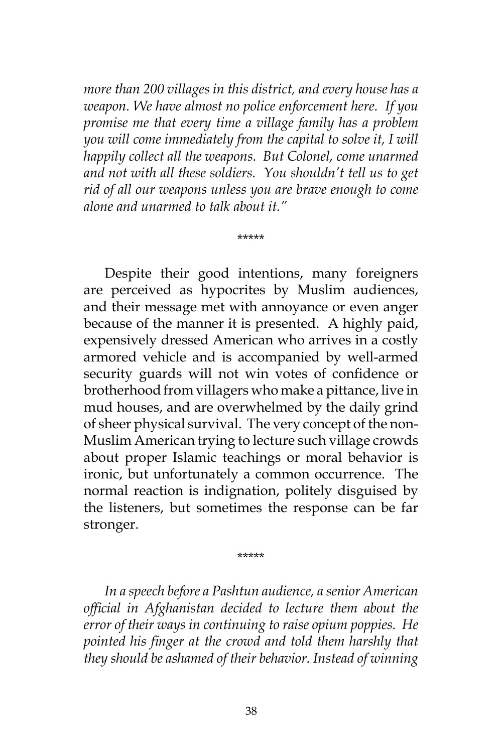*more than 200 villages in this district, and every house has a weapon. We have almost no police enforcement here. If you promise me that every time a village family has a problem you will come immediately from the capital to solve it, I will happily collect all the weapons. But Colonel, come unarmed and not with all these soldiers. You shouldn't tell us to get rid of all our weapons unless you are brave enough to come alone and unarmed to talk about it."*

*****

Despite their good intentions, many foreigners are perceived as hypocrites by Muslim audiences, and their message met with annoyance or even anger because of the manner it is presented. A highly paid, expensively dressed American who arrives in a costly armored vehicle and is accompanied by well-armed security guards will not win votes of confidence or brotherhood from villagers who make a pittance, live in mud houses, and are overwhelmed by the daily grind of sheer physical survival. The very concept of the non-Muslim American trying to lecture such village crowds about proper Islamic teachings or moral behavior is ironic, but unfortunately a common occurrence. The normal reaction is indignation, politely disguised by the listeners, but sometimes the response can be far stronger.

*****

*In a speech before a Pashtun audience, a senior American official in Afghanistan decided to lecture them about the error of their ways in continuing to raise opium poppies. He pointed his finger at the crowd and told them harshly that they should be ashamed of their behavior. Instead of winning*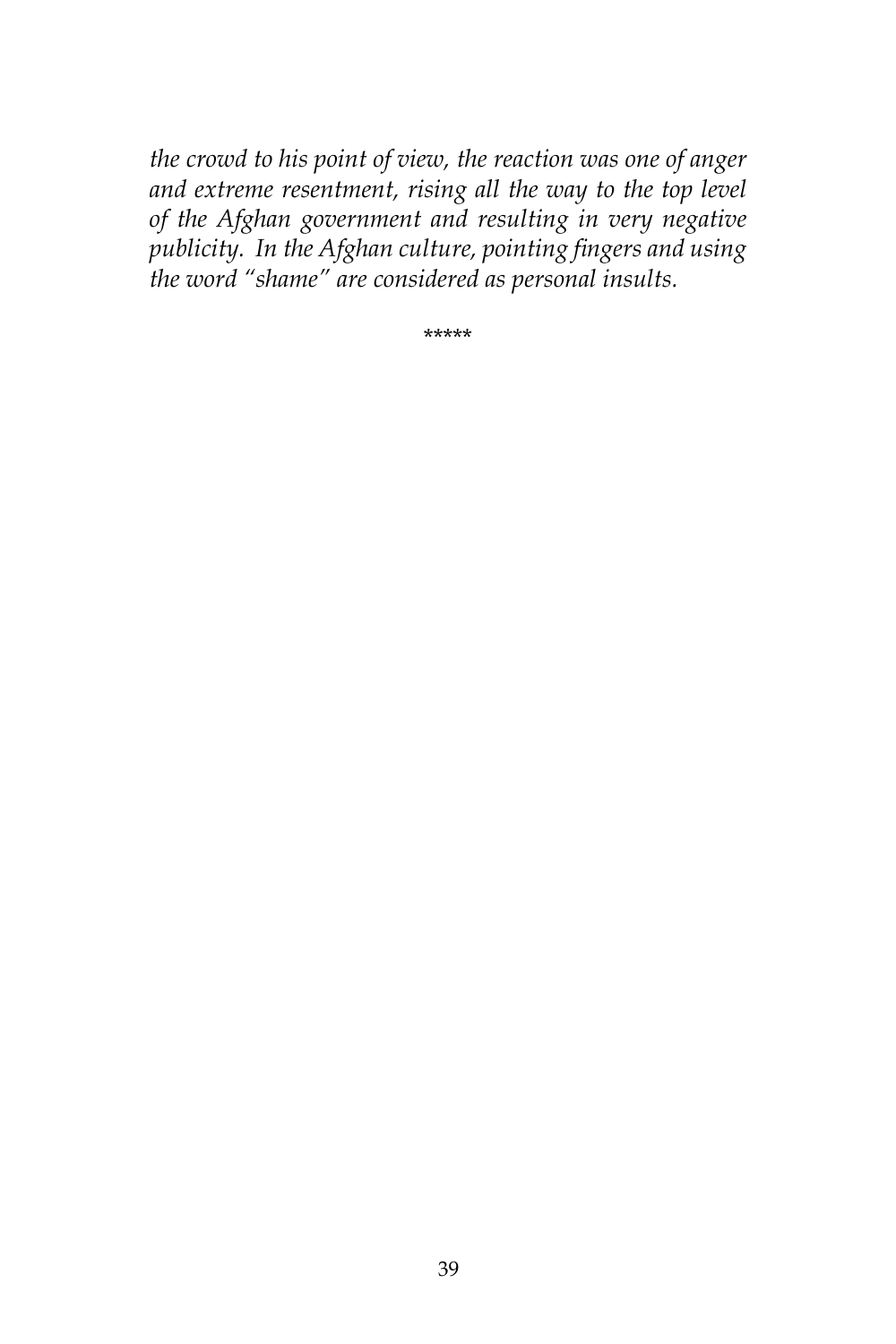*the crowd to his point of view, the reaction was one of anger and extreme resentment, rising all the way to the top level of the Afghan government and resulting in very negative publicity. In the Afghan culture, pointing fingers and using the word "shame" are considered as personal insults.*

*****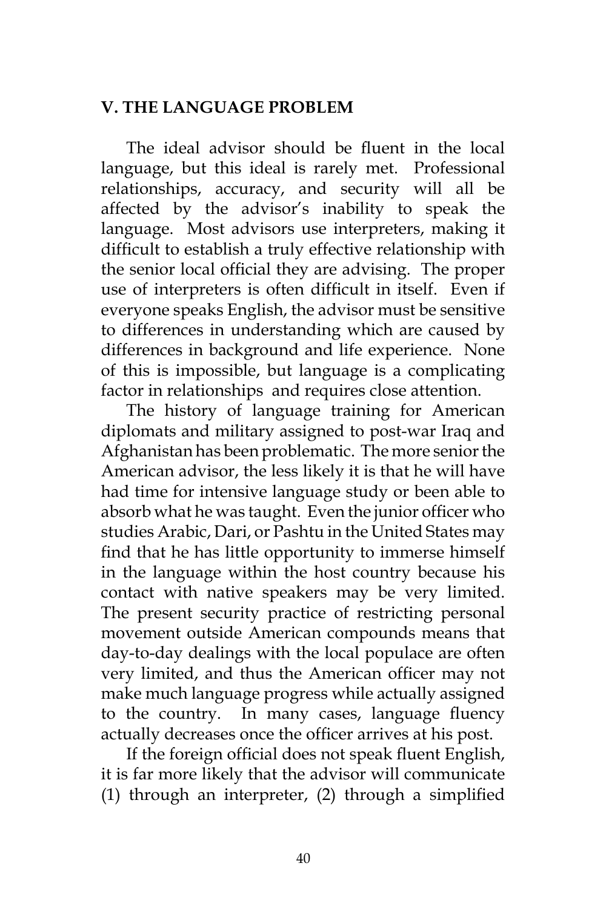## V. THE LANGUAGE PROBLEM

The ideal advisor should be fluent in the local language, but this ideal is rarely met. Professional relationships, accuracy, and security will all be affected by the advisor's inability to speak the language. Most advisors use interpreters, making it difficult to establish a truly effective relationship with the senior local official they are advising. The proper use of interpreters is often difficult in itself. Even if everyone speaks English, the advisor must be sensitive to differences in understanding which are caused by differences in background and life experience. None of this is impossible, but language is a complicating factor in relationships and requires close attention.

The history of language training for American diplomats and military assigned to post-war Iraq and Afghanistan has been problematic. The more senior the American advisor, the less likely it is that he will have had time for intensive language study or been able to absorb what he was taught. Even the junior officer who studies Arabic, Dari, or Pashtu in the United States may find that he has little opportunity to immerse himself in the language within the host country because his contact with native speakers may be very limited. The present security practice of restricting personal movement outside American compounds means that day-to-day dealings with the local populace are often very limited, and thus the American officer may not make much language progress while actually assigned to the country. In many cases, language fluency actually decreases once the officer arrives at his post.

If the foreign official does not speak fluent English, it is far more likely that the advisor will communicate (1) through an interpreter, (2) through a simplified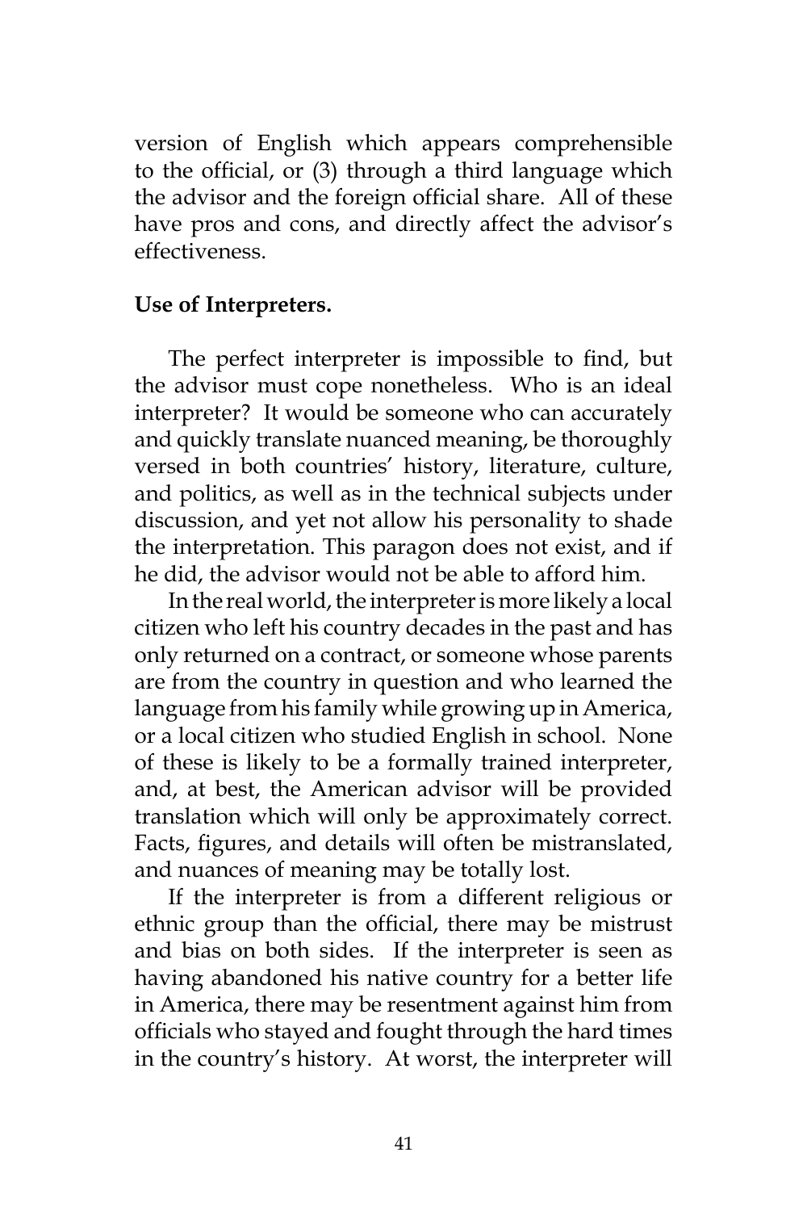version of English which appears comprehensible to the official, or (3) through a third language which the advisor and the foreign official share. All of these have pros and cons, and directly affect the advisor's effectiveness.

**Use of Interpreters.**

The perfect interpreter is impossible to find, but the advisor must cope nonetheless. Who is an ideal interpreter? It would be someone who can accurately and quickly translate nuanced meaning, be thoroughly versed in both countries' history, literature, culture, and politics, as well as in the technical subjects under discussion, and yet not allow his personality to shade the interpretation. This paragon does not exist, and if he did, the advisor would not be able to afford him.

In the real world, the interpreter is more likely a local citizen who left his country decades in the past and has only returned on a contract, or someone whose parents are from the country in question and who learned the language from his family while growing up in America, or a local citizen who studied English in school. None of these is likely to be a formally trained interpreter, and, at best, the American advisor will be provided translation which will only be approximately correct. Facts, figures, and details will often be mistranslated, and nuances of meaning may be totally lost.

If the interpreter is from a different religious or ethnic group than the official, there may be mistrust and bias on both sides. If the interpreter is seen as having abandoned his native country for a better life in America, there may be resentment against him from officials who stayed and fought through the hard times in the country's history. At worst, the interpreter will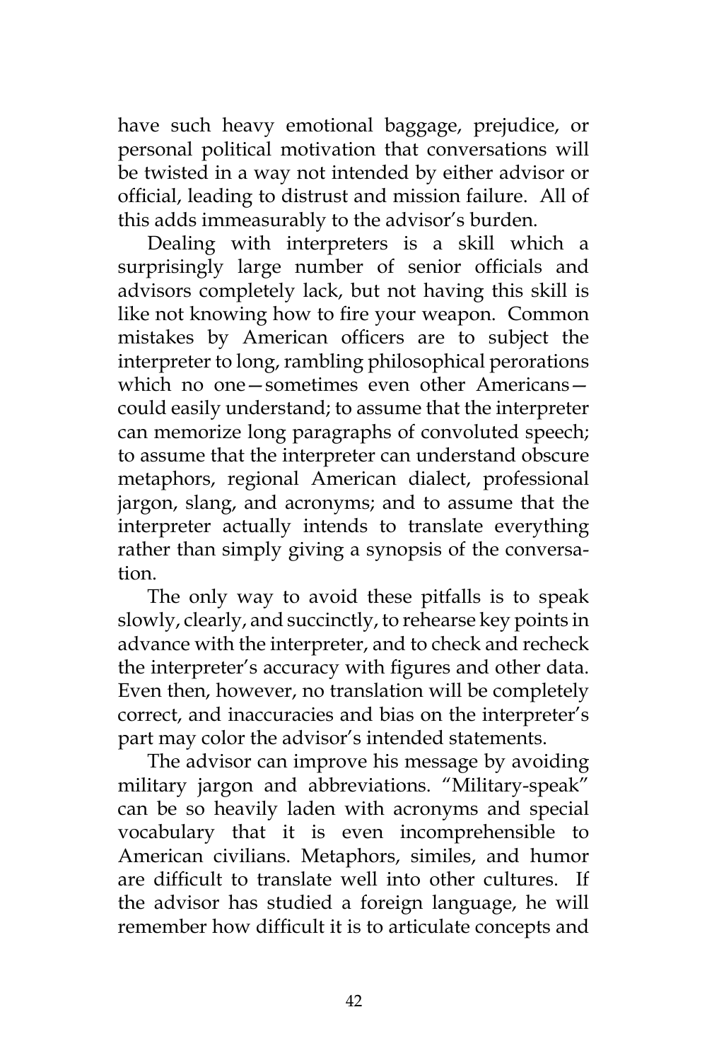have such heavy emotional baggage, prejudice, or personal political motivation that conversations will be twisted in a way not intended by either advisor or official, leading to distrust and mission failure. All of this adds immeasurably to the advisor's burden.

Dealing with interpreters is a skill which a surprisingly large number of senior officials and advisors completely lack, but not having this skill is like not knowing how to fire your weapon. Common mistakes by American officers are to subject the interpreter to long, rambling philosophical perorations which no one—sometimes even other Americans—could easily understand; to assume that the interpreter can memorize long paragraphs of convoluted speech; to assume that the interpreter can understand obscure metaphors, regional American dialect, professional jargon, slang, and acronyms; and to assume that the interpreter actually intends to translate everything rather than simply giving a synopsis of the conversation.

The only way to avoid these pitfalls is to speak slowly, clearly, and succinctly, to rehearse key points in advance with the interpreter, and to check and recheck the interpreter's accuracy with figures and other data. Even then, however, no translation will be completely correct, and inaccuracies and bias on the interpreter's part may color the advisor's intended statements.

The advisor can improve his message by avoiding military jargon and abbreviations. "Military-speak" can be so heavily laden with acronyms and special vocabulary that it is even incomprehensible to American civilians. Metaphors, similes, and humor are difficult to translate well into other cultures. If the advisor has studied a foreign language, he will remember how difficult it is to articulate concepts and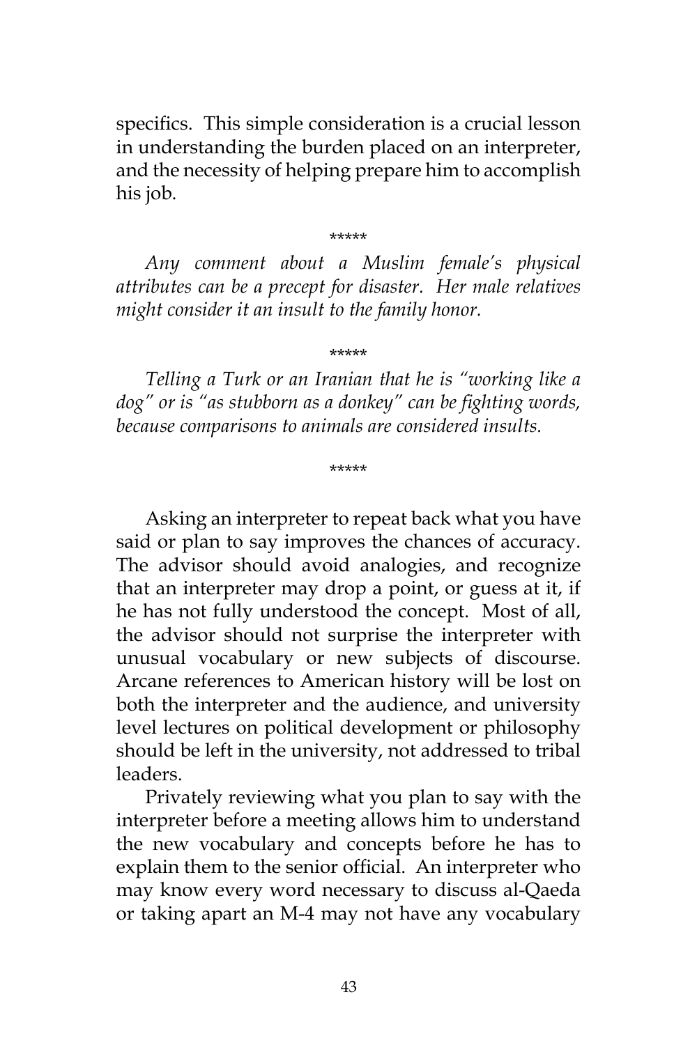specifics. This simple consideration is a crucial lesson in understanding the burden placed on an interpreter, and the necessity of helping prepare him to accomplish his job.

*****

*Any comment about a Muslim female's physical attributes can be a precept for disaster. Her male relatives might consider it an insult to the family honor.*

*****

*Telling a Turk or an Iranian that he is "working like a dog" or is "as stubborn as a donkey" can be fighting words, because comparisons to animals are considered insults.*

*****

Asking an interpreter to repeat back what you have said or plan to say improves the chances of accuracy. The advisor should avoid analogies, and recognize that an interpreter may drop a point, or guess at it, if he has not fully understood the concept. Most of all, the advisor should not surprise the interpreter with unusual vocabulary or new subjects of discourse. Arcane references to American history will be lost on both the interpreter and the audience, and university level lectures on political development or philosophy should be left in the university, not addressed to tribal leaders.

Privately reviewing what you plan to say with the interpreter before a meeting allows him to understand the new vocabulary and concepts before he has to explain them to the senior official. An interpreter who may know every word necessary to discuss al-Qaeda or taking apart an M-4 may not have any vocabulary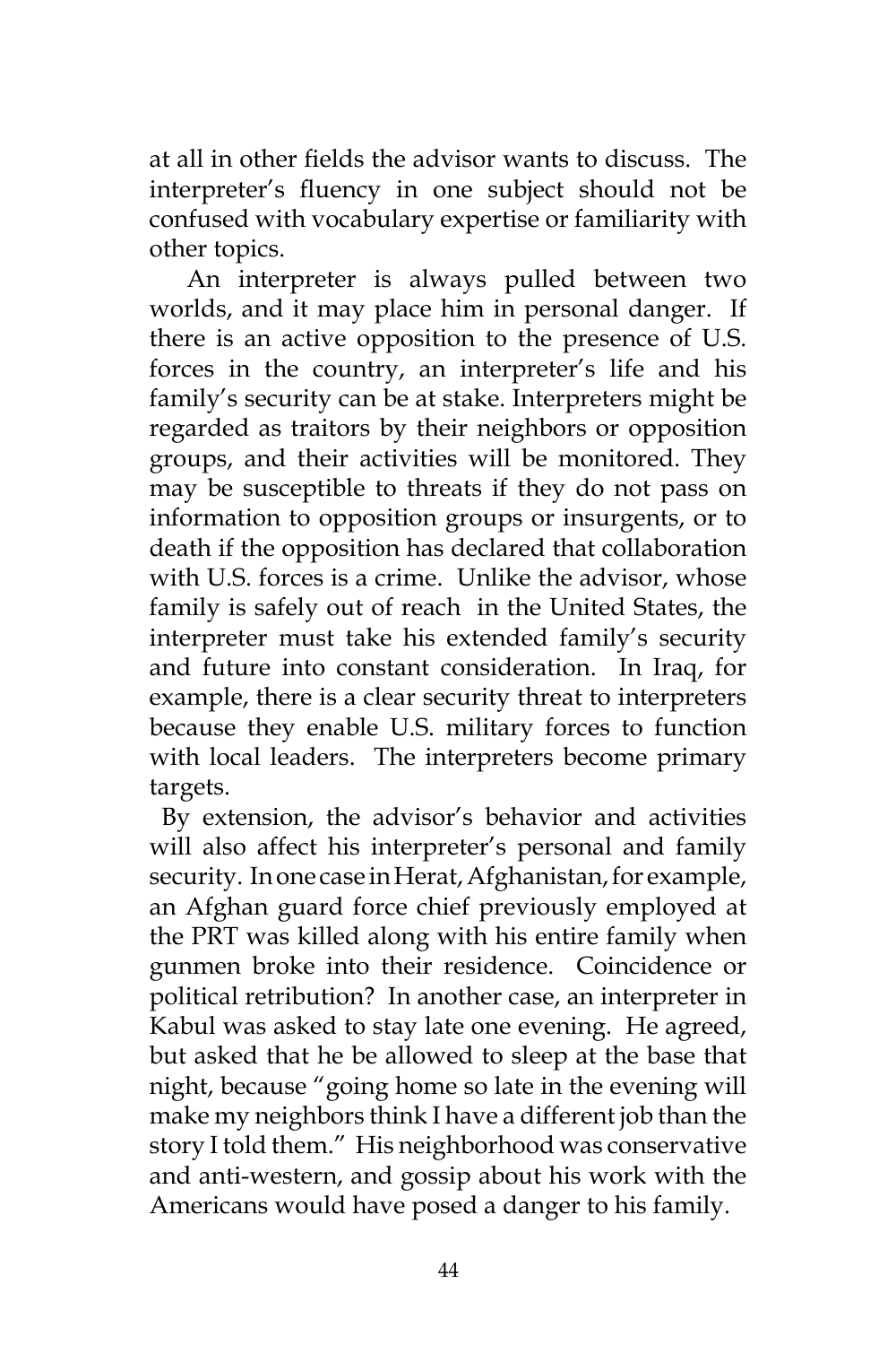at all in other fields the advisor wants to discuss. The interpreter's fluency in one subject should not be confused with vocabulary expertise or familiarity with other topics.

An interpreter is always pulled between two worlds, and it may place him in personal danger. If there is an active opposition to the presence of U.S. forces in the country, an interpreter's life and his family's security can be at stake. Interpreters might be regarded as traitors by their neighbors or opposition groups, and their activities will be monitored. They may be susceptible to threats if they do not pass on information to opposition groups or insurgents, or to death if the opposition has declared that collaboration with U.S. forces is a crime. Unlike the advisor, whose family is safely out of reach in the United States, the interpreter must take his extended family's security and future into constant consideration. In Iraq, for example, there is a clear security threat to interpreters because they enable U.S. military forces to function with local leaders. The interpreters become primary targets.

By extension, the advisor's behavior and activities will also affect his interpreter's personal and family security. In one case in Herat, Afghanistan, for example, an Afghan guard force chief previously employed at the PRT was killed along with his entire family when gunmen broke into their residence. Coincidence or political retribution? In another case, an interpreter in Kabul was asked to stay late one evening. He agreed, but asked that he be allowed to sleep at the base that night, because "going home so late in the evening will make my neighbors think I have a different job than the story I told them." His neighborhood was conservative and anti-western, and gossip about his work with the Americans would have posed a danger to his family.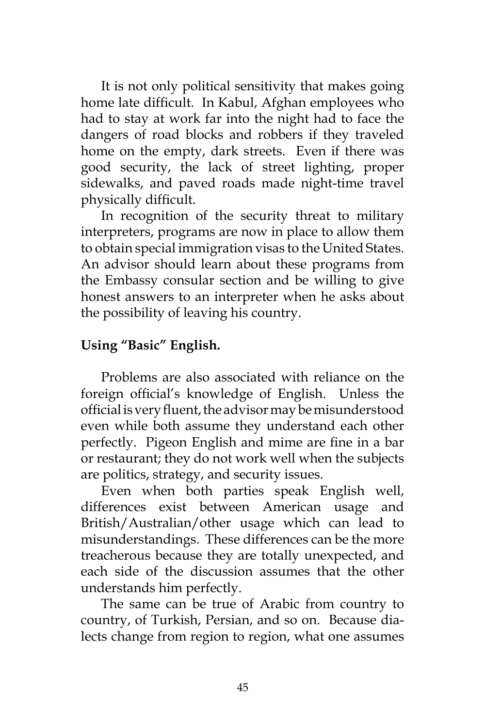It is not only political sensitivity that makes going home late difficult. In Kabul, Afghan employees who had to stay at work far into the night had to face the dangers of road blocks and robbers if they traveled home on the empty, dark streets. Even if there was good security, the lack of street lighting, proper sidewalks, and paved roads made night-time travel physically difficult.

In recognition of the security threat to military interpreters, programs are now in place to allow them to obtain special immigration visas to the United States. An advisor should learn about these programs from the Embassy consular section and be willing to give honest answers to an interpreter when he asks about the possibility of leaving his country.

**Using "Basic" English.**

Problems are also associated with reliance on the foreign official's knowledge of English. Unless the official is very fluent, the advisor may be misunderstood even while both assume they understand each other perfectly. Pigeon English and mime are fine in a bar or restaurant; they do not work well when the subjects are politics, strategy, and security issues.

Even when both parties speak English well, differences exist between American usage and British/Australian/other usage which can lead to misunderstandings. These differences can be the more treacherous because they are totally unexpected, and each side of the discussion assumes that the other understands him perfectly.

The same can be true of Arabic from country to country, of Turkish, Persian, and so on. Because dialects change from region to region, what one assumes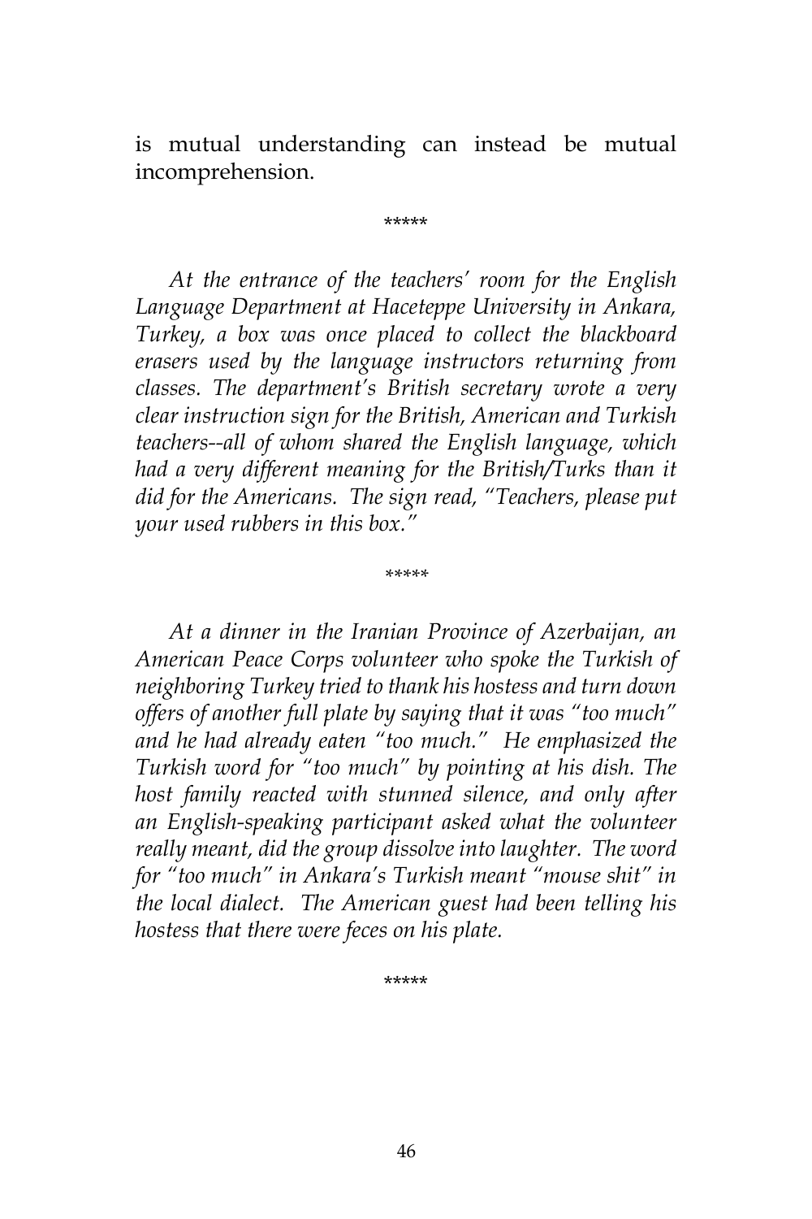is mutual understanding can instead be mutual incomprehension.

*****

*At the entrance of the teachers' room for the English Language Department at Haceteppe University in Ankara, Turkey, a box was once placed to collect the blackboard erasers used by the language instructors returning from classes. The department's British secretary wrote a very clear instruction sign for the British, American and Turkish teachers--all of whom shared the English language, which had a very different meaning for the British/Turks than it did for the Americans. The sign read, "Teachers, please put your used rubbers in this box."*

*****

*At a dinner in the Iranian Province of Azerbaijan, an American Peace Corps volunteer who spoke the Turkish of neighboring Turkey tried to thank his hostess and turn down offers of another full plate by saying that it was "too much" and he had already eaten "too much." He emphasized the Turkish word for "too much" by pointing at his dish. The host family reacted with stunned silence, and only after an English-speaking participant asked what the volunteer really meant, did the group dissolve into laughter. The word for "too much" in Ankara's Turkish meant "mouse shit" in the local dialect. The American guest had been telling his hostess that there were feces on his plate.*

*****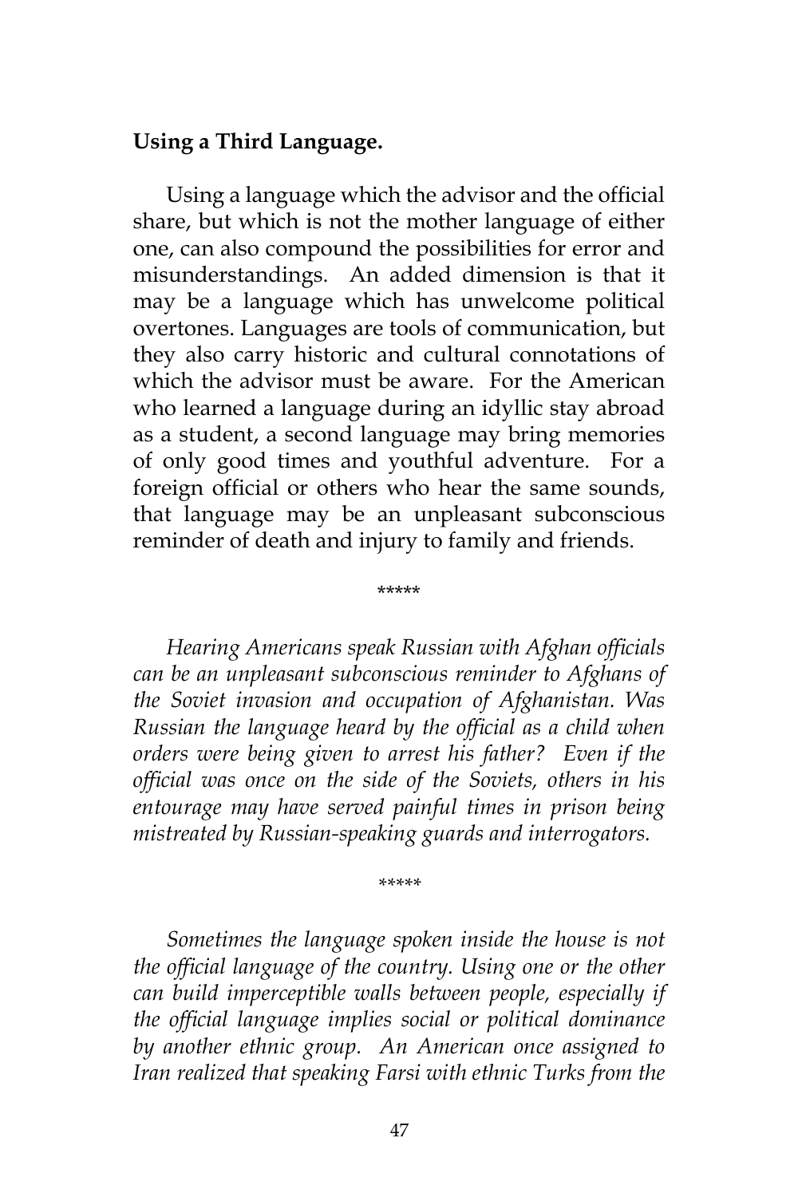**Using a Third Language.**

Using a language which the advisor and the official share, but which is not the mother language of either one, can also compound the possibilities for error and misunderstandings. An added dimension is that it may be a language which has unwelcome political overtones. Languages are tools of communication, but they also carry historic and cultural connotations of which the advisor must be aware. For the American who learned a language during an idyllic stay abroad as a student, a second language may bring memories of only good times and youthful adventure. For a foreign official or others who hear the same sounds, that language may be an unpleasant subconscious reminder of death and injury to family and friends.

\*\*\*\*\*

*Hearing Americans speak Russian with Afghan officials can be an unpleasant subconscious reminder to Afghans of the Soviet invasion and occupation of Afghanistan. Was Russian the language heard by the official as a child when orders were being given to arrest his father? Even if the official was once on the side of the Soviets, others in his entourage may have served painful times in prison being mistreated by Russian-speaking guards and interrogators.*

\*\*\*\*\*

*Sometimes the language spoken inside the house is not the official language of the country. Using one or the other can build imperceptible walls between people, especially if the official language implies social or political dominance by another ethnic group. An American once assigned to Iran realized that speaking Farsi with ethnic Turks from the*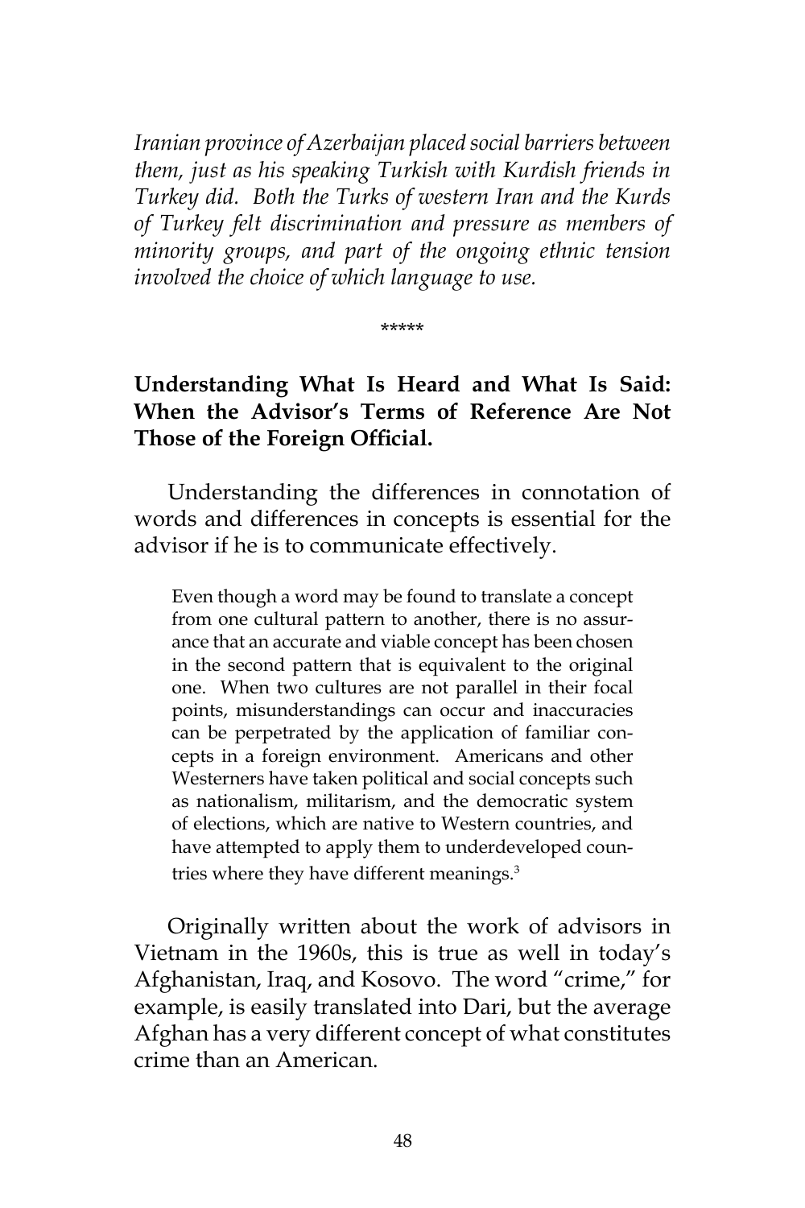*Iranian province of Azerbaijan placed social barriers between them, just as his speaking Turkish with Kurdish friends in Turkey did. Both the Turks of western Iran and the Kurds of Turkey felt discrimination and pressure as members of minority groups, and part of the ongoing ethnic tension involved the choice of which language to use.*

\*\*\*\*\*

**Understanding What Is Heard and What Is Said: When the Advisor's Terms of Reference Are Not Those of the Foreign Official.**

Understanding the differences in connotation of words and differences in concepts is essential for the advisor if he is to communicate effectively.

> Even though a word may be found to translate a concept from one cultural pattern to another, there is no assurance that an accurate and viable concept has been chosen in the second pattern that is equivalent to the original one. When two cultures are not parallel in their focal points, misunderstandings can occur and inaccuracies can be perpetrated by the application of familiar concepts in a foreign environment. Americans and other Westerners have taken political and social concepts such as nationalism, militarism, and the democratic system of elections, which are native to Western countries, and have attempted to apply them to underdeveloped countries where they have different meanings.[3]

Originally written about the work of advisors in Vietnam in the 1960s, this is true as well in today's Afghanistan, Iraq, and Kosovo. The word "crime," for example, is easily translated into Dari, but the average Afghan has a very different concept of what constitutes crime than an American.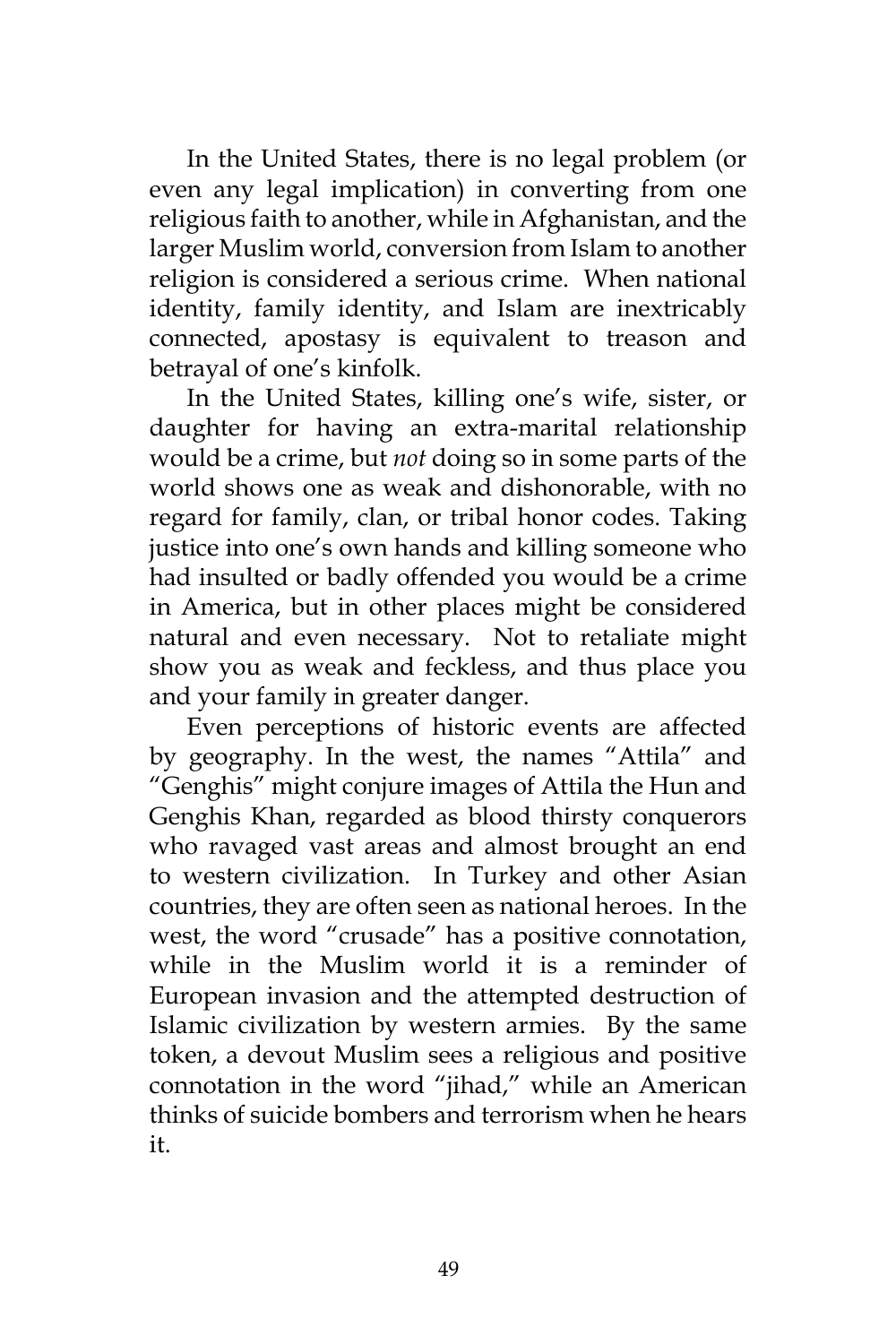In the United States, there is no legal problem (or even any legal implication) in converting from one religious faith to another, while in Afghanistan, and the larger Muslim world, conversion from Islam to another religion is considered a serious crime. When national identity, family identity, and Islam are inextricably connected, apostasy is equivalent to treason and betrayal of one's kinfolk.

In the United States, killing one's wife, sister, or daughter for having an extra-marital relationship would be a crime, but *not* doing so in some parts of the world shows one as weak and dishonorable, with no regard for family, clan, or tribal honor codes. Taking justice into one's own hands and killing someone who had insulted or badly offended you would be a crime in America, but in other places might be considered natural and even necessary. Not to retaliate might show you as weak and feckless, and thus place you and your family in greater danger.

Even perceptions of historic events are affected by geography. In the west, the names "Attila" and "Genghis" might conjure images of Attila the Hun and Genghis Khan, regarded as blood thirsty conquerors who ravaged vast areas and almost brought an end to western civilization. In Turkey and other Asian countries, they are often seen as national heroes. In the west, the word "crusade" has a positive connotation, while in the Muslim world it is a reminder of European invasion and the attempted destruction of Islamic civilization by western armies. By the same token, a devout Muslim sees a religious and positive connotation in the word "jihad," while an American thinks of suicide bombers and terrorism when he hears it.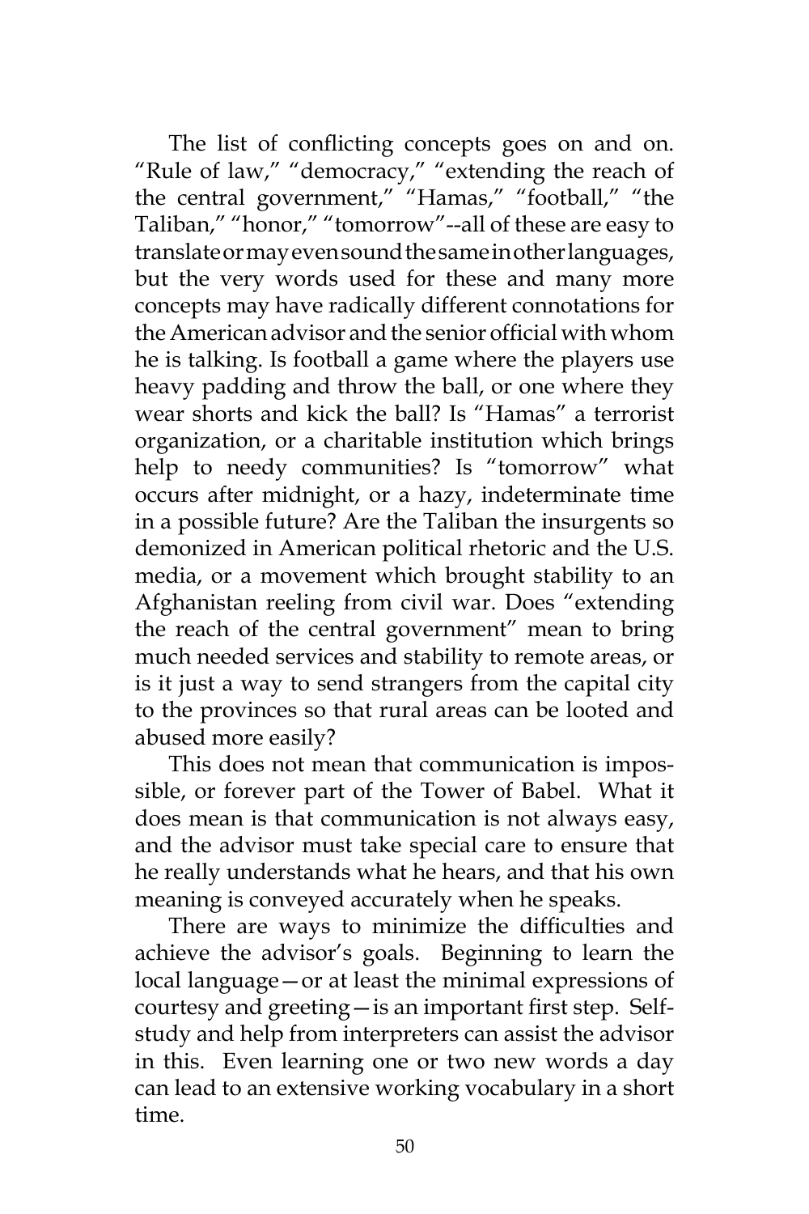The list of conflicting concepts goes on and on. "Rule of law," "democracy," "extending the reach of the central government," "Hamas," "football," "the Taliban," "honor," "tomorrow"--all of these are easy to translate or may even sound the same in other languages, but the very words used for these and many more concepts may have radically different connotations for the American advisor and the senior official with whom he is talking. Is football a game where the players use heavy padding and throw the ball, or one where they wear shorts and kick the ball? Is "Hamas" a terrorist organization, or a charitable institution which brings help to needy communities? Is "tomorrow" what occurs after midnight, or a hazy, indeterminate time in a possible future? Are the Taliban the insurgents so demonized in American political rhetoric and the U.S. media, or a movement which brought stability to an Afghanistan reeling from civil war. Does "extending the reach of the central government" mean to bring much needed services and stability to remote areas, or is it just a way to send strangers from the capital city to the provinces so that rural areas can be looted and abused more easily?

This does not mean that communication is impossible, or forever part of the Tower of Babel. What it does mean is that communication is not always easy, and the advisor must take special care to ensure that he really understands what he hears, and that his own meaning is conveyed accurately when he speaks.

There are ways to minimize the difficulties and achieve the advisor's goals. Beginning to learn the local language—or at least the minimal expressions of courtesy and greeting—is an important first step. Self-study and help from interpreters can assist the advisor in this. Even learning one or two new words a day can lead to an extensive working vocabulary in a short time.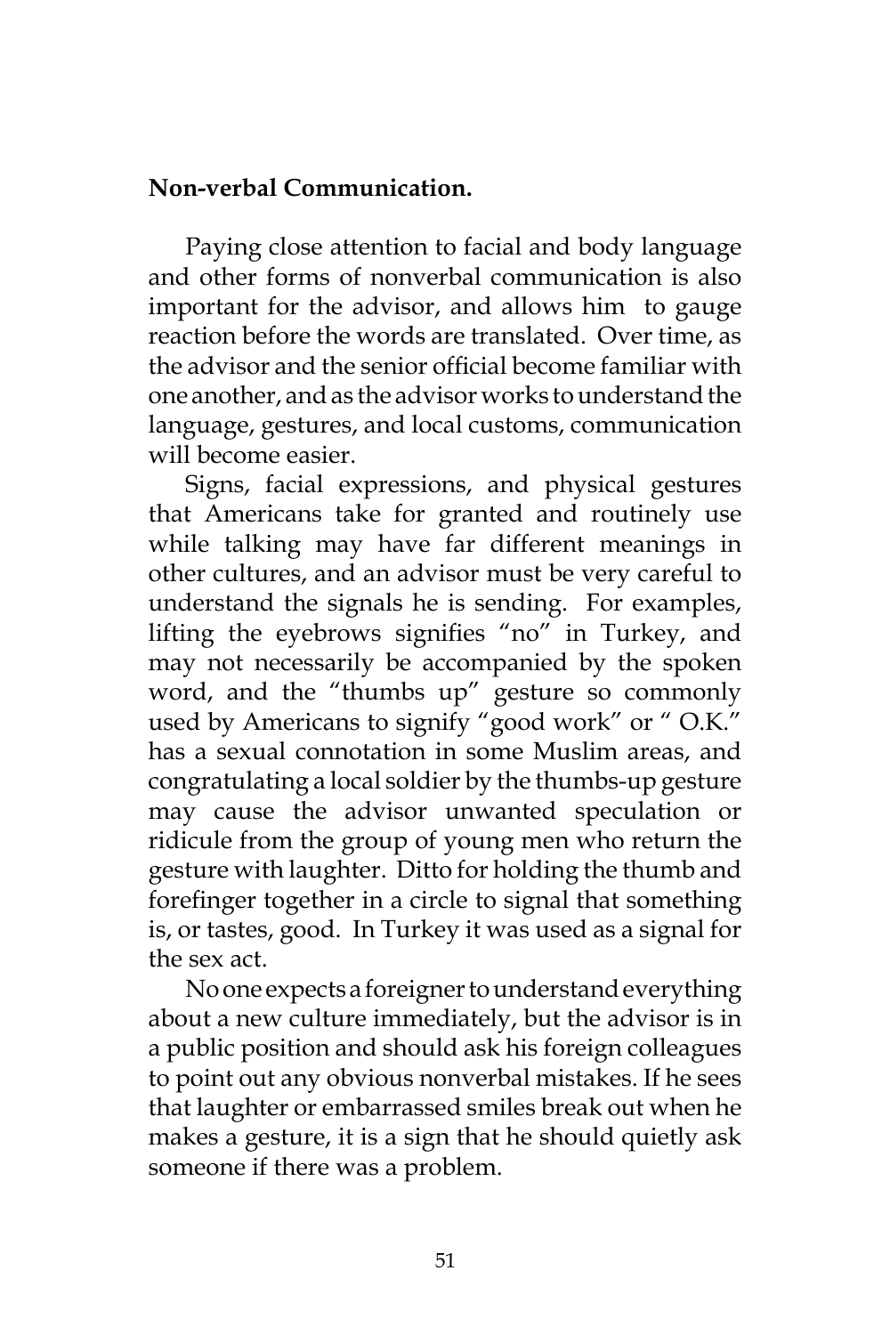**Non-verbal Communication.**

Paying close attention to facial and body language and other forms of nonverbal communication is also important for the advisor, and allows him to gauge reaction before the words are translated. Over time, as the advisor and the senior official become familiar with one another, and as the advisor works to understand the language, gestures, and local customs, communication will become easier.

Signs, facial expressions, and physical gestures that Americans take for granted and routinely use while talking may have far different meanings in other cultures, and an advisor must be very careful to understand the signals he is sending. For examples, lifting the eyebrows signifies "no" in Turkey, and may not necessarily be accompanied by the spoken word, and the "thumbs up" gesture so commonly used by Americans to signify "good work" or " O.K." has a sexual connotation in some Muslim areas, and congratulating a local soldier by the thumbs-up gesture may cause the advisor unwanted speculation or ridicule from the group of young men who return the gesture with laughter. Ditto for holding the thumb and forefinger together in a circle to signal that something is, or tastes, good. In Turkey it was used as a signal for the sex act.

No one expects a foreigner to understand everything about a new culture immediately, but the advisor is in a public position and should ask his foreign colleagues to point out any obvious nonverbal mistakes. If he sees that laughter or embarrassed smiles break out when he makes a gesture, it is a sign that he should quietly ask someone if there was a problem.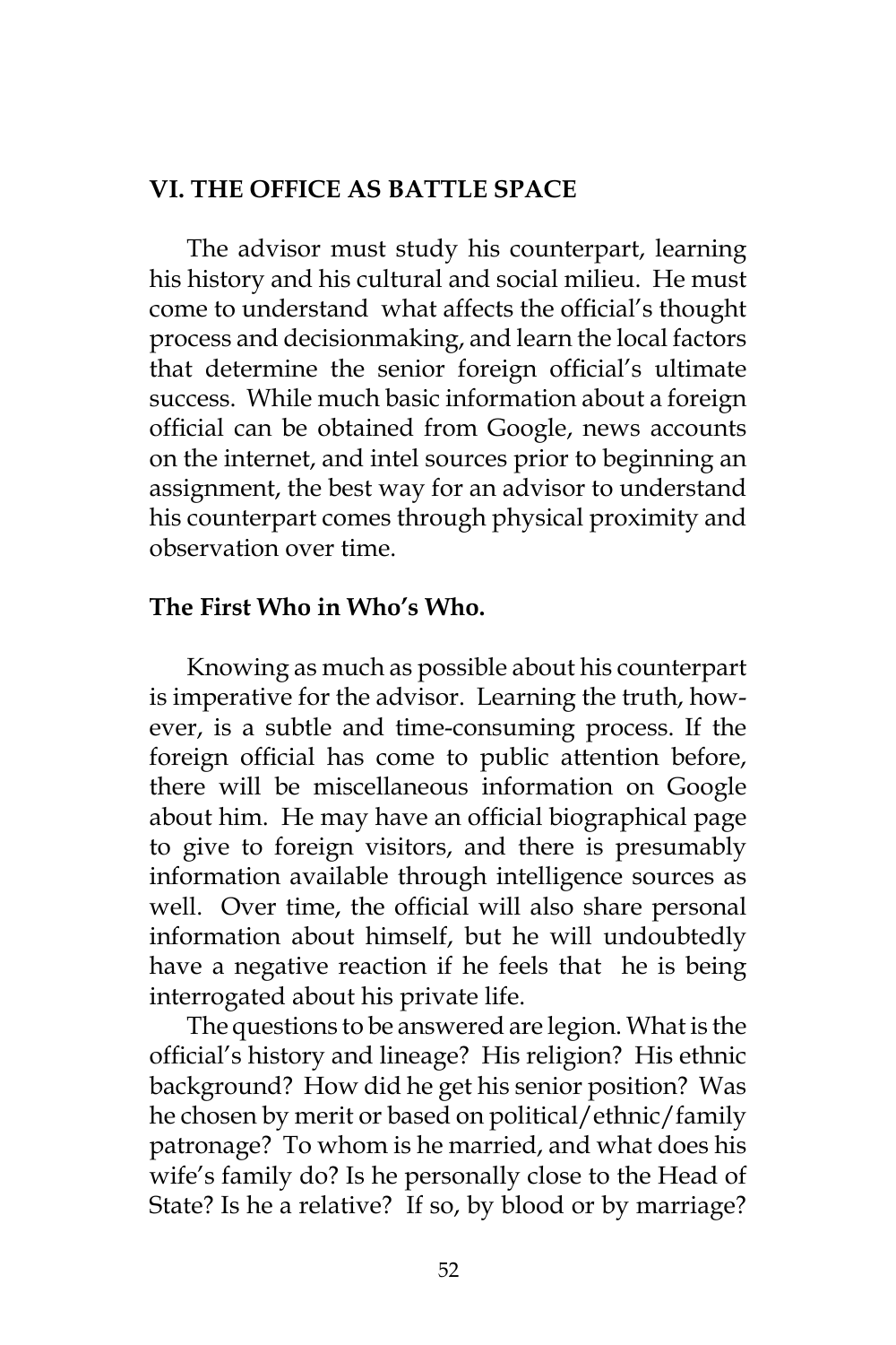## VI. THE OFFICE AS BATTLE SPACE

The advisor must study his counterpart, learning his history and his cultural and social milieu. He must come to understand what affects the official's thought process and decisionmaking, and learn the local factors that determine the senior foreign official's ultimate success. While much basic information about a foreign official can be obtained from Google, news accounts on the internet, and intel sources prior to beginning an assignment, the best way for an advisor to understand his counterpart comes through physical proximity and observation over time.

### The First Who in Who's Who.

Knowing as much as possible about his counterpart is imperative for the advisor. Learning the truth, however, is a subtle and time-consuming process. If the foreign official has come to public attention before, there will be miscellaneous information on Google about him. He may have an official biographical page to give to foreign visitors, and there is presumably information available through intelligence sources as well. Over time, the official will also share personal information about himself, but he will undoubtedly have a negative reaction if he feels that he is being interrogated about his private life.

The questions to be answered are legion. What is the official's history and lineage? His religion? His ethnic background? How did he get his senior position? Was he chosen by merit or based on political/ethnic/family patronage? To whom is he married, and what does his wife's family do? Is he personally close to the Head of State? Is he a relative? If so, by blood or by marriage?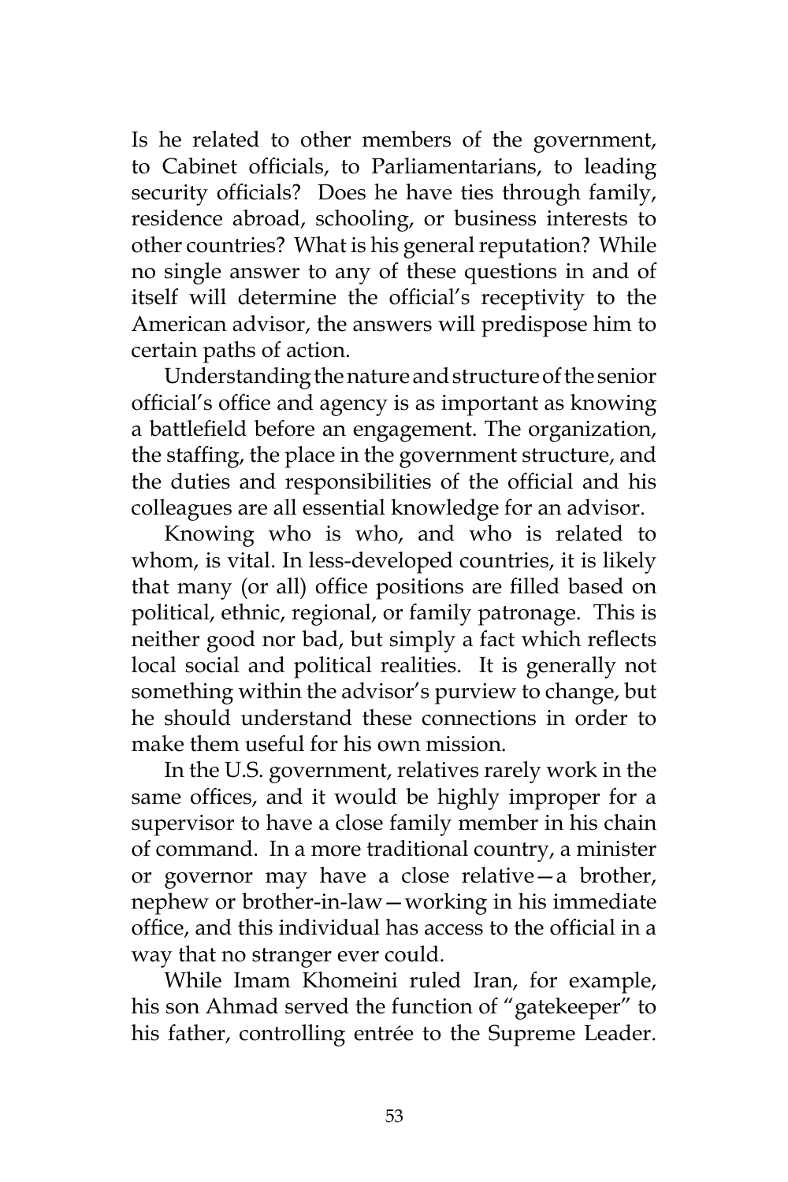Is he related to other members of the government, to Cabinet officials, to Parliamentarians, to leading security officials? Does he have ties through family, residence abroad, schooling, or business interests to other countries? What is his general reputation? While no single answer to any of these questions in and of itself will determine the official's receptivity to the American advisor, the answers will predispose him to certain paths of action.

Understanding the nature and structure of the senior official's office and agency is as important as knowing a battlefield before an engagement. The organization, the staffing, the place in the government structure, and the duties and responsibilities of the official and his colleagues are all essential knowledge for an advisor.

Knowing who is who, and who is related to whom, is vital. In less-developed countries, it is likely that many (or all) office positions are filled based on political, ethnic, regional, or family patronage. This is neither good nor bad, but simply a fact which reflects local social and political realities. It is generally not something within the advisor's purview to change, but he should understand these connections in order to make them useful for his own mission.

In the U.S. government, relatives rarely work in the same offices, and it would be highly improper for a supervisor to have a close family member in his chain of command. In a more traditional country, a minister or governor may have a close relative—a brother, nephew or brother-in-law—working in his immediate office, and this individual has access to the official in a way that no stranger ever could.

While Imam Khomeini ruled Iran, for example, his son Ahmad served the function of "gatekeeper" to his father, controlling entrée to the Supreme Leader.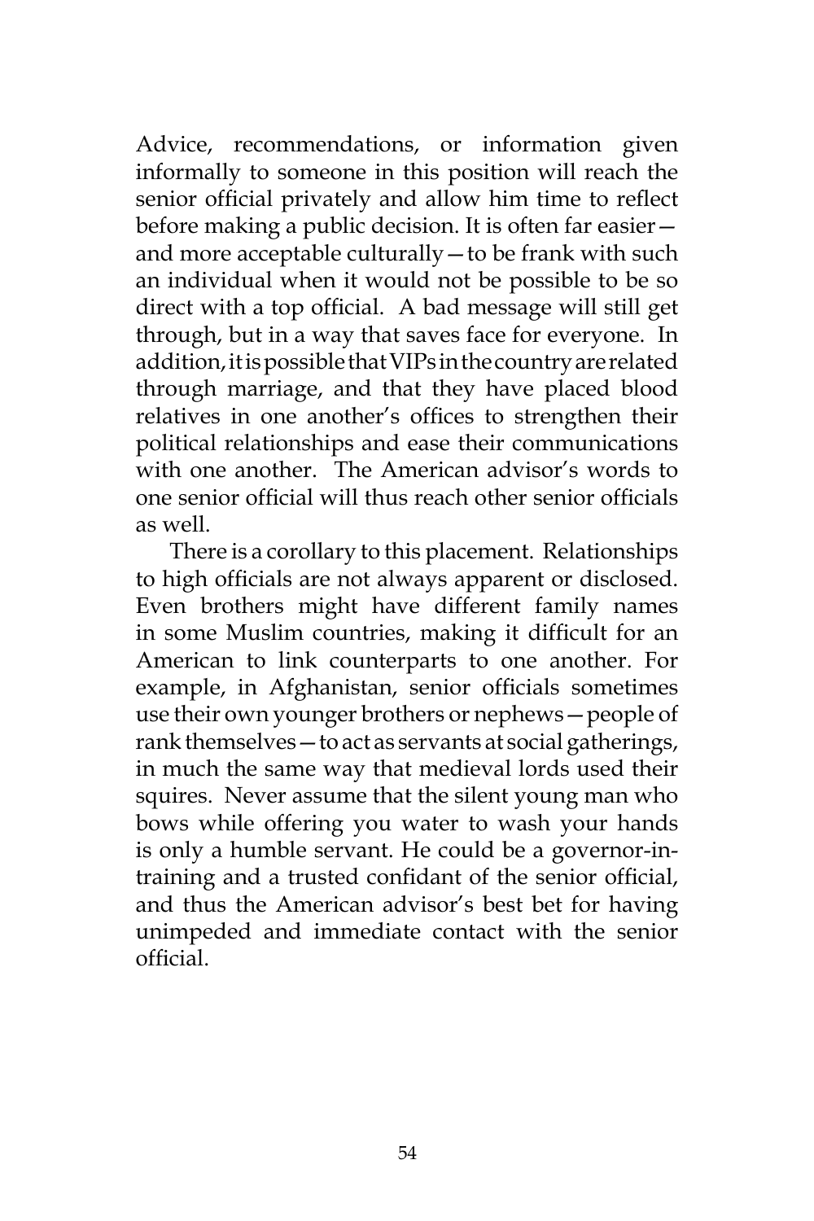Advice, recommendations, or information given informally to someone in this position will reach the senior official privately and allow him time to reflect before making a public decision. It is often far easier—and more acceptable culturally—to be frank with such an individual when it would not be possible to be so direct with a top official. A bad message will still get through, but in a way that saves face for everyone. In addition, it is possible that VIPs in the country are related through marriage, and that they have placed blood relatives in one another's offices to strengthen their political relationships and ease their communications with one another. The American advisor's words to one senior official will thus reach other senior officials as well.

There is a corollary to this placement. Relationships to high officials are not always apparent or disclosed. Even brothers might have different family names in some Muslim countries, making it difficult for an American to link counterparts to one another. For example, in Afghanistan, senior officials sometimes use their own younger brothers or nephews—people of rank themselves—to act as servants at social gatherings, in much the same way that medieval lords used their squires. Never assume that the silent young man who bows while offering you water to wash your hands is only a humble servant. He could be a governor-in-training and a trusted confidant of the senior official, and thus the American advisor's best bet for having unimpeded and immediate contact with the senior official.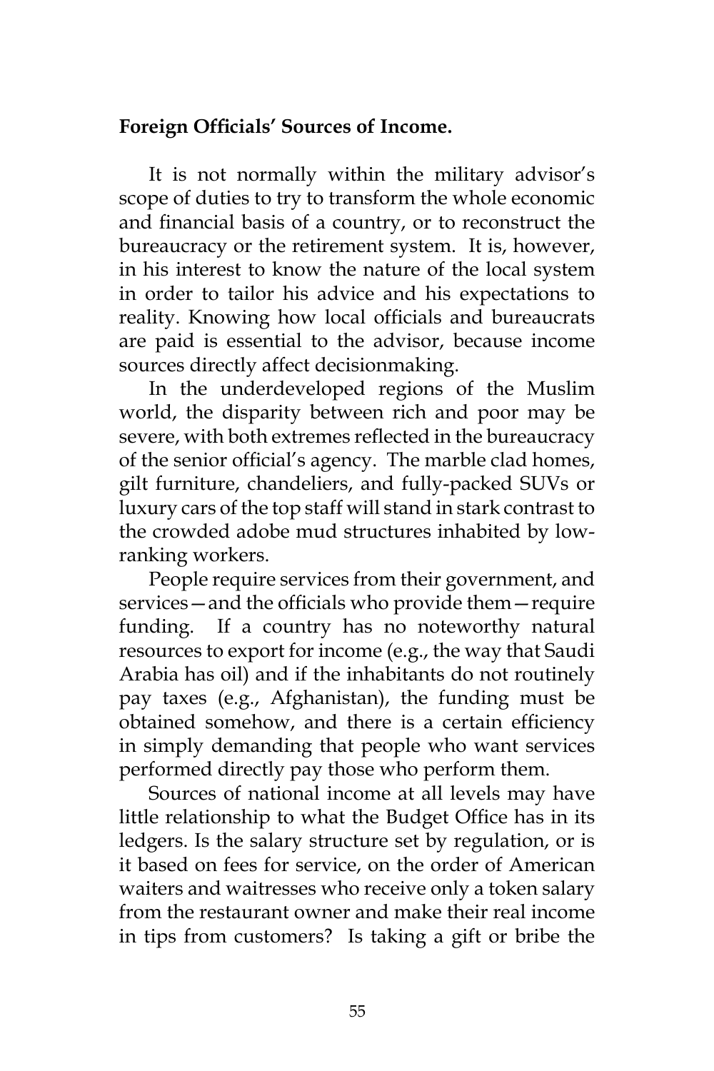**Foreign Officials' Sources of Income.**

It is not normally within the military advisor's scope of duties to try to transform the whole economic and financial basis of a country, or to reconstruct the bureaucracy or the retirement system. It is, however, in his interest to know the nature of the local system in order to tailor his advice and his expectations to reality. Knowing how local officials and bureaucrats are paid is essential to the advisor, because income sources directly affect decisionmaking.

In the underdeveloped regions of the Muslim world, the disparity between rich and poor may be severe, with both extremes reflected in the bureaucracy of the senior official's agency. The marble clad homes, gilt furniture, chandeliers, and fully-packed SUVs or luxury cars of the top staff will stand in stark contrast to the crowded adobe mud structures inhabited by low-ranking workers.

People require services from their government, and services—and the officials who provide them—require funding. If a country has no noteworthy natural resources to export for income (e.g., the way that Saudi Arabia has oil) and if the inhabitants do not routinely pay taxes (e.g., Afghanistan), the funding must be obtained somehow, and there is a certain efficiency in simply demanding that people who want services performed directly pay those who perform them.

Sources of national income at all levels may have little relationship to what the Budget Office has in its ledgers. Is the salary structure set by regulation, or is it based on fees for service, on the order of American waiters and waitresses who receive only a token salary from the restaurant owner and make their real income in tips from customers? Is taking a gift or bribe the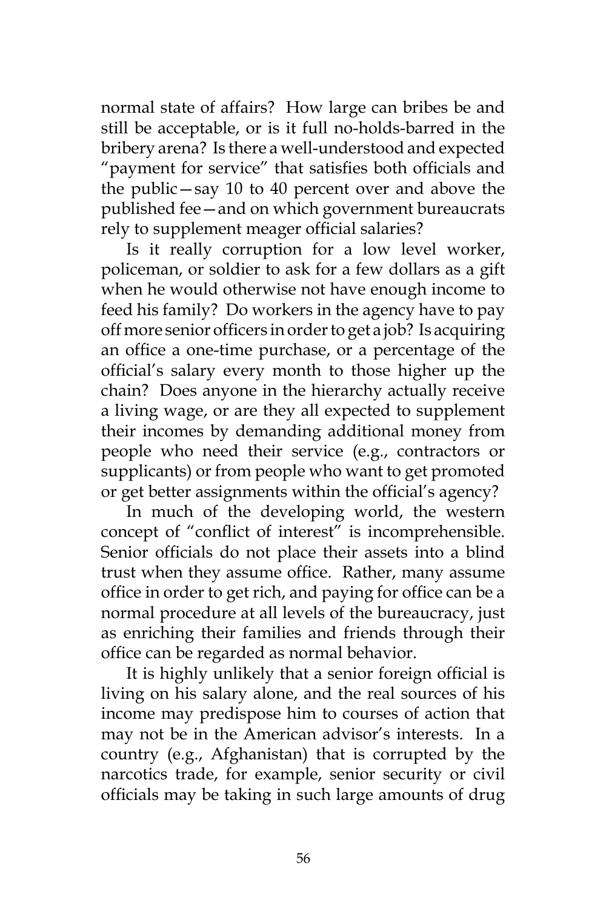normal state of affairs? How large can bribes be and still be acceptable, or is it full no-holds-barred in the bribery arena? Is there a well-understood and expected "payment for service" that satisfies both officials and the public—say 10 to 40 percent over and above the published fee—and on which government bureaucrats rely to supplement meager official salaries?

Is it really corruption for a low level worker, policeman, or soldier to ask for a few dollars as a gift when he would otherwise not have enough income to feed his family? Do workers in the agency have to pay off more senior officers in order to get a job? Is acquiring an office a one-time purchase, or a percentage of the official's salary every month to those higher up the chain? Does anyone in the hierarchy actually receive a living wage, or are they all expected to supplement their incomes by demanding additional money from people who need their service (e.g., contractors or supplicants) or from people who want to get promoted or get better assignments within the official's agency?

In much of the developing world, the western concept of "conflict of interest" is incomprehensible. Senior officials do not place their assets into a blind trust when they assume office. Rather, many assume office in order to get rich, and paying for office can be a normal procedure at all levels of the bureaucracy, just as enriching their families and friends through their office can be regarded as normal behavior.

It is highly unlikely that a senior foreign official is living on his salary alone, and the real sources of his income may predispose him to courses of action that may not be in the American advisor's interests. In a country (e.g., Afghanistan) that is corrupted by the narcotics trade, for example, senior security or civil officials may be taking in such large amounts of drug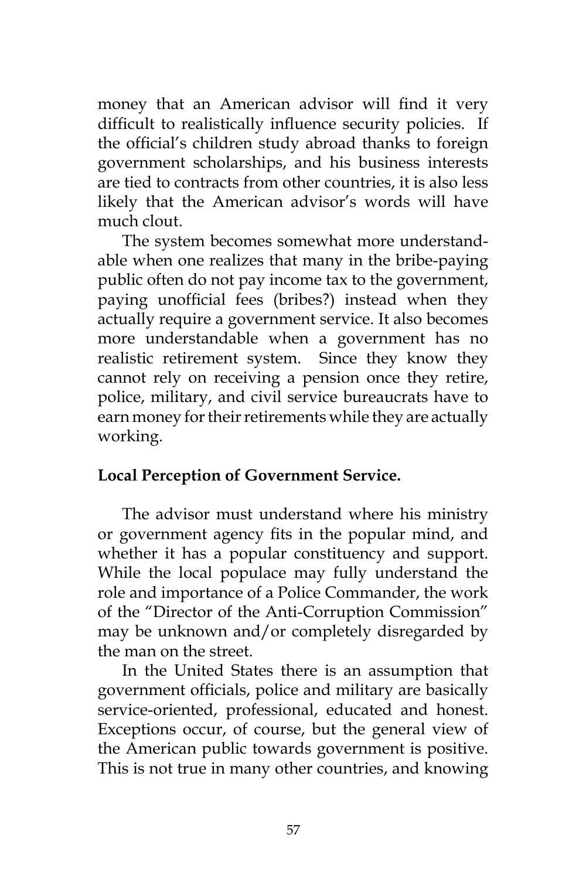money that an American advisor will find it very difficult to realistically influence security policies. If the official's children study abroad thanks to foreign government scholarships, and his business interests are tied to contracts from other countries, it is also less likely that the American advisor's words will have much clout.

The system becomes somewhat more understandable when one realizes that many in the bribe-paying public often do not pay income tax to the government, paying unofficial fees (bribes?) instead when they actually require a government service. It also becomes more understandable when a government has no realistic retirement system. Since they know they cannot rely on receiving a pension once they retire, police, military, and civil service bureaucrats have to earn money for their retirements while they are actually working.

**Local Perception of Government Service.**

The advisor must understand where his ministry or government agency fits in the popular mind, and whether it has a popular constituency and support. While the local populace may fully understand the role and importance of a Police Commander, the work of the "Director of the Anti-Corruption Commission" may be unknown and/or completely disregarded by the man on the street.

In the United States there is an assumption that government officials, police and military are basically service-oriented, professional, educated and honest. Exceptions occur, of course, but the general view of the American public towards government is positive. This is not true in many other countries, and knowing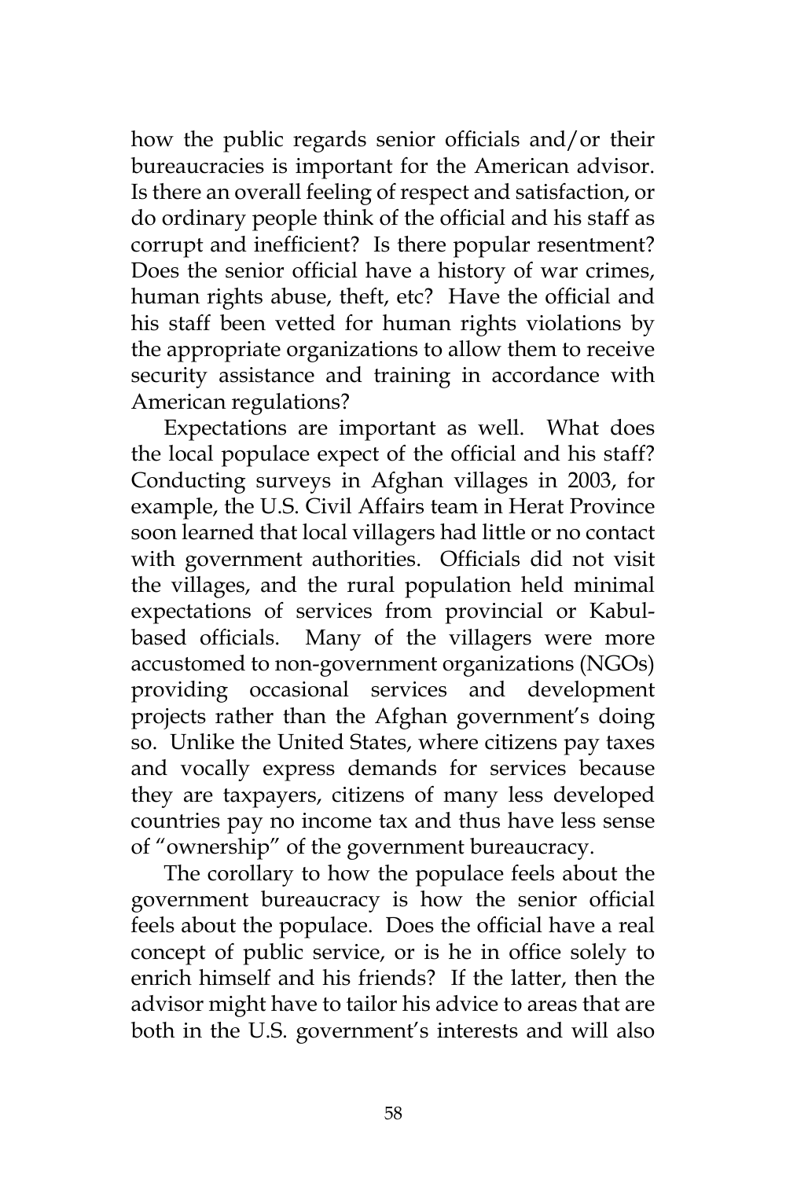how the public regards senior officials and/or their bureaucracies is important for the American advisor. Is there an overall feeling of respect and satisfaction, or do ordinary people think of the official and his staff as corrupt and inefficient? Is there popular resentment? Does the senior official have a history of war crimes, human rights abuse, theft, etc? Have the official and his staff been vetted for human rights violations by the appropriate organizations to allow them to receive security assistance and training in accordance with American regulations?

Expectations are important as well. What does the local populace expect of the official and his staff? Conducting surveys in Afghan villages in 2003, for example, the U.S. Civil Affairs team in Herat Province soon learned that local villagers had little or no contact with government authorities. Officials did not visit the villages, and the rural population held minimal expectations of services from provincial or Kabul-based officials. Many of the villagers were more accustomed to non-government organizations (NGOs) providing occasional services and development projects rather than the Afghan government's doing so. Unlike the United States, where citizens pay taxes and vocally express demands for services because they are taxpayers, citizens of many less developed countries pay no income tax and thus have less sense of "ownership" of the government bureaucracy.

The corollary to how the populace feels about the government bureaucracy is how the senior official feels about the populace. Does the official have a real concept of public service, or is he in office solely to enrich himself and his friends? If the latter, then the advisor might have to tailor his advice to areas that are both in the U.S. government's interests and will also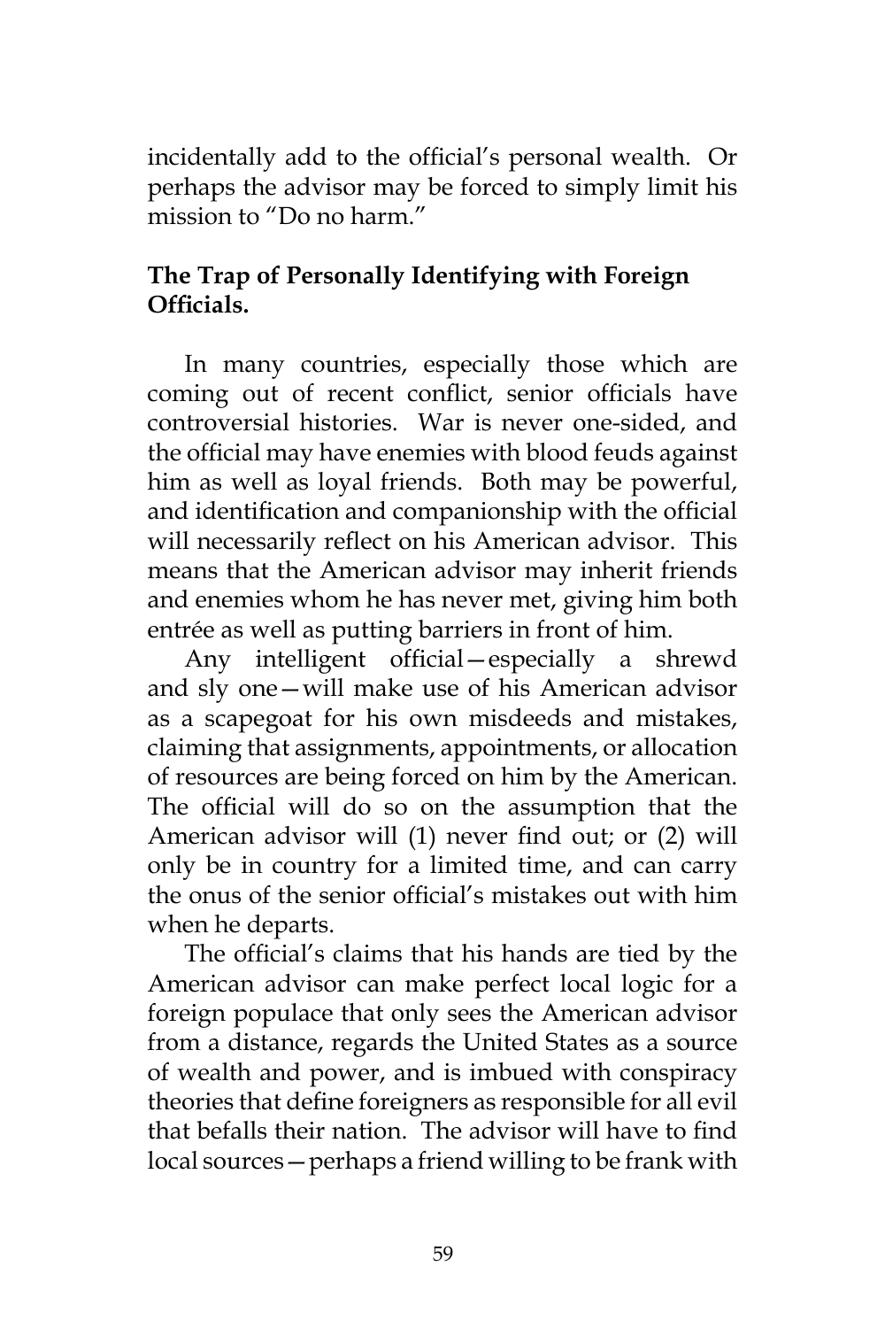incidentally add to the official's personal wealth. Or perhaps the advisor may be forced to simply limit his mission to "Do no harm."

**The Trap of Personally Identifying with Foreign Officials.**

In many countries, especially those which are coming out of recent conflict, senior officials have controversial histories. War is never one-sided, and the official may have enemies with blood feuds against him as well as loyal friends. Both may be powerful, and identification and companionship with the official will necessarily reflect on his American advisor. This means that the American advisor may inherit friends and enemies whom he has never met, giving him both entrée as well as putting barriers in front of him.

Any intelligent official—especially a shrewd and sly one—will make use of his American advisor as a scapegoat for his own misdeeds and mistakes, claiming that assignments, appointments, or allocation of resources are being forced on him by the American. The official will do so on the assumption that the American advisor will (1) never find out; or (2) will only be in country for a limited time, and can carry the onus of the senior official's mistakes out with him when he departs.

The official's claims that his hands are tied by the American advisor can make perfect local logic for a foreign populace that only sees the American advisor from a distance, regards the United States as a source of wealth and power, and is imbued with conspiracy theories that define foreigners as responsible for all evil that befalls their nation. The advisor will have to find local sources—perhaps a friend willing to be frank with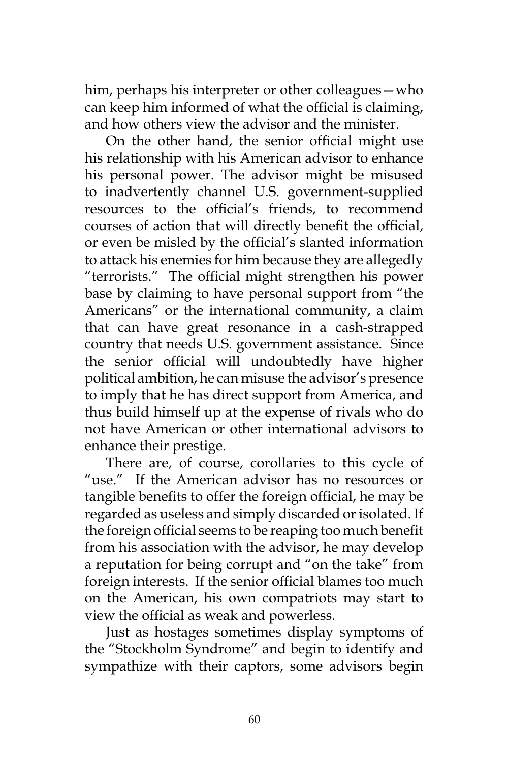him, perhaps his interpreter or other colleagues—who can keep him informed of what the official is claiming, and how others view the advisor and the minister.

On the other hand, the senior official might use his relationship with his American advisor to enhance his personal power. The advisor might be misused to inadvertently channel U.S. government-supplied resources to the official's friends, to recommend courses of action that will directly benefit the official, or even be misled by the official's slanted information to attack his enemies for him because they are allegedly "terrorists." The official might strengthen his power base by claiming to have personal support from "the Americans" or the international community, a claim that can have great resonance in a cash-strapped country that needs U.S. government assistance. Since the senior official will undoubtedly have higher political ambition, he can misuse the advisor's presence to imply that he has direct support from America, and thus build himself up at the expense of rivals who do not have American or other international advisors to enhance their prestige.

There are, of course, corollaries to this cycle of "use." If the American advisor has no resources or tangible benefits to offer the foreign official, he may be regarded as useless and simply discarded or isolated. If the foreign official seems to be reaping too much benefit from his association with the advisor, he may develop a reputation for being corrupt and "on the take" from foreign interests. If the senior official blames too much on the American, his own compatriots may start to view the official as weak and powerless.

Just as hostages sometimes display symptoms of the "Stockholm Syndrome" and begin to identify and sympathize with their captors, some advisors begin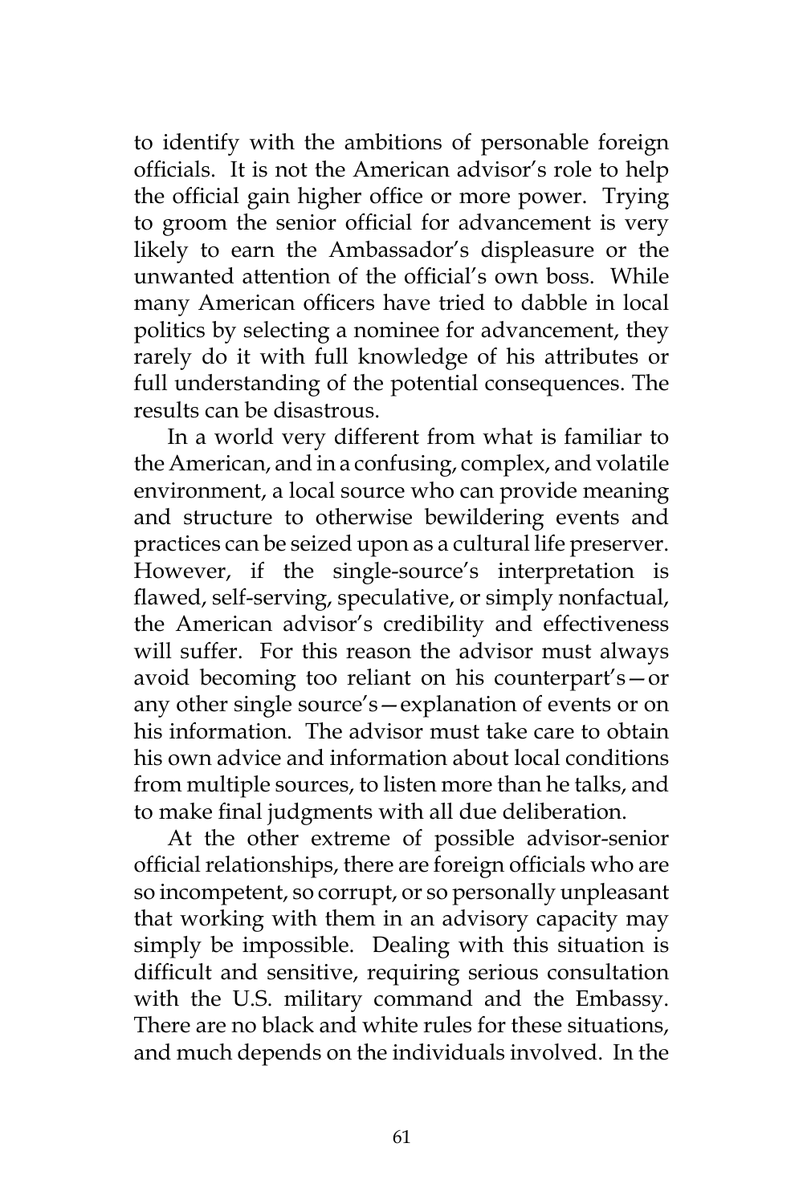to identify with the ambitions of personable foreign officials. It is not the American advisor's role to help the official gain higher office or more power. Trying to groom the senior official for advancement is very likely to earn the Ambassador's displeasure or the unwanted attention of the official's own boss. While many American officers have tried to dabble in local politics by selecting a nominee for advancement, they rarely do it with full knowledge of his attributes or full understanding of the potential consequences. The results can be disastrous.

In a world very different from what is familiar to the American, and in a confusing, complex, and volatile environment, a local source who can provide meaning and structure to otherwise bewildering events and practices can be seized upon as a cultural life preserver. However, if the single-source's interpretation is flawed, self-serving, speculative, or simply nonfactual, the American advisor's credibility and effectiveness will suffer. For this reason the advisor must always avoid becoming too reliant on his counterpart's—or any other single source's—explanation of events or on his information. The advisor must take care to obtain his own advice and information about local conditions from multiple sources, to listen more than he talks, and to make final judgments with all due deliberation.

At the other extreme of possible advisor-senior official relationships, there are foreign officials who are so incompetent, so corrupt, or so personally unpleasant that working with them in an advisory capacity may simply be impossible. Dealing with this situation is difficult and sensitive, requiring serious consultation with the U.S. military command and the Embassy. There are no black and white rules for these situations, and much depends on the individuals involved. In the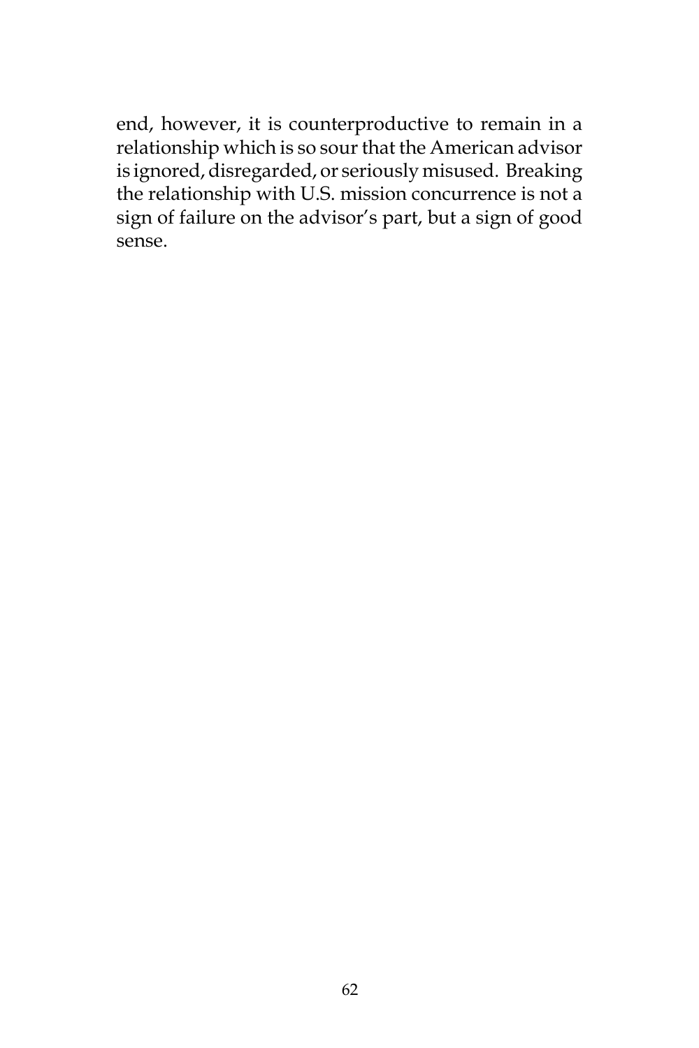end, however, it is counterproductive to remain in a relationship which is so sour that the American advisor is ignored, disregarded, or seriously misused. Breaking the relationship with U.S. mission concurrence is not a sign of failure on the advisor's part, but a sign of good sense.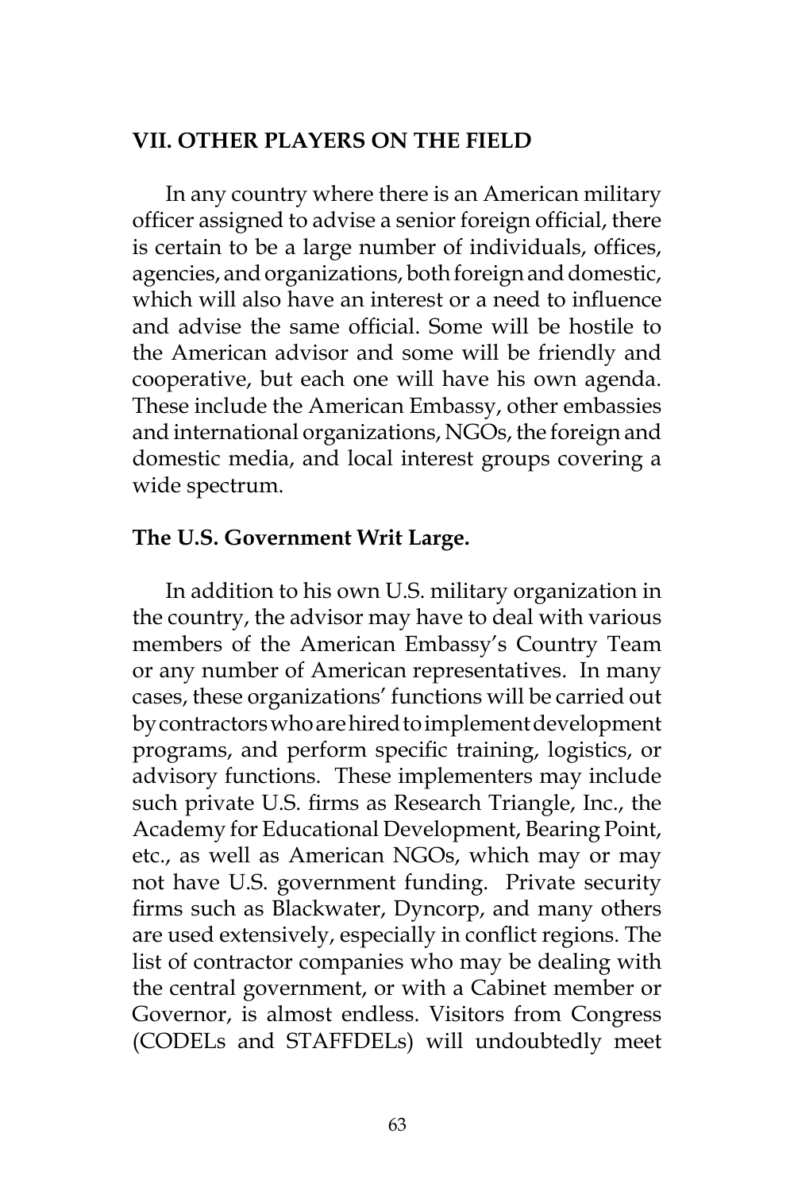## VII. OTHER PLAYERS ON THE FIELD

In any country where there is an American military officer assigned to advise a senior foreign official, there is certain to be a large number of individuals, offices, agencies, and organizations, both foreign and domestic, which will also have an interest or a need to influence and advise the same official. Some will be hostile to the American advisor and some will be friendly and cooperative, but each one will have his own agenda. These include the American Embassy, other embassies and international organizations, NGOs, the foreign and domestic media, and local interest groups covering a wide spectrum.

### The U.S. Government Writ Large.

In addition to his own U.S. military organization in the country, the advisor may have to deal with various members of the American Embassy's Country Team or any number of American representatives. In many cases, these organizations' functions will be carried out by contractors who are hired to implement development programs, and perform specific training, logistics, or advisory functions. These implementers may include such private U.S. firms as Research Triangle, Inc., the Academy for Educational Development, Bearing Point, etc., as well as American NGOs, which may or may not have U.S. government funding. Private security firms such as Blackwater, Dyncorp, and many others are used extensively, especially in conflict regions. The list of contractor companies who may be dealing with the central government, or with a Cabinet member or Governor, is almost endless. Visitors from Congress (CODELs and STAFFDELs) will undoubtedly meet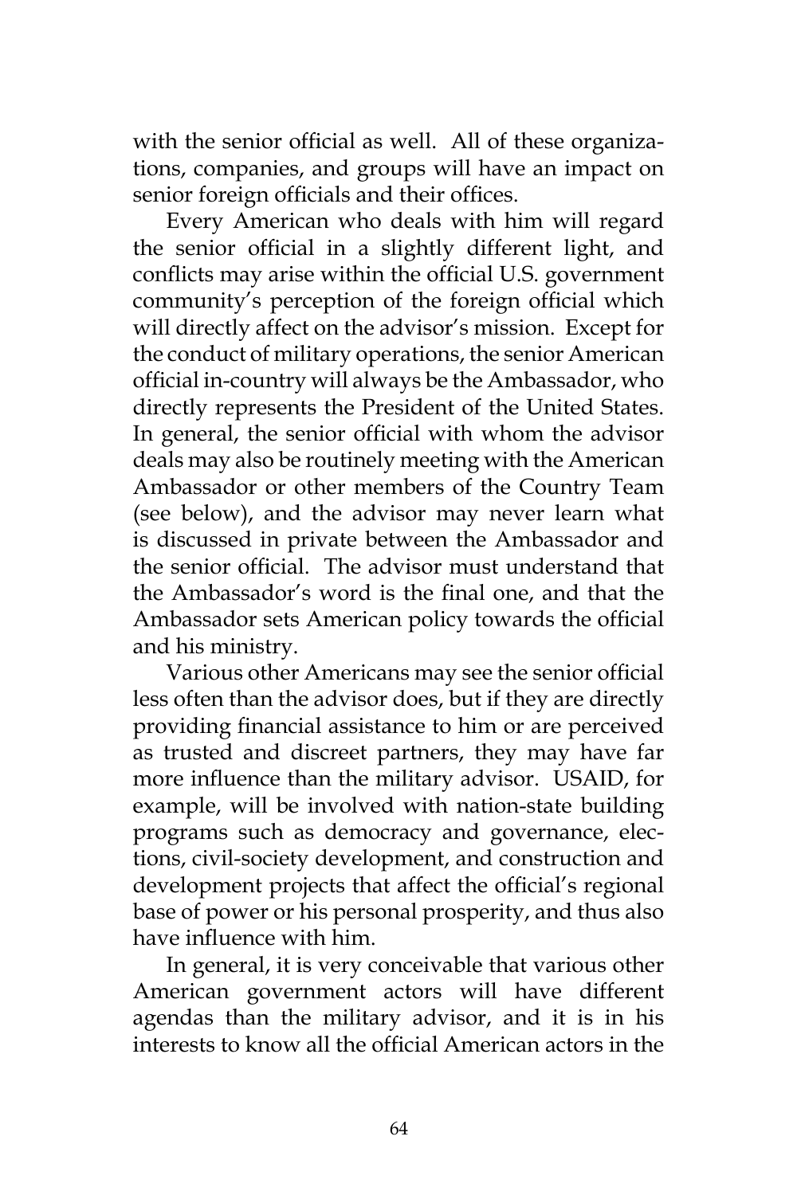with the senior official as well. All of these organizations, companies, and groups will have an impact on senior foreign officials and their offices.

Every American who deals with him will regard the senior official in a slightly different light, and conflicts may arise within the official U.S. government community's perception of the foreign official which will directly affect on the advisor's mission. Except for the conduct of military operations, the senior American official in-country will always be the Ambassador, who directly represents the President of the United States. In general, the senior official with whom the advisor deals may also be routinely meeting with the American Ambassador or other members of the Country Team (see below), and the advisor may never learn what is discussed in private between the Ambassador and the senior official. The advisor must understand that the Ambassador's word is the final one, and that the Ambassador sets American policy towards the official and his ministry.

Various other Americans may see the senior official less often than the advisor does, but if they are directly providing financial assistance to him or are perceived as trusted and discreet partners, they may have far more influence than the military advisor. USAID, for example, will be involved with nation-state building programs such as democracy and governance, elections, civil-society development, and construction and development projects that affect the official's regional base of power or his personal prosperity, and thus also have influence with him.

In general, it is very conceivable that various other American government actors will have different agendas than the military advisor, and it is in his interests to know all the official American actors in the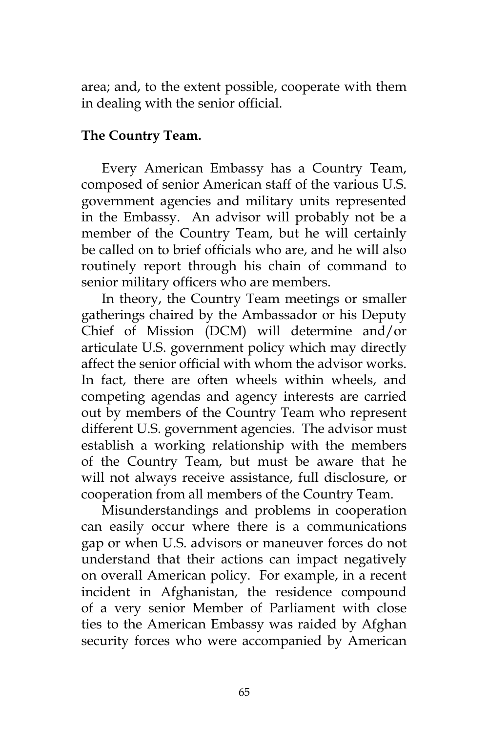area; and, to the extent possible, cooperate with them in dealing with the senior official.

**The Country Team.**

Every American Embassy has a Country Team, composed of senior American staff of the various U.S. government agencies and military units represented in the Embassy. An advisor will probably not be a member of the Country Team, but he will certainly be called on to brief officials who are, and he will also routinely report through his chain of command to senior military officers who are members.

In theory, the Country Team meetings or smaller gatherings chaired by the Ambassador or his Deputy Chief of Mission (DCM) will determine and/or articulate U.S. government policy which may directly affect the senior official with whom the advisor works. In fact, there are often wheels within wheels, and competing agendas and agency interests are carried out by members of the Country Team who represent different U.S. government agencies. The advisor must establish a working relationship with the members of the Country Team, but must be aware that he will not always receive assistance, full disclosure, or cooperation from all members of the Country Team.

Misunderstandings and problems in cooperation can easily occur where there is a communications gap or when U.S. advisors or maneuver forces do not understand that their actions can impact negatively on overall American policy. For example, in a recent incident in Afghanistan, the residence compound of a very senior Member of Parliament with close ties to the American Embassy was raided by Afghan security forces who were accompanied by American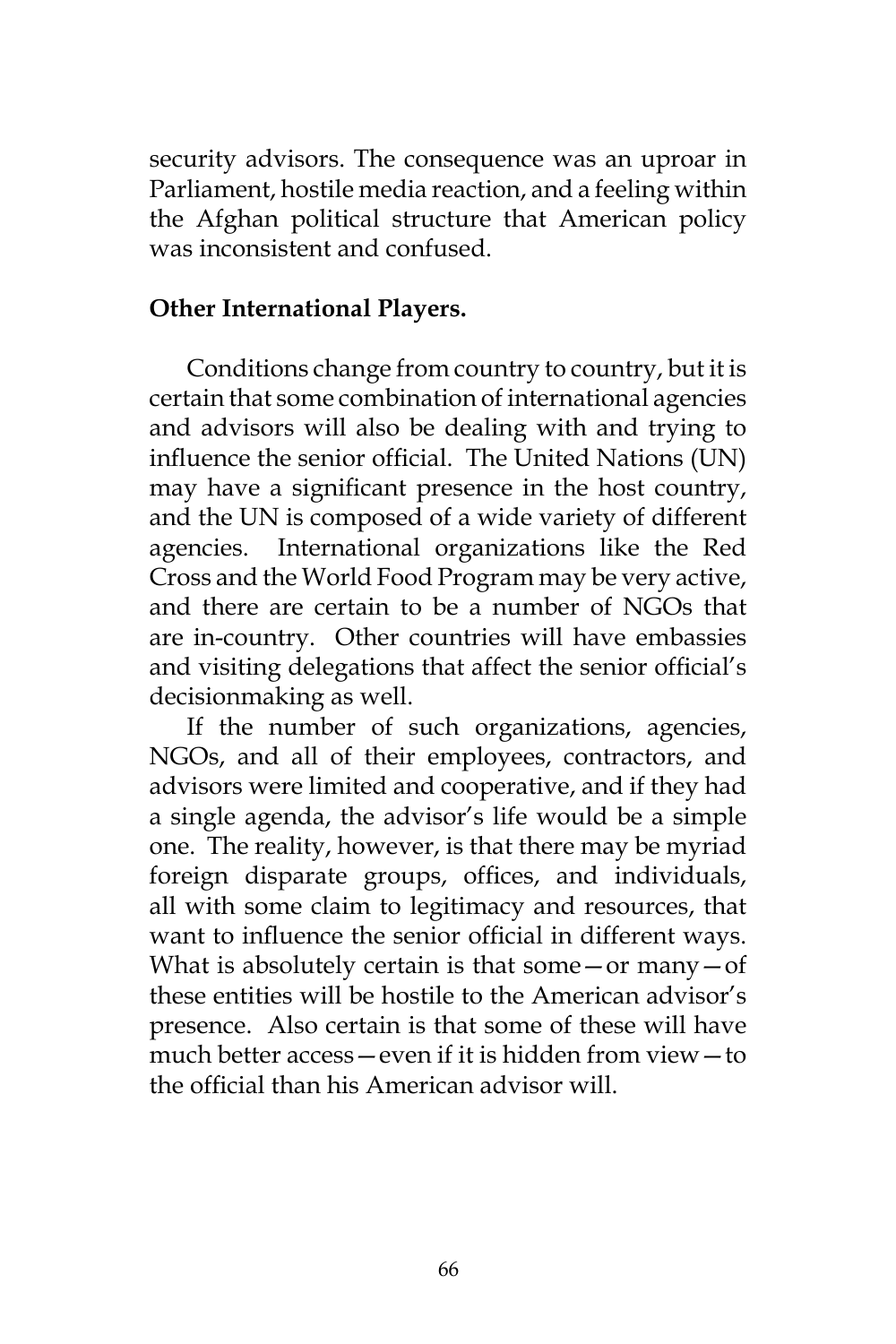security advisors. The consequence was an uproar in Parliament, hostile media reaction, and a feeling within the Afghan political structure that American policy was inconsistent and confused.

**Other International Players.**

Conditions change from country to country, but it is certain that some combination of international agencies and advisors will also be dealing with and trying to influence the senior official. The United Nations (UN) may have a significant presence in the host country, and the UN is composed of a wide variety of different agencies. International organizations like the Red Cross and the World Food Program may be very active, and there are certain to be a number of NGOs that are in-country. Other countries will have embassies and visiting delegations that affect the senior official's decisionmaking as well.

If the number of such organizations, agencies, NGOs, and all of their employees, contractors, and advisors were limited and cooperative, and if they had a single agenda, the advisor's life would be a simple one. The reality, however, is that there may be myriad foreign disparate groups, offices, and individuals, all with some claim to legitimacy and resources, that want to influence the senior official in different ways. What is absolutely certain is that some—or many—of these entities will be hostile to the American advisor's presence. Also certain is that some of these will have much better access—even if it is hidden from view—to the official than his American advisor will.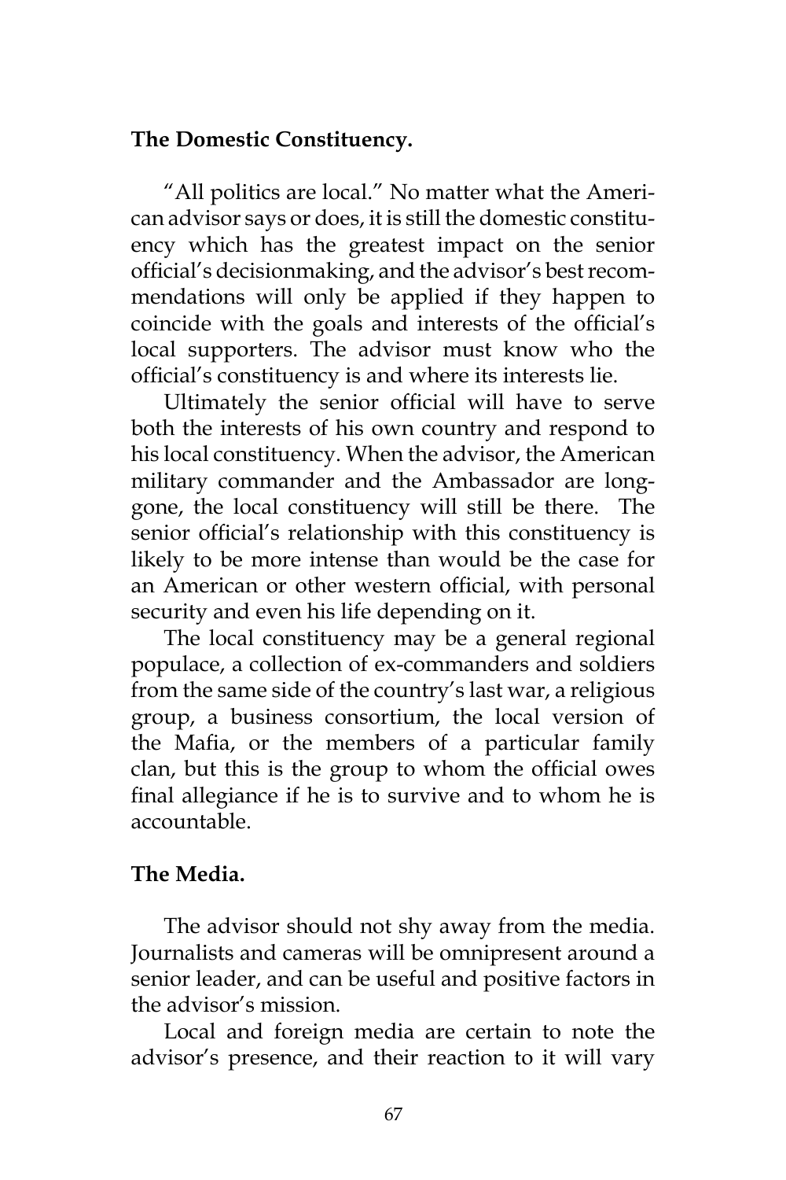**The Domestic Constituency.**

"All politics are local." No matter what the American advisor says or does, it is still the domestic constituency which has the greatest impact on the senior official's decisionmaking, and the advisor's best recommendations will only be applied if they happen to coincide with the goals and interests of the official's local supporters. The advisor must know who the official's constituency is and where its interests lie.

Ultimately the senior official will have to serve both the interests of his own country and respond to his local constituency. When the advisor, the American military commander and the Ambassador are long-gone, the local constituency will still be there. The senior official's relationship with this constituency is likely to be more intense than would be the case for an American or other western official, with personal security and even his life depending on it.

The local constituency may be a general regional populace, a collection of ex-commanders and soldiers from the same side of the country's last war, a religious group, a business consortium, the local version of the Mafia, or the members of a particular family clan, but this is the group to whom the official owes final allegiance if he is to survive and to whom he is accountable.

**The Media.**

The advisor should not shy away from the media. Journalists and cameras will be omnipresent around a senior leader, and can be useful and positive factors in the advisor's mission.

Local and foreign media are certain to note the advisor's presence, and their reaction to it will vary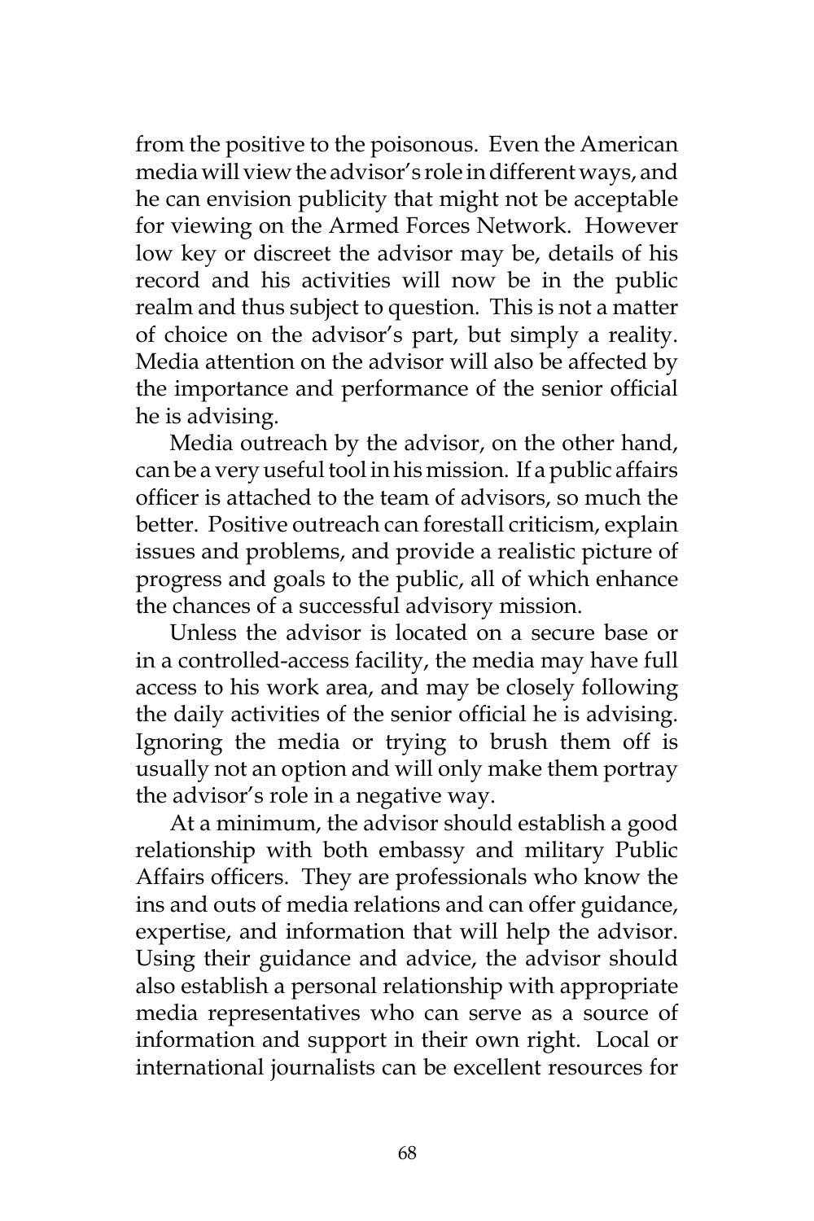from the positive to the poisonous. Even the American media will view the advisor's role in different ways, and he can envision publicity that might not be acceptable for viewing on the Armed Forces Network. However low key or discreet the advisor may be, details of his record and his activities will now be in the public realm and thus subject to question. This is not a matter of choice on the advisor's part, but simply a reality. Media attention on the advisor will also be affected by the importance and performance of the senior official he is advising.

Media outreach by the advisor, on the other hand, can be a very useful tool in his mission. If a public affairs officer is attached to the team of advisors, so much the better. Positive outreach can forestall criticism, explain issues and problems, and provide a realistic picture of progress and goals to the public, all of which enhance the chances of a successful advisory mission.

Unless the advisor is located on a secure base or in a controlled-access facility, the media may have full access to his work area, and may be closely following the daily activities of the senior official he is advising. Ignoring the media or trying to brush them off is usually not an option and will only make them portray the advisor's role in a negative way.

At a minimum, the advisor should establish a good relationship with both embassy and military Public Affairs officers. They are professionals who know the ins and outs of media relations and can offer guidance, expertise, and information that will help the advisor. Using their guidance and advice, the advisor should also establish a personal relationship with appropriate media representatives who can serve as a source of information and support in their own right. Local or international journalists can be excellent resources for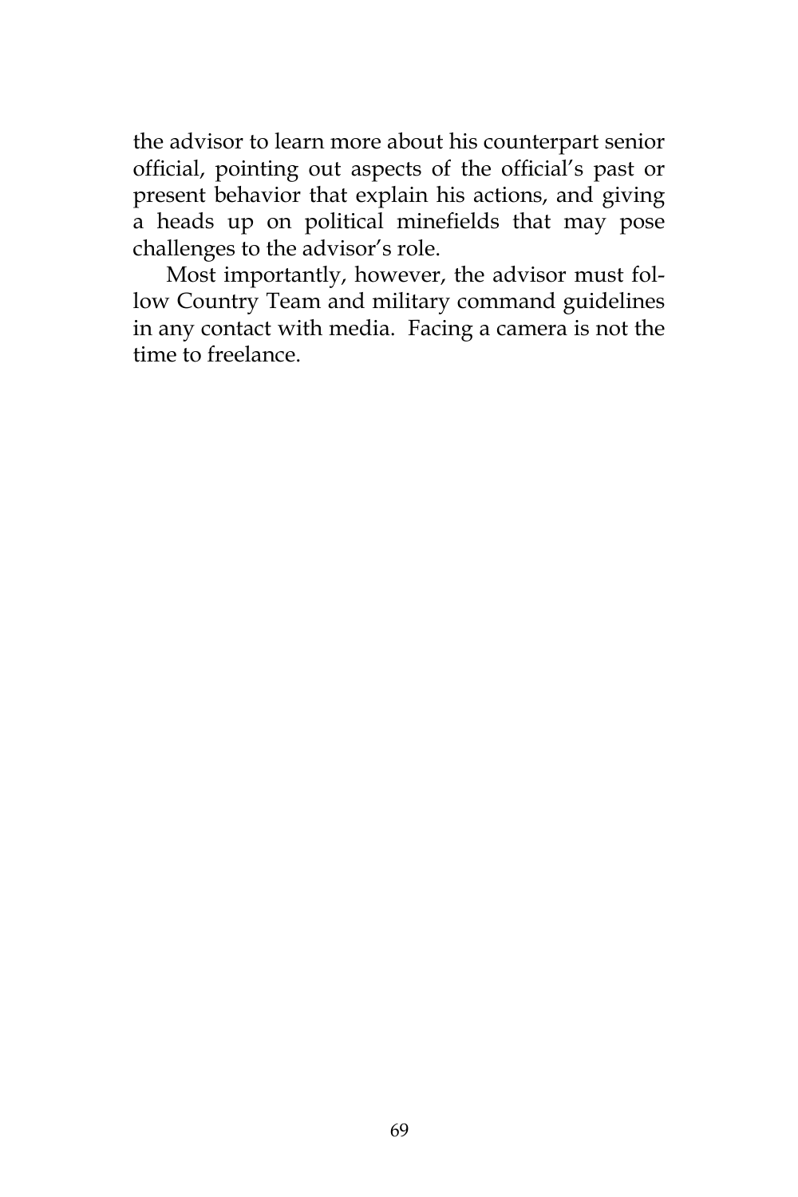the advisor to learn more about his counterpart senior official, pointing out aspects of the official's past or present behavior that explain his actions, and giving a heads up on political minefields that may pose challenges to the advisor's role.

Most importantly, however, the advisor must follow Country Team and military command guidelines in any contact with media. Facing a camera is not the time to freelance.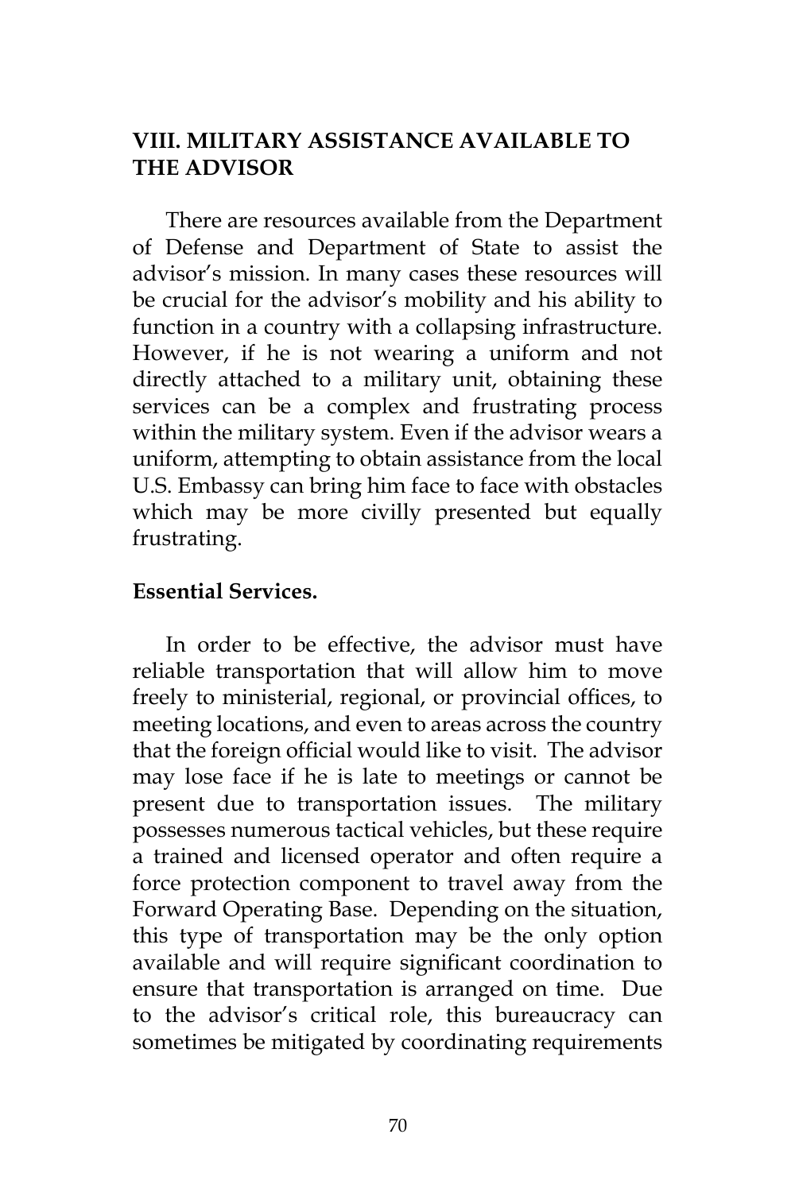## VIII. MILITARY ASSISTANCE AVAILABLE TO THE ADVISOR

There are resources available from the Department of Defense and Department of State to assist the advisor's mission. In many cases these resources will be crucial for the advisor's mobility and his ability to function in a country with a collapsing infrastructure. However, if he is not wearing a uniform and not directly attached to a military unit, obtaining these services can be a complex and frustrating process within the military system. Even if the advisor wears a uniform, attempting to obtain assistance from the local U.S. Embassy can bring him face to face with obstacles which may be more civilly presented but equally frustrating.

### Essential Services.

In order to be effective, the advisor must have reliable transportation that will allow him to move freely to ministerial, regional, or provincial offices, to meeting locations, and even to areas across the country that the foreign official would like to visit. The advisor may lose face if he is late to meetings or cannot be present due to transportation issues. The military possesses numerous tactical vehicles, but these require a trained and licensed operator and often require a force protection component to travel away from the Forward Operating Base. Depending on the situation, this type of transportation may be the only option available and will require significant coordination to ensure that transportation is arranged on time. Due to the advisor's critical role, this bureaucracy can sometimes be mitigated by coordinating requirements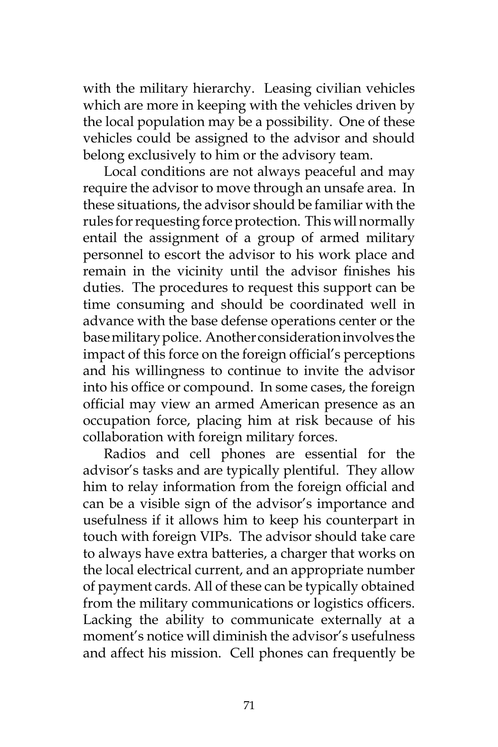with the military hierarchy. Leasing civilian vehicles which are more in keeping with the vehicles driven by the local population may be a possibility. One of these vehicles could be assigned to the advisor and should belong exclusively to him or the advisory team.

Local conditions are not always peaceful and may require the advisor to move through an unsafe area. In these situations, the advisor should be familiar with the rules for requesting force protection. This will normally entail the assignment of a group of armed military personnel to escort the advisor to his work place and remain in the vicinity until the advisor finishes his duties. The procedures to request this support can be time consuming and should be coordinated well in advance with the base defense operations center or the base military police. Another consideration involves the impact of this force on the foreign official's perceptions and his willingness to continue to invite the advisor into his office or compound. In some cases, the foreign official may view an armed American presence as an occupation force, placing him at risk because of his collaboration with foreign military forces.

Radios and cell phones are essential for the advisor's tasks and are typically plentiful. They allow him to relay information from the foreign official and can be a visible sign of the advisor's importance and usefulness if it allows him to keep his counterpart in touch with foreign VIPs. The advisor should take care to always have extra batteries, a charger that works on the local electrical current, and an appropriate number of payment cards. All of these can be typically obtained from the military communications or logistics officers. Lacking the ability to communicate externally at a moment's notice will diminish the advisor's usefulness and affect his mission. Cell phones can frequently be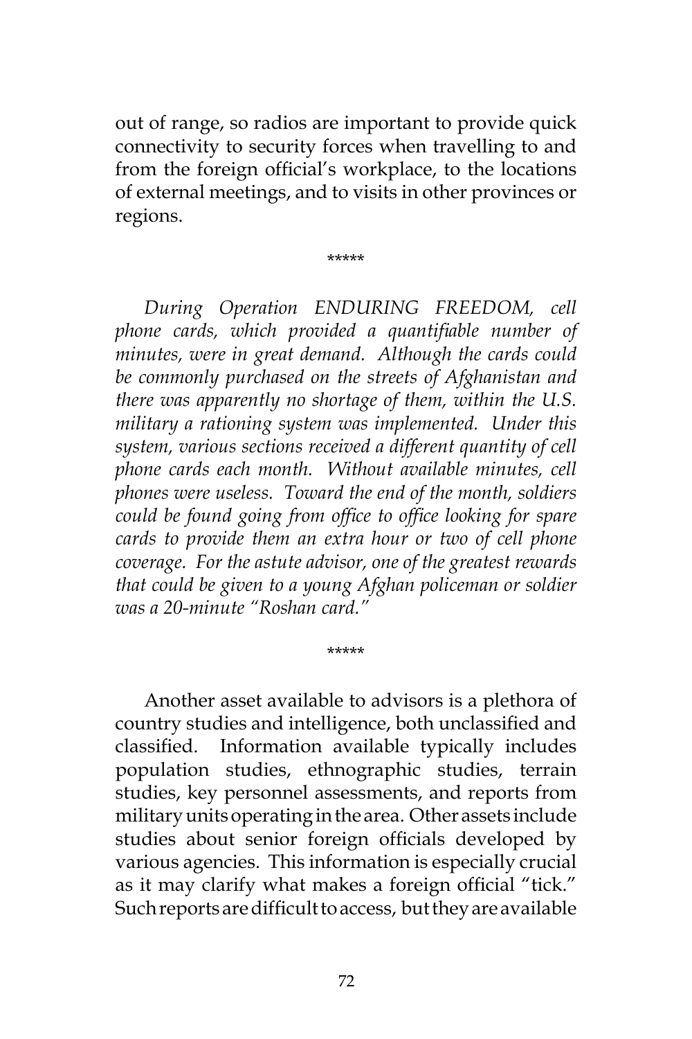out of range, so radios are important to provide quick connectivity to security forces when travelling to and from the foreign official's workplace, to the locations of external meetings, and to visits in other provinces or regions.

\*\*\*\*\*

*During Operation ENDURING FREEDOM, cell phone cards, which provided a quantifiable number of minutes, were in great demand. Although the cards could be commonly purchased on the streets of Afghanistan and there was apparently no shortage of them, within the U.S. military a rationing system was implemented. Under this system, various sections received a different quantity of cell phone cards each month. Without available minutes, cell phones were useless. Toward the end of the month, soldiers could be found going from office to office looking for spare cards to provide them an extra hour or two of cell phone coverage. For the astute advisor, one of the greatest rewards that could be given to a young Afghan policeman or soldier was a 20-minute "Roshan card."*

\*\*\*\*\*

Another asset available to advisors is a plethora of country studies and intelligence, both unclassified and classified. Information available typically includes population studies, ethnographic studies, terrain studies, key personnel assessments, and reports from military units operating in the area. Other assets include studies about senior foreign officials developed by various agencies. This information is especially crucial as it may clarify what makes a foreign official "tick." Such reports are difficult to access, but they are available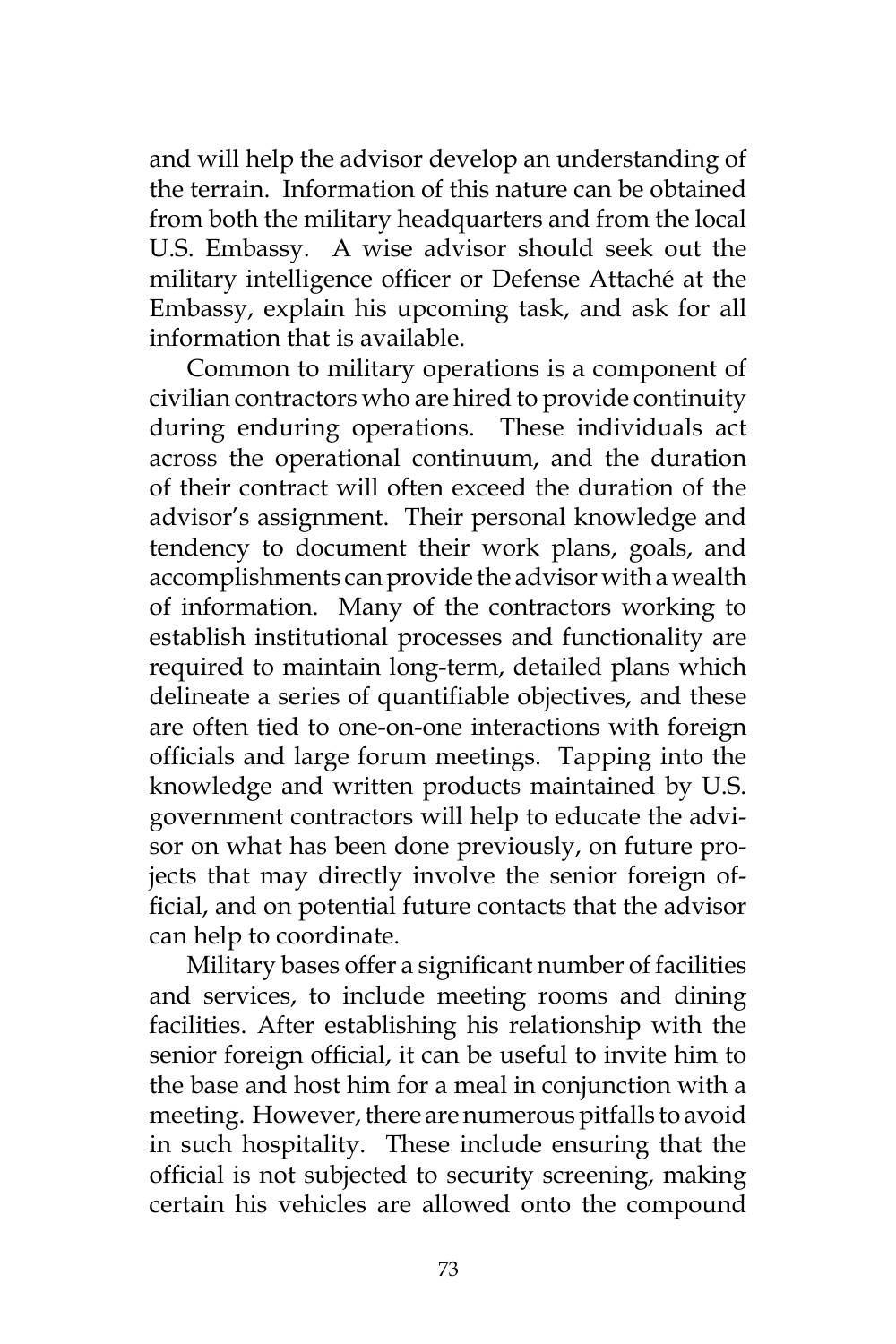and will help the advisor develop an understanding of the terrain. Information of this nature can be obtained from both the military headquarters and from the local U.S. Embassy. A wise advisor should seek out the military intelligence officer or Defense Attaché at the Embassy, explain his upcoming task, and ask for all information that is available.

Common to military operations is a component of civilian contractors who are hired to provide continuity during enduring operations. These individuals act across the operational continuum, and the duration of their contract will often exceed the duration of the advisor's assignment. Their personal knowledge and tendency to document their work plans, goals, and accomplishments can provide the advisor with a wealth of information. Many of the contractors working to establish institutional processes and functionality are required to maintain long-term, detailed plans which delineate a series of quantifiable objectives, and these are often tied to one-on-one interactions with foreign officials and large forum meetings. Tapping into the knowledge and written products maintained by U.S. government contractors will help to educate the advisor on what has been done previously, on future projects that may directly involve the senior foreign official, and on potential future contacts that the advisor can help to coordinate.

Military bases offer a significant number of facilities and services, to include meeting rooms and dining facilities. After establishing his relationship with the senior foreign official, it can be useful to invite him to the base and host him for a meal in conjunction with a meeting. However, there are numerous pitfalls to avoid in such hospitality. These include ensuring that the official is not subjected to security screening, making certain his vehicles are allowed onto the compound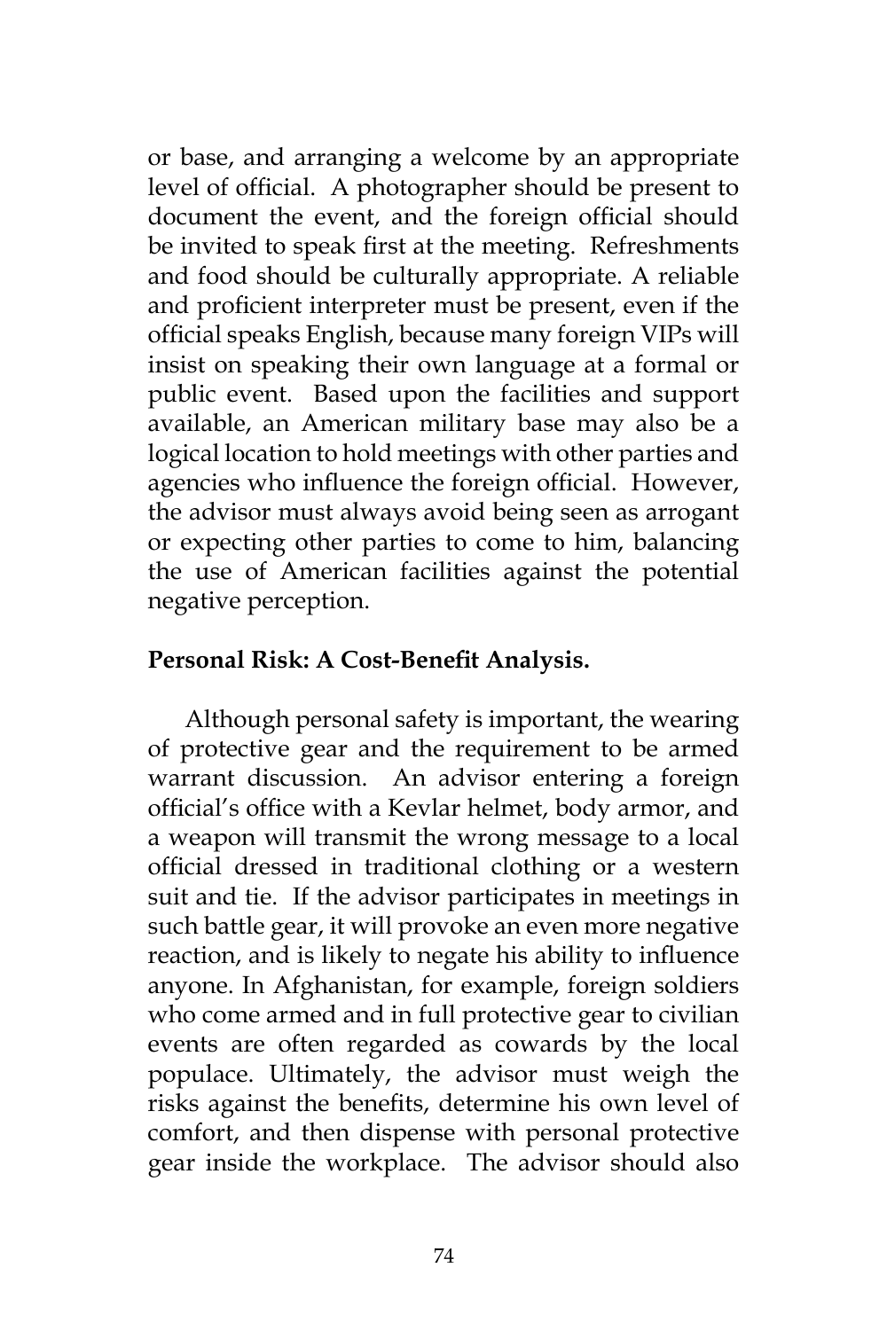or base, and arranging a welcome by an appropriate level of official. A photographer should be present to document the event, and the foreign official should be invited to speak first at the meeting. Refreshments and food should be culturally appropriate. A reliable and proficient interpreter must be present, even if the official speaks English, because many foreign VIPs will insist on speaking their own language at a formal or public event. Based upon the facilities and support available, an American military base may also be a logical location to hold meetings with other parties and agencies who influence the foreign official. However, the advisor must always avoid being seen as arrogant or expecting other parties to come to him, balancing the use of American facilities against the potential negative perception.

**Personal Risk: A Cost-Benefit Analysis.**

Although personal safety is important, the wearing of protective gear and the requirement to be armed warrant discussion. An advisor entering a foreign official's office with a Kevlar helmet, body armor, and a weapon will transmit the wrong message to a local official dressed in traditional clothing or a western suit and tie. If the advisor participates in meetings in such battle gear, it will provoke an even more negative reaction, and is likely to negate his ability to influence anyone. In Afghanistan, for example, foreign soldiers who come armed and in full protective gear to civilian events are often regarded as cowards by the local populace. Ultimately, the advisor must weigh the risks against the benefits, determine his own level of comfort, and then dispense with personal protective gear inside the workplace. The advisor should also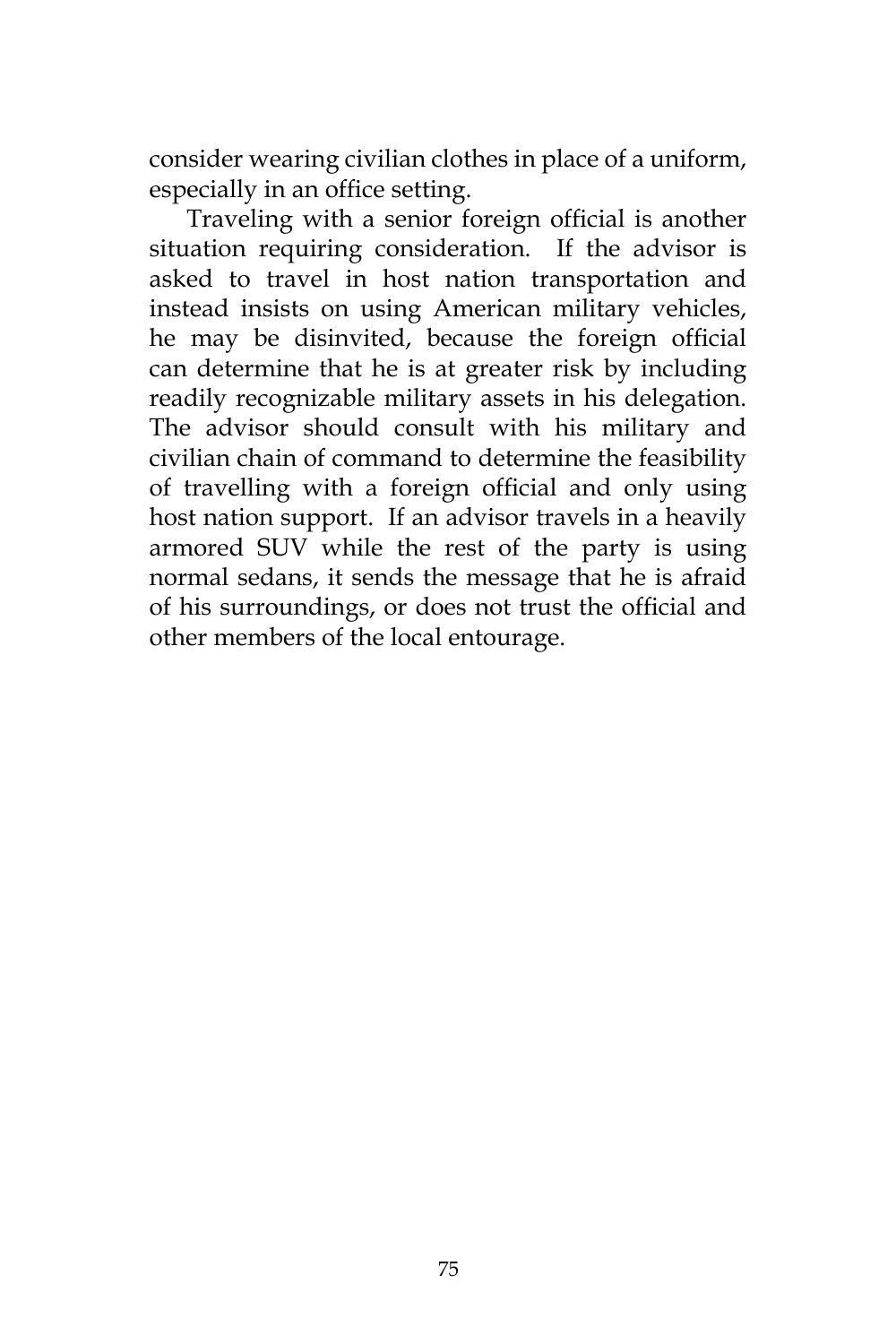consider wearing civilian clothes in place of a uniform, especially in an office setting.

Traveling with a senior foreign official is another situation requiring consideration. If the advisor is asked to travel in host nation transportation and instead insists on using American military vehicles, he may be disinvited, because the foreign official can determine that he is at greater risk by including readily recognizable military assets in his delegation. The advisor should consult with his military and civilian chain of command to determine the feasibility of travelling with a foreign official and only using host nation support. If an advisor travels in a heavily armored SUV while the rest of the party is using normal sedans, it sends the message that he is afraid of his surroundings, or does not trust the official and other members of the local entourage.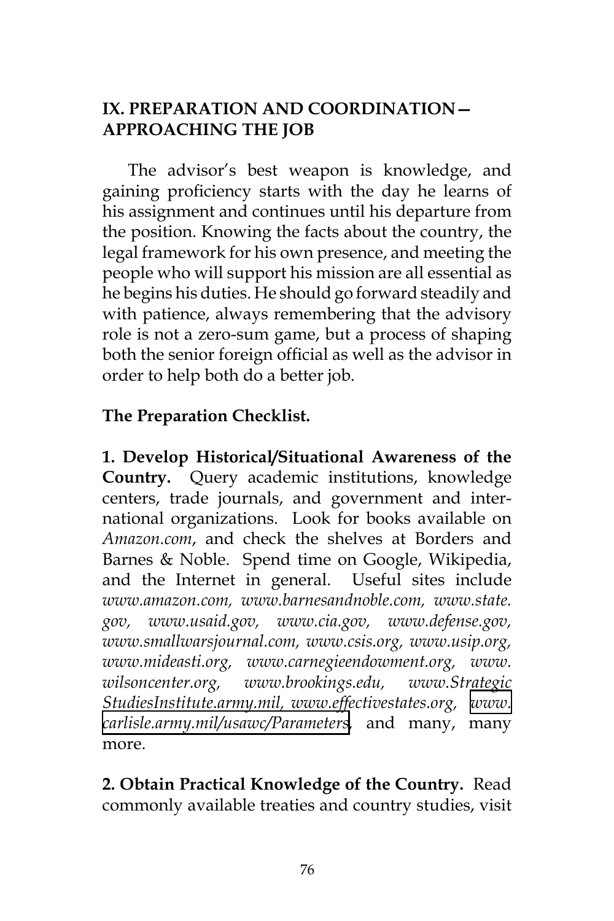## IX. PREPARATION AND COORDINATION— APPROACHING THE JOB

The advisor's best weapon is knowledge, and gaining proficiency starts with the day he learns of his assignment and continues until his departure from the position. Knowing the facts about the country, the legal framework for his own presence, and meeting the people who will support his mission are all essential as he begins his duties. He should go forward steadily and with patience, always remembering that the advisory role is not a zero-sum game, but a process of shaping both the senior foreign official as well as the advisor in order to help both do a better job.

**The Preparation Checklist.**

**1. Develop Historical/Situational Awareness of the Country.** Query academic institutions, knowledge centers, trade journals, and government and international organizations. Look for books available on *Amazon.com*, and check the shelves at Borders and Barnes & Noble. Spend time on Google, Wikipedia, and the Internet in general. Useful sites include *www.amazon.com, www.barnesandnoble.com, www.state.gov, www.usaid.gov, www.cia.gov, www.defense.gov, www.smallwarsjournal.com, www.csis.org, www.usip.org, www.mideasti.org, www.carnegieendowment.org, www.wilsoncenter.org, www.brookings.edu, www.StrategicStudiesInstitute.army.mil, www.effectivestates.org, www.carlisle.army.mil/usawc/Parameters*, and many, many more.

**2. Obtain Practical Knowledge of the Country.** Read commonly available treaties and country studies, visit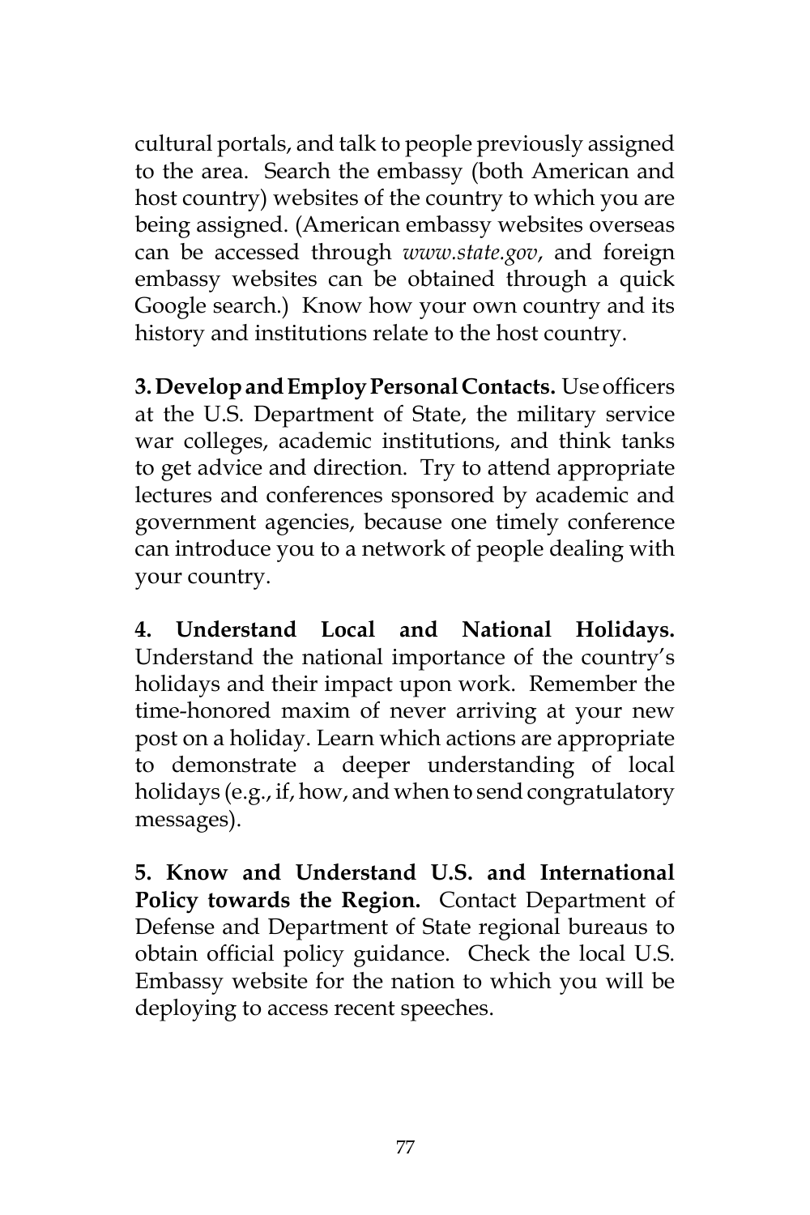cultural portals, and talk to people previously assigned to the area. Search the embassy (both American and host country) websites of the country to which you are being assigned. (American embassy websites overseas can be accessed through *www.state.gov*, and foreign embassy websites can be obtained through a quick Google search.) Know how your own country and its history and institutions relate to the host country.

**3. Develop and Employ Personal Contacts.** Use officers at the U.S. Department of State, the military service war colleges, academic institutions, and think tanks to get advice and direction. Try to attend appropriate lectures and conferences sponsored by academic and government agencies, because one timely conference can introduce you to a network of people dealing with your country.

**4. Understand Local and National Holidays.** Understand the national importance of the country's holidays and their impact upon work. Remember the time-honored maxim of never arriving at your new post on a holiday. Learn which actions are appropriate to demonstrate a deeper understanding of local holidays (e.g., if, how, and when to send congratulatory messages).

**5. Know and Understand U.S. and International Policy towards the Region.** Contact Department of Defense and Department of State regional bureaus to obtain official policy guidance. Check the local U.S. Embassy website for the nation to which you will be deploying to access recent speeches.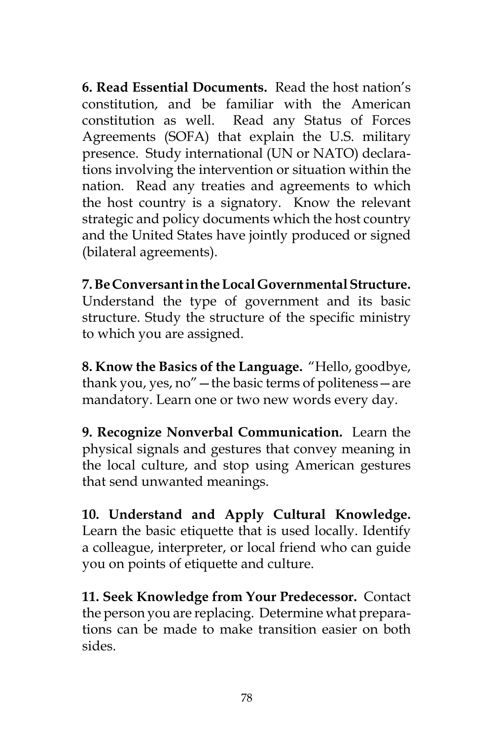**6. Read Essential Documents.** Read the host nation's constitution, and be familiar with the American constitution as well. Read any Status of Forces Agreements (SOFA) that explain the U.S. military presence. Study international (UN or NATO) declarations involving the intervention or situation within the nation. Read any treaties and agreements to which the host country is a signatory. Know the relevant strategic and policy documents which the host country and the United States have jointly produced or signed (bilateral agreements).

**7. Be Conversant in the Local Governmental Structure.** Understand the type of government and its basic structure. Study the structure of the specific ministry to which you are assigned.

**8. Know the Basics of the Language.** "Hello, goodbye, thank you, yes, no"—the basic terms of politeness—are mandatory. Learn one or two new words every day.

**9. Recognize Nonverbal Communication.** Learn the physical signals and gestures that convey meaning in the local culture, and stop using American gestures that send unwanted meanings.

**10. Understand and Apply Cultural Knowledge.** Learn the basic etiquette that is used locally. Identify a colleague, interpreter, or local friend who can guide you on points of etiquette and culture.

**11. Seek Knowledge from Your Predecessor.** Contact the person you are replacing. Determine what preparations can be made to make transition easier on both sides.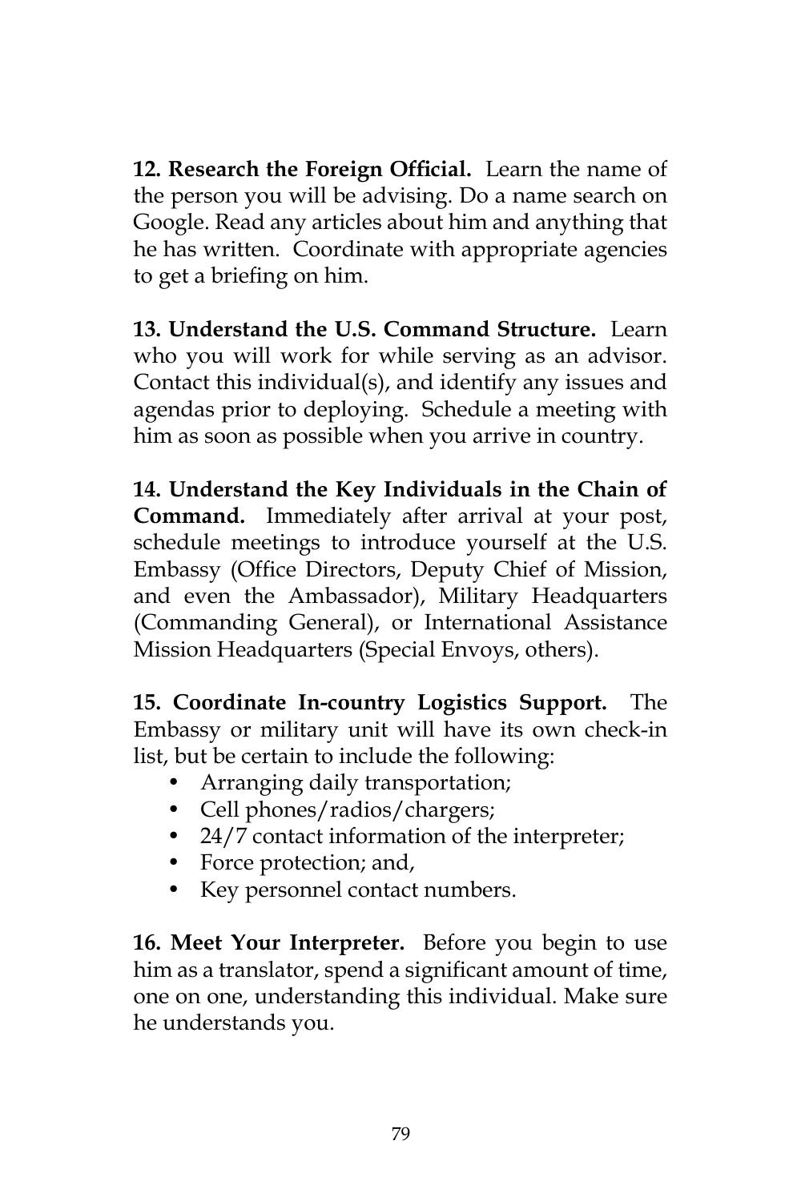**12. Research the Foreign Official.** Learn the name of the person you will be advising. Do a name search on Google. Read any articles about him and anything that he has written. Coordinate with appropriate agencies to get a briefing on him.

**13. Understand the U.S. Command Structure.** Learn who you will work for while serving as an advisor. Contact this individual(s), and identify any issues and agendas prior to deploying. Schedule a meeting with him as soon as possible when you arrive in country.

**14. Understand the Key Individuals in the Chain of Command.** Immediately after arrival at your post, schedule meetings to introduce yourself at the U.S. Embassy (Office Directors, Deputy Chief of Mission, and even the Ambassador), Military Headquarters (Commanding General), or International Assistance Mission Headquarters (Special Envoys, others).

**15. Coordinate In-country Logistics Support.** The Embassy or military unit will have its own check-in list, but be certain to include the following:

- Arranging daily transportation;
- Cell phones/radios/chargers;
- 24/7 contact information of the interpreter;
- Force protection; and,
- Key personnel contact numbers.

**16. Meet Your Interpreter.** Before you begin to use him as a translator, spend a significant amount of time, one on one, understanding this individual. Make sure he understands you.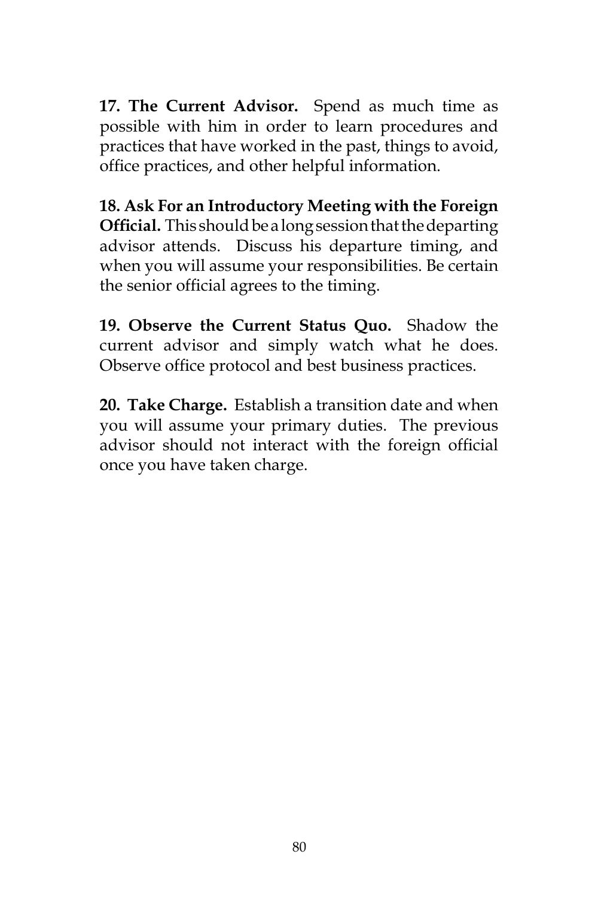**17. The Current Advisor.** Spend as much time as possible with him in order to learn procedures and practices that have worked in the past, things to avoid, office practices, and other helpful information.

**18. Ask For an Introductory Meeting with the Foreign Official.** This should be a long session that the departing advisor attends. Discuss his departure timing, and when you will assume your responsibilities. Be certain the senior official agrees to the timing.

**19. Observe the Current Status Quo.** Shadow the current advisor and simply watch what he does. Observe office protocol and best business practices.

**20. Take Charge.** Establish a transition date and when you will assume your primary duties. The previous advisor should not interact with the foreign official once you have taken charge.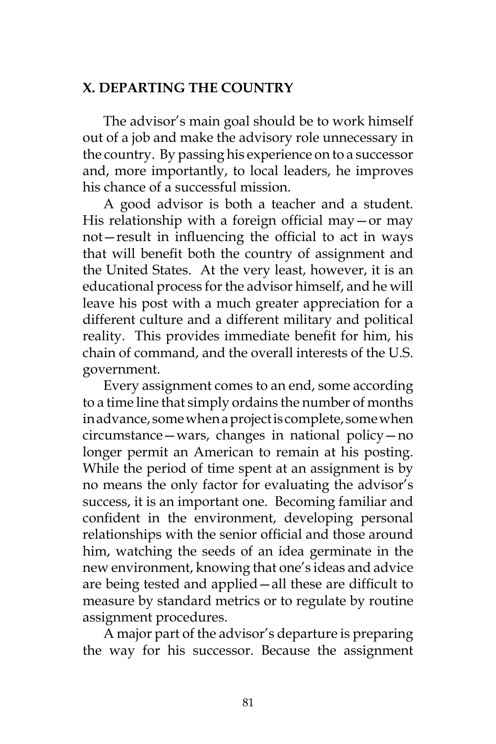## X. DEPARTING THE COUNTRY

The advisor's main goal should be to work himself out of a job and make the advisory role unnecessary in the country. By passing his experience on to a successor and, more importantly, to local leaders, he improves his chance of a successful mission.

A good advisor is both a teacher and a student. His relationship with a foreign official may—or may not—result in influencing the official to act in ways that will benefit both the country of assignment and the United States. At the very least, however, it is an educational process for the advisor himself, and he will leave his post with a much greater appreciation for a different culture and a different military and political reality. This provides immediate benefit for him, his chain of command, and the overall interests of the U.S. government.

Every assignment comes to an end, some according to a time line that simply ordains the number of months in advance, some when a project is complete, some when circumstance—wars, changes in national policy—no longer permit an American to remain at his posting. While the period of time spent at an assignment is by no means the only factor for evaluating the advisor's success, it is an important one. Becoming familiar and confident in the environment, developing personal relationships with the senior official and those around him, watching the seeds of an idea germinate in the new environment, knowing that one's ideas and advice are being tested and applied—all these are difficult to measure by standard metrics or to regulate by routine assignment procedures.

A major part of the advisor's departure is preparing the way for his successor. Because the assignment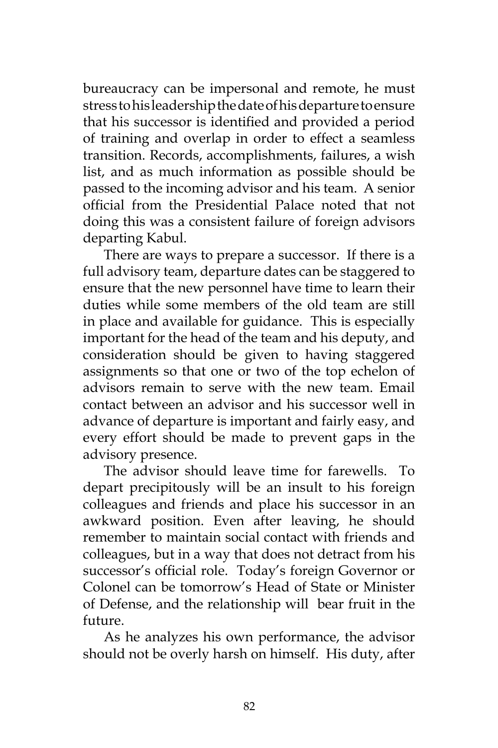bureaucracy can be impersonal and remote, he must stress to his leadership the date of his departure to ensure that his successor is identified and provided a period of training and overlap in order to effect a seamless transition. Records, accomplishments, failures, a wish list, and as much information as possible should be passed to the incoming advisor and his team. A senior official from the Presidential Palace noted that not doing this was a consistent failure of foreign advisors departing Kabul.

There are ways to prepare a successor. If there is a full advisory team, departure dates can be staggered to ensure that the new personnel have time to learn their duties while some members of the old team are still in place and available for guidance. This is especially important for the head of the team and his deputy, and consideration should be given to having staggered assignments so that one or two of the top echelon of advisors remain to serve with the new team. Email contact between an advisor and his successor well in advance of departure is important and fairly easy, and every effort should be made to prevent gaps in the advisory presence.

The advisor should leave time for farewells. To depart precipitously will be an insult to his foreign colleagues and friends and place his successor in an awkward position. Even after leaving, he should remember to maintain social contact with friends and colleagues, but in a way that does not detract from his successor's official role. Today's foreign Governor or Colonel can be tomorrow's Head of State or Minister of Defense, and the relationship will bear fruit in the future.

As he analyzes his own performance, the advisor should not be overly harsh on himself. His duty, after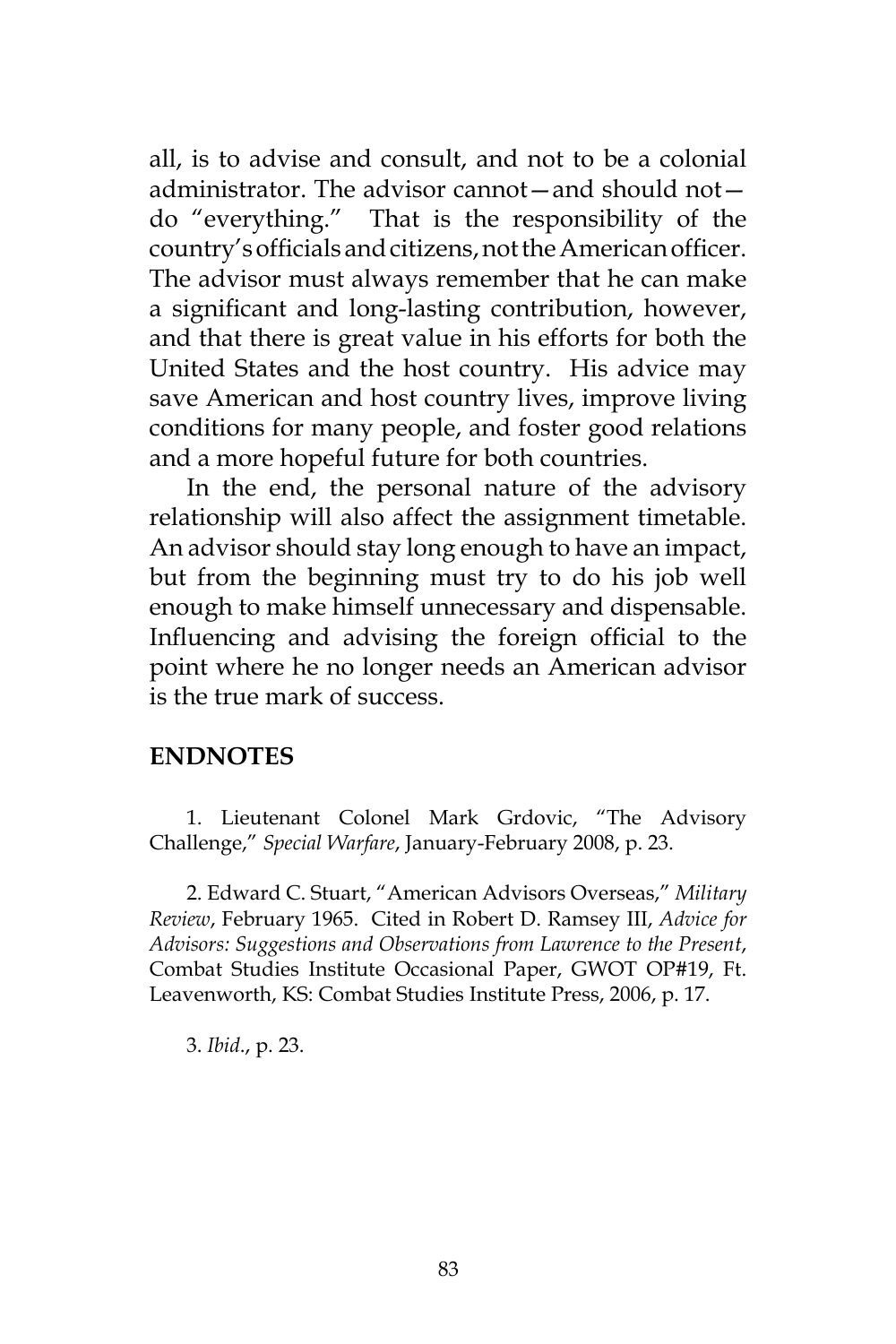all, is to advise and consult, and not to be a colonial administrator. The advisor cannot—and should not—do "everything." That is the responsibility of the country's officials and citizens, not the American officer. The advisor must always remember that he can make a significant and long-lasting contribution, however, and that there is great value in his efforts for both the United States and the host country. His advice may save American and host country lives, improve living conditions for many people, and foster good relations and a more hopeful future for both countries.

In the end, the personal nature of the advisory relationship will also affect the assignment timetable. An advisor should stay long enough to have an impact, but from the beginning must try to do his job well enough to make himself unnecessary and dispensable. Influencing and advising the foreign official to the point where he no longer needs an American advisor is the true mark of success.

## ENDNOTES

1. Lieutenant Colonel Mark Grdovic, "The Advisory Challenge," *Special Warfare*, January-February 2008, p. 23.

2. Edward C. Stuart, "American Advisors Overseas," *Military Review*, February 1965. Cited in Robert D. Ramsey III, *Advice for Advisors: Suggestions and Observations from Lawrence to the Present*, Combat Studies Institute Occasional Paper, GWOT OP#19, Ft. Leavenworth, KS: Combat Studies Institute Press, 2006, p. 17.

3. *Ibid*., p. 23.